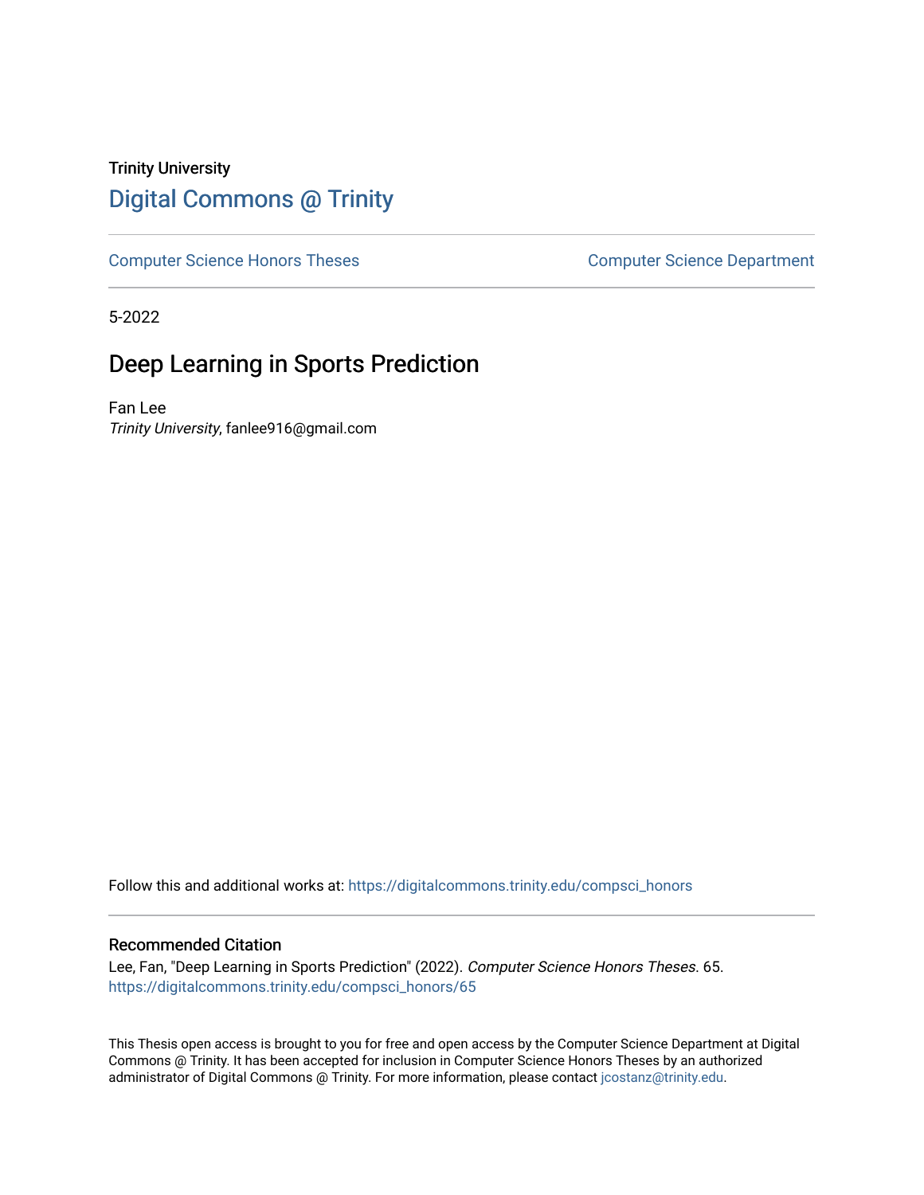Trinity University

# Digital Commons @ Trinity

Computer Science Honors Theses | Computer Science Department

5-2022

## Deep Learning in Sports Prediction

Fan Lee

*Trinity University*, fanlee916@gmail.com

Follow this and additional works at: https://digitalcommons.trinity.edu/compsci_honors

### Recommended Citation

Lee, Fan, "Deep Learning in Sports Prediction" (2022). *Computer Science Honors Theses*. 65.
https://digitalcommons.trinity.edu/compsci_honors/65

This Thesis open access is brought to you for free and open access by the Computer Science Department at Digital Commons @ Trinity. It has been accepted for inclusion in Computer Science Honors Theses by an authorized administrator of Digital Commons @ Trinity. For more information, please contact jcostanz@trinity.edu.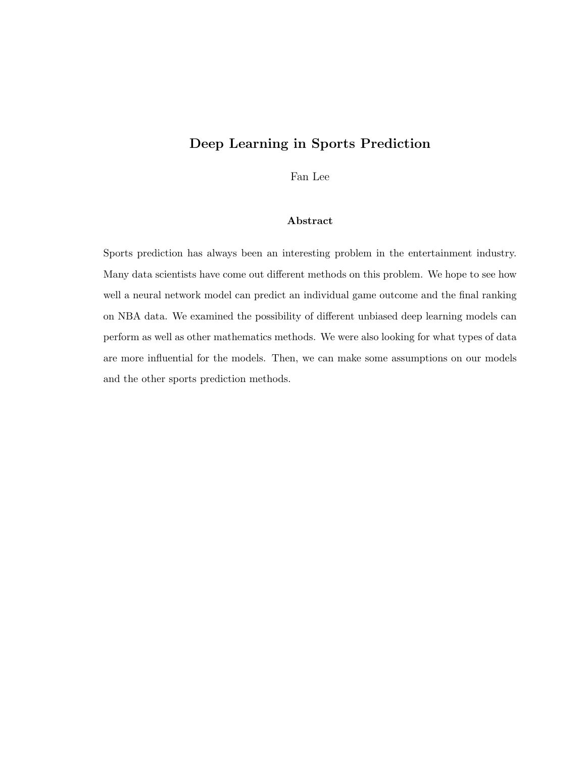# Deep Learning in Sports Prediction

Fan Lee

### Abstract

Sports prediction has always been an interesting problem in the entertainment industry. Many data scientists have come out different methods on this problem. We hope to see how well a neural network model can predict an individual game outcome and the final ranking on NBA data. We examined the possibility of different unbiased deep learning models can perform as well as other mathematics methods. We were also looking for what types of data are more influential for the models. Then, we can make some assumptions on our models and the other sports prediction methods.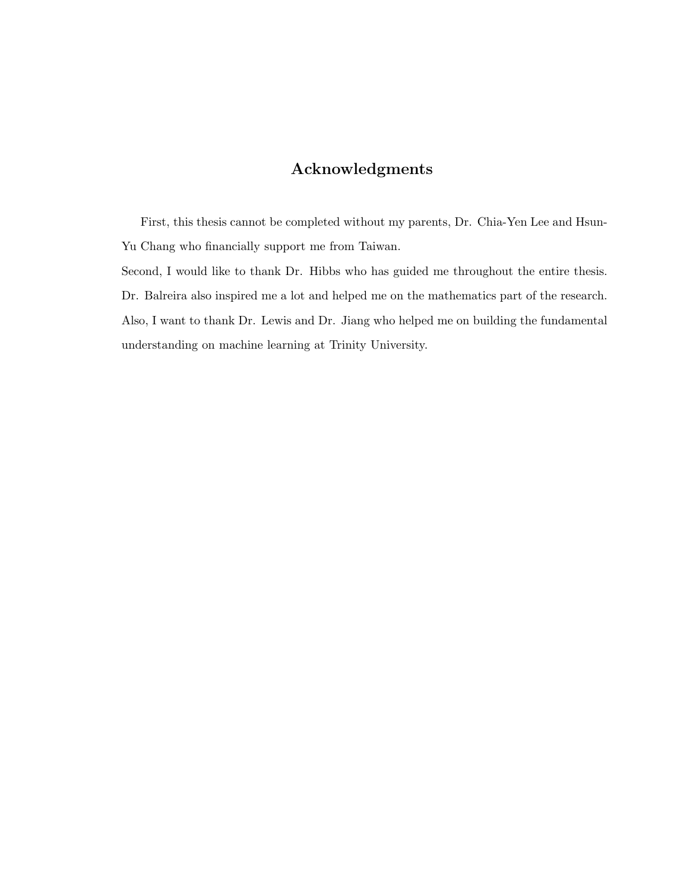# Acknowledgments

First, this thesis cannot be completed without my parents, Dr. Chia-Yen Lee and Hsun-Yu Chang who financially support me from Taiwan.

Second, I would like to thank Dr. Hibbs who has guided me throughout the entire thesis. Dr. Balreira also inspired me a lot and helped me on the mathematics part of the research. Also, I want to thank Dr. Lewis and Dr. Jiang who helped me on building the fundamental understanding on machine learning at Trinity University.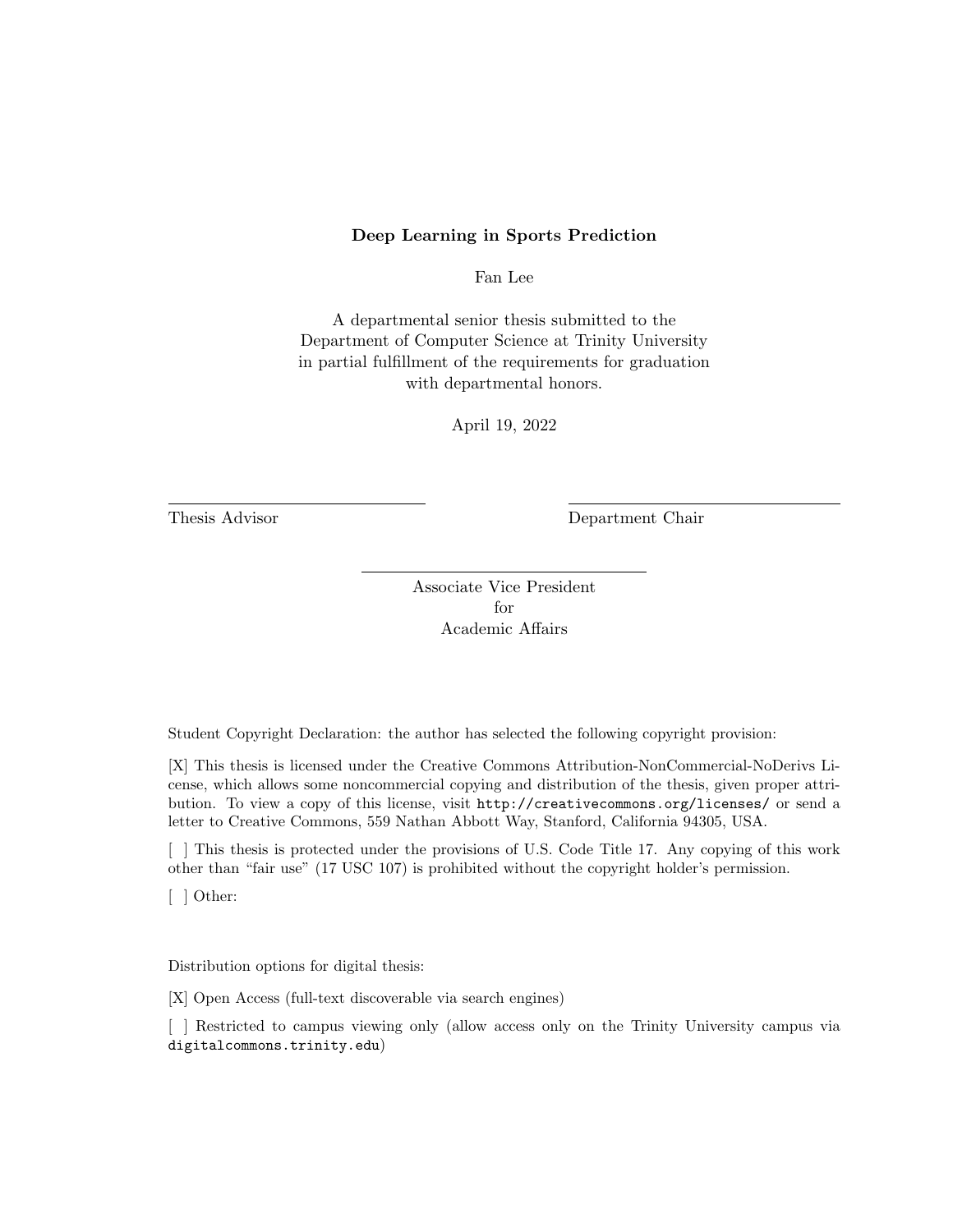**Deep Learning in Sports Prediction**

Fan Lee

A departmental senior thesis submitted to the Department of Computer Science at Trinity University in partial fulfillment of the requirements for graduation with departmental honors.

April 19, 2022

Thesis Advisor

Department Chair

Associate Vice President for Academic Affairs

Student Copyright Declaration: the author has selected the following copyright provision:

[X] This thesis is licensed under the Creative Commons Attribution-NonCommercial-NoDerivs License, which allows some noncommercial copying and distribution of the thesis, given proper attribution. To view a copy of this license, visit `http://creativecommons.org/licenses/` or send a letter to Creative Commons, 559 Nathan Abbott Way, Stanford, California 94305, USA.

[ ] This thesis is protected under the provisions of U.S. Code Title 17. Any copying of this work other than "fair use" (17 USC 107) is prohibited without the copyright holder's permission.

[ ] Other:

Distribution options for digital thesis:

[X] Open Access (full-text discoverable via search engines)

[ ] Restricted to campus viewing only (allow access only on the Trinity University campus via `digitalcommons.trinity.edu`)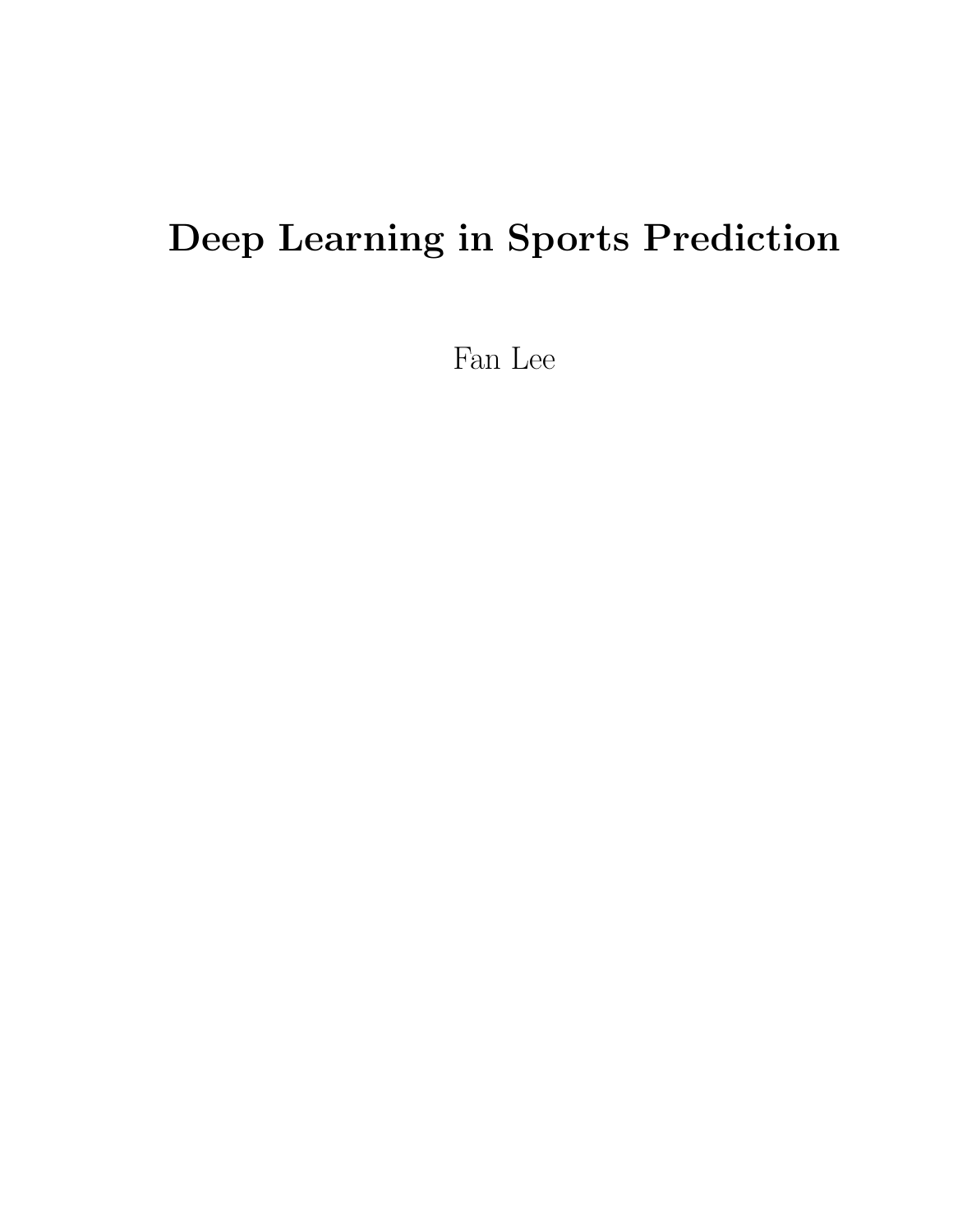# Deep Learning in Sports Prediction

Fan Lee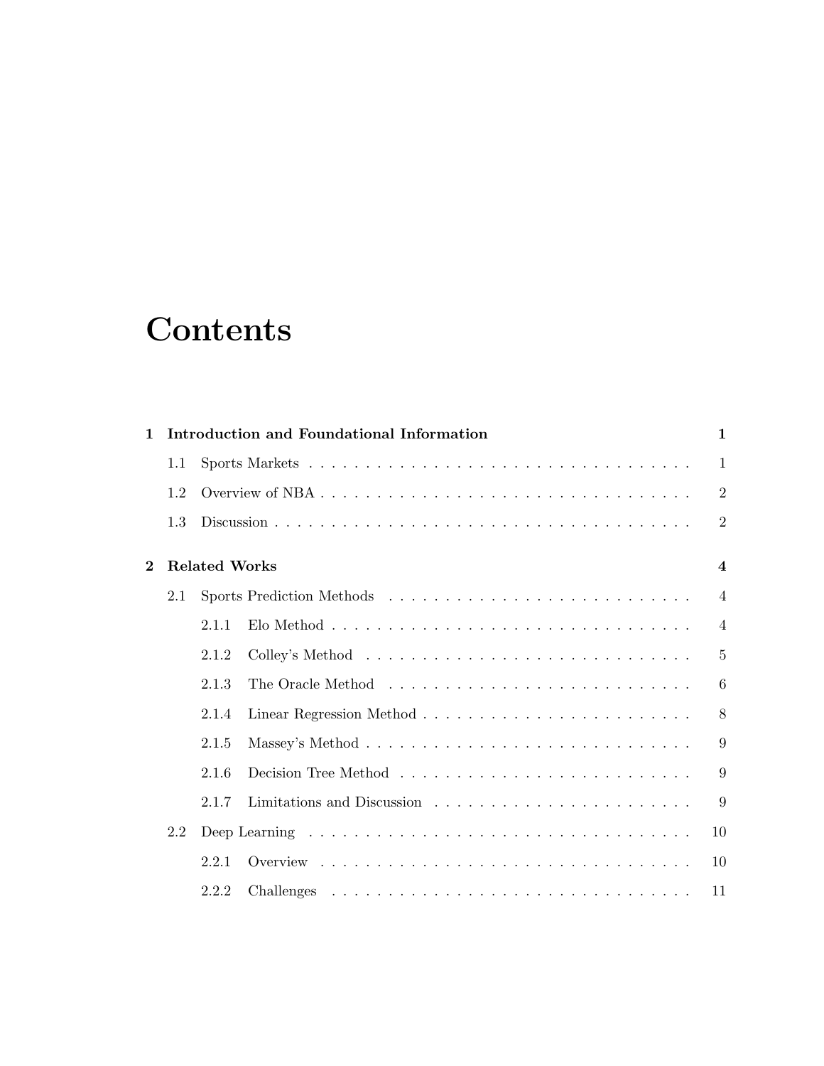# Contents

**1 Introduction and Foundational Information** **1**

- 1.1 Sports Markets . . . . . . . . . . 1
- 1.2 Overview of NBA . . . . . . . . . . 2
- 1.3 Discussion . . . . . . . . . . 2

**2 Related Works** **4**

- 2.1 Sports Prediction Methods . . . . . . . . . . 4
  - 2.1.1 Elo Method . . . . . . . . . . 4
  - 2.1.2 Colley's Method . . . . . . . . . . 5
  - 2.1.3 The Oracle Method . . . . . . . . . . 6
  - 2.1.4 Linear Regression Method . . . . . . . . . . 8
  - 2.1.5 Massey's Method . . . . . . . . . . 9
  - 2.1.6 Decision Tree Method . . . . . . . . . . 9
  - 2.1.7 Limitations and Discussion . . . . . . . . . . 9
- 2.2 Deep Learning . . . . . . . . . . 10
  - 2.2.1 Overview . . . . . . . . . . 10
  - 2.2.2 Challenges . . . . . . . . . . 11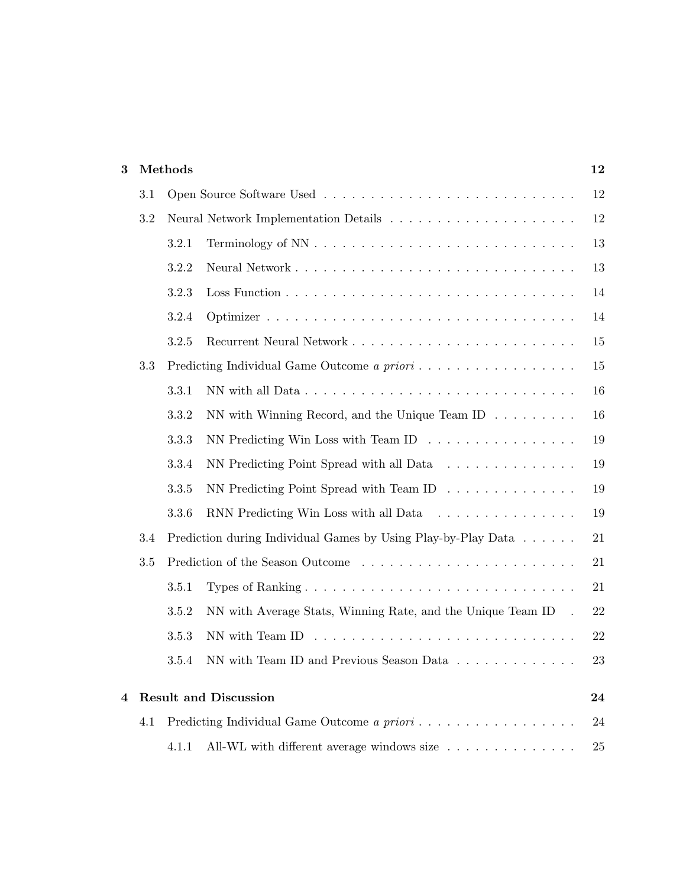**3 Methods** 12

- 3.1 Open Source Software Used . . . . . . . . . . . . . . . . . . . . . . . . . . . 12
- 3.2 Neural Network Implementation Details . . . . . . . . . . . . . . . . . . . . 12
  - 3.2.1 Terminology of NN . . . . . . . . . . . . . . . . . . . . . . . . . . . 13
  - 3.2.2 Neural Network . . . . . . . . . . . . . . . . . . . . . . . . . . . . . 13
  - 3.2.3 Loss Function . . . . . . . . . . . . . . . . . . . . . . . . . . . . . . 14
  - 3.2.4 Optimizer . . . . . . . . . . . . . . . . . . . . . . . . . . . . . . . . 14
  - 3.2.5 Recurrent Neural Network . . . . . . . . . . . . . . . . . . . . . . . . 15
- 3.3 Predicting Individual Game Outcome *a priori* . . . . . . . . . . . . . . . . . 15
  - 3.3.1 NN with all Data . . . . . . . . . . . . . . . . . . . . . . . . . . . . 16
  - 3.3.2 NN with Winning Record, and the Unique Team ID . . . . . . . . . 16
  - 3.3.3 NN Predicting Win Loss with Team ID . . . . . . . . . . . . . . . . 19
  - 3.3.4 NN Predicting Point Spread with all Data . . . . . . . . . . . . . . 19
  - 3.3.5 NN Predicting Point Spread with Team ID . . . . . . . . . . . . . . 19
  - 3.3.6 RNN Predicting Win Loss with all Data . . . . . . . . . . . . . . . 19
- 3.4 Prediction during Individual Games by Using Play-by-Play Data . . . . . . 21
- 3.5 Prediction of the Season Outcome . . . . . . . . . . . . . . . . . . . . . . . 21
  - 3.5.1 Types of Ranking . . . . . . . . . . . . . . . . . . . . . . . . . . . . 21
  - 3.5.2 NN with Average Stats, Winning Rate, and the Unique Team ID . 22
  - 3.5.3 NN with Team ID . . . . . . . . . . . . . . . . . . . . . . . . . . . . 22
  - 3.5.4 NN with Team ID and Previous Season Data . . . . . . . . . . . . . 23

**4 Result and Discussion** 24

- 4.1 Predicting Individual Game Outcome *a priori* . . . . . . . . . . . . . . . . . 24
  - 4.1.1 All-WL with different average windows size . . . . . . . . . . . . . . 25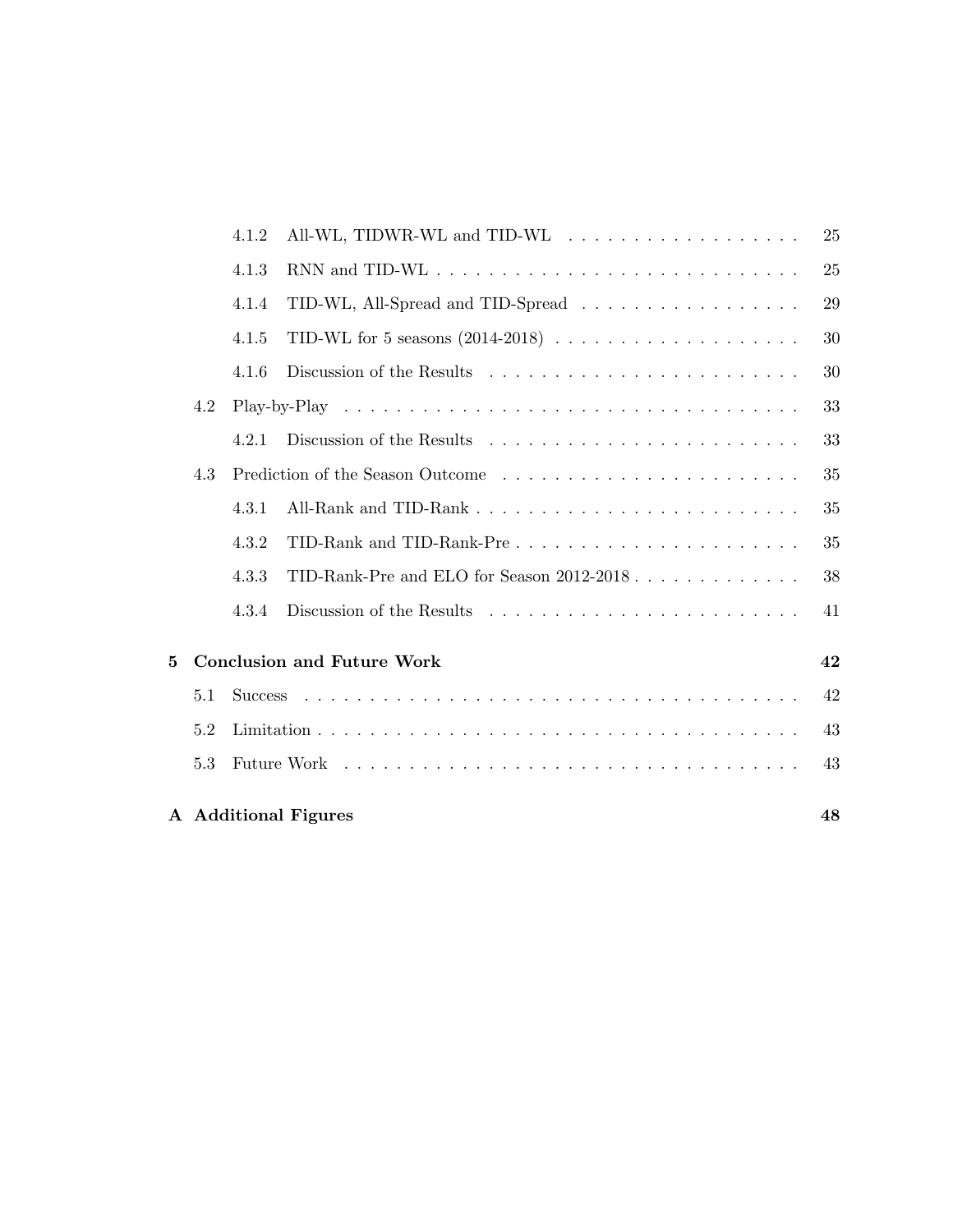- 4.1.2 All-WL, TIDWR-WL and TID-WL . . . 25
- 4.1.3 RNN and TID-WL . . . 25
- 4.1.4 TID-WL, All-Spread and TID-Spread . . . 29
- 4.1.5 TID-WL for 5 seasons (2014-2018) . . . 30
- 4.1.6 Discussion of the Results . . . 30
- 4.2 Play-by-Play . . . 33
  - 4.2.1 Discussion of the Results . . . 33
- 4.3 Prediction of the Season Outcome . . . 35
  - 4.3.1 All-Rank and TID-Rank . . . 35
  - 4.3.2 TID-Rank and TID-Rank-Pre . . . 35
  - 4.3.3 TID-Rank-Pre and ELO for Season 2012-2018 . . . 38
  - 4.3.4 Discussion of the Results . . . 41

**5 Conclusion and Future Work** **42**

- 5.1 Success . . . 42
- 5.2 Limitation . . . 43
- 5.3 Future Work . . . 43

**A Additional Figures** **48**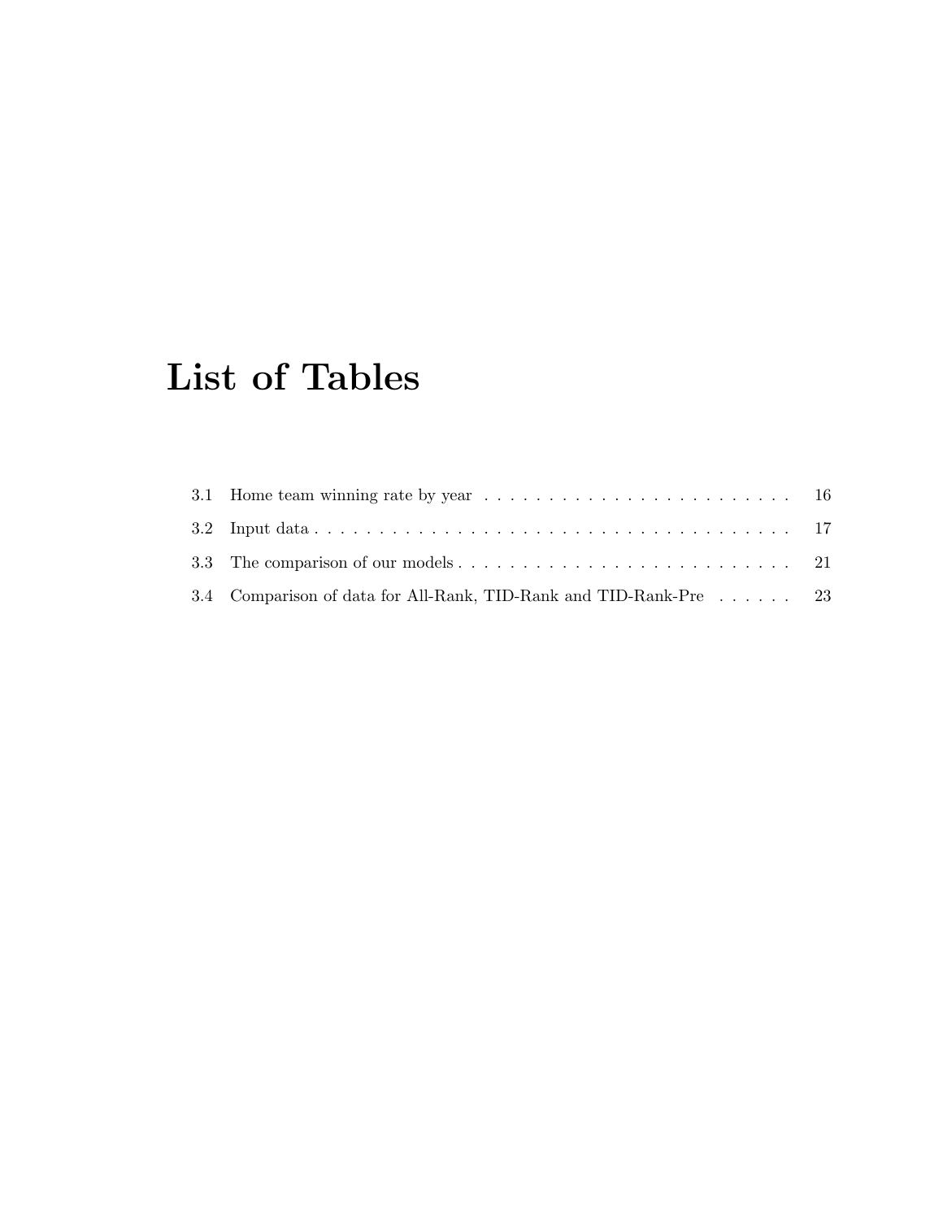# List of Tables

3.1 Home team winning rate by year . . . . . . . . . . . . . . . . . . . . . . . . . 16

3.2 Input data . . . . . . . . . . . . . . . . . . . . . . . . . . . . . . . . . . . . . . 17

3.3 The comparison of our models . . . . . . . . . . . . . . . . . . . . . . . . . . 21

3.4 Comparison of data for All-Rank, TID-Rank and TID-Rank-Pre . . . . . . 23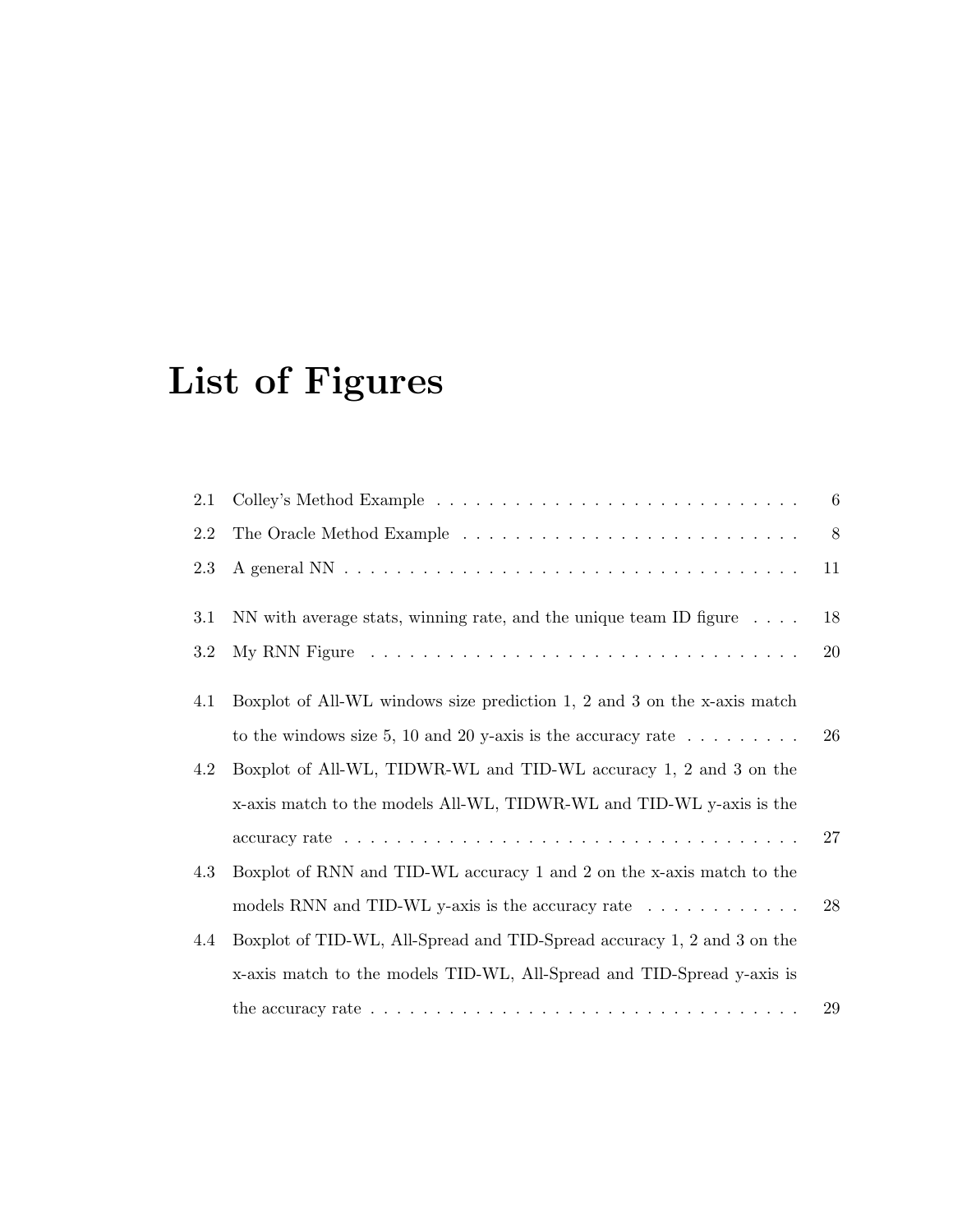# List of Figures

2.1 Colley's Method Example . . . . . . . . . . . . . . . . . . . . . . . . . . . . 6

2.2 The Oracle Method Example . . . . . . . . . . . . . . . . . . . . . . . . . . 8

2.3 A general NN . . . . . . . . . . . . . . . . . . . . . . . . . . . . . . . . . . . . 11

3.1 NN with average stats, winning rate, and the unique team ID figure . . . . 18

3.2 My RNN Figure . . . . . . . . . . . . . . . . . . . . . . . . . . . . . . . . . . 20

4.1 Boxplot of All-WL windows size prediction 1, 2 and 3 on the x-axis match to the windows size 5, 10 and 20 y-axis is the accuracy rate . . . . . . . . . 26

4.2 Boxplot of All-WL, TIDWR-WL and TID-WL accuracy 1, 2 and 3 on the x-axis match to the models All-WL, TIDWR-WL and TID-WL y-axis is the accuracy rate . . . . . . . . . . . . . . . . . . . . . . . . . . . . . . . . . . 27

4.3 Boxplot of RNN and TID-WL accuracy 1 and 2 on the x-axis match to the models RNN and TID-WL y-axis is the accuracy rate . . . . . . . . . . . . 28

4.4 Boxplot of TID-WL, All-Spread and TID-Spread accuracy 1, 2 and 3 on the x-axis match to the models TID-WL, All-Spread and TID-Spread y-axis is the accuracy rate . . . . . . . . . . . . . . . . . . . . . . . . . . . . . . . . . 29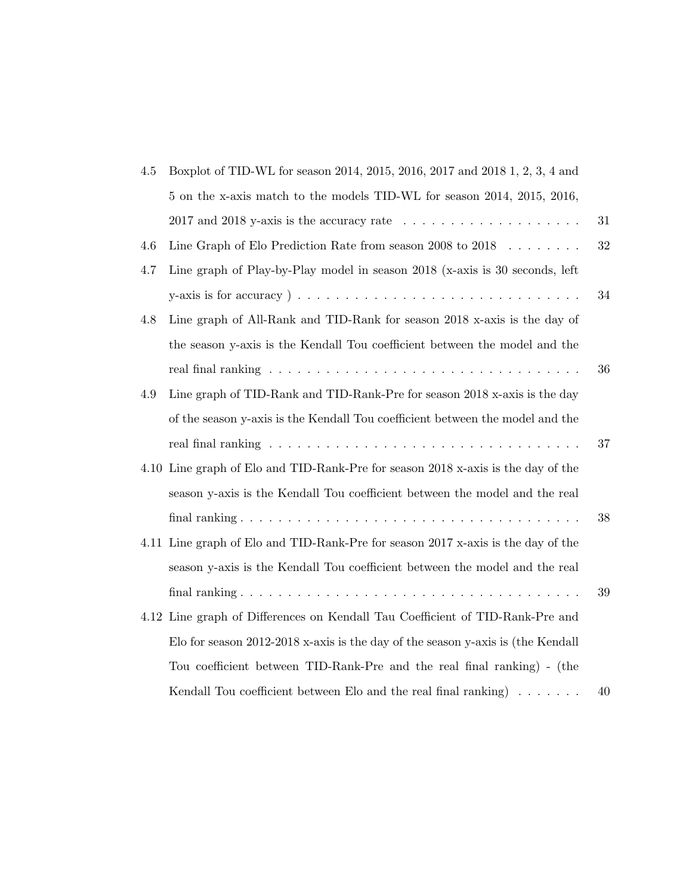4.5 Boxplot of TID-WL for season 2014, 2015, 2016, 2017 and 2018 1, 2, 3, 4 and 5 on the x-axis match to the models TID-WL for season 2014, 2015, 2016, 2017 and 2018 y-axis is the accuracy rate . . . . . . . . . . . . . . . . . . . 31

4.6 Line Graph of Elo Prediction Rate from season 2008 to 2018 . . . . . . . . 32

4.7 Line graph of Play-by-Play model in season 2018 (x-axis is 30 seconds, left y-axis is for accuracy ) . . . . . . . . . . . . . . . . . . . . . . . . . . . . . 34

4.8 Line graph of All-Rank and TID-Rank for season 2018 x-axis is the day of the season y-axis is the Kendall Tou coefficient between the model and the real final ranking . . . . . . . . . . . . . . . . . . . . . . . . . . . . . . . . . 36

4.9 Line graph of TID-Rank and TID-Rank-Pre for season 2018 x-axis is the day of the season y-axis is the Kendall Tou coefficient between the model and the real final ranking . . . . . . . . . . . . . . . . . . . . . . . . . . . . . . . . . 37

4.10 Line graph of Elo and TID-Rank-Pre for season 2018 x-axis is the day of the season y-axis is the Kendall Tou coefficient between the model and the real final ranking . . . . . . . . . . . . . . . . . . . . . . . . . . . . . . . . . . . . 38

4.11 Line graph of Elo and TID-Rank-Pre for season 2017 x-axis is the day of the season y-axis is the Kendall Tou coefficient between the model and the real final ranking . . . . . . . . . . . . . . . . . . . . . . . . . . . . . . . . . . . . 39

4.12 Line graph of Differences on Kendall Tau Coefficient of TID-Rank-Pre and Elo for season 2012-2018 x-axis is the day of the season y-axis is (the Kendall Tou coefficient between TID-Rank-Pre and the real final ranking) - (the Kendall Tou coefficient between Elo and the real final ranking) . . . . . . . 40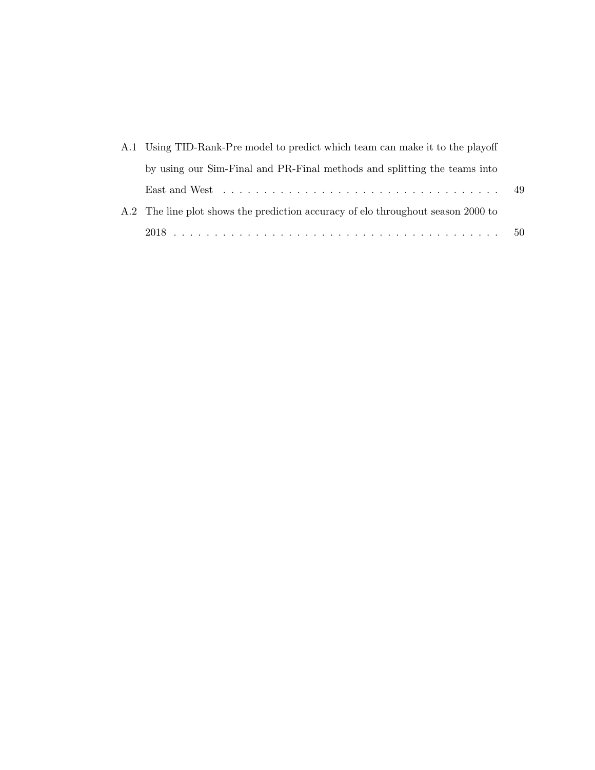A.1 Using TID-Rank-Pre model to predict which team can make it to the playoff by using our Sim-Final and PR-Final methods and splitting the teams into East and West . . . . . . . . . . . . . . . . . . . . . . . . . . . . . . . . . . . 49

A.2 The line plot shows the prediction accuracy of elo throughout season 2000 to 2018 . . . . . . . . . . . . . . . . . . . . . . . . . . . . . . . . . . . . . . . . 50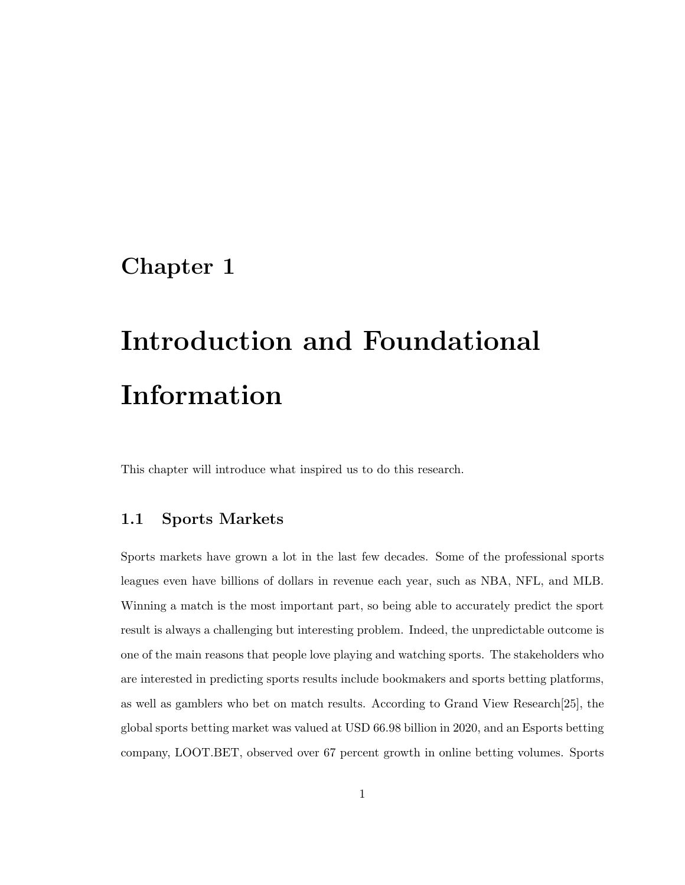# Chapter 1

# Introduction and Foundational Information

This chapter will introduce what inspired us to do this research.

## 1.1 Sports Markets

Sports markets have grown a lot in the last few decades. Some of the professional sports leagues even have billions of dollars in revenue each year, such as NBA, NFL, and MLB. Winning a match is the most important part, so being able to accurately predict the sport result is always a challenging but interesting problem. Indeed, the unpredictable outcome is one of the main reasons that people love playing and watching sports. The stakeholders who are interested in predicting sports results include bookmakers and sports betting platforms, as well as gamblers who bet on match results. According to Grand View Research[25], the global sports betting market was valued at USD 66.98 billion in 2020, and an Esports betting company, LOOT.BET, observed over 67 percent growth in online betting volumes. Sports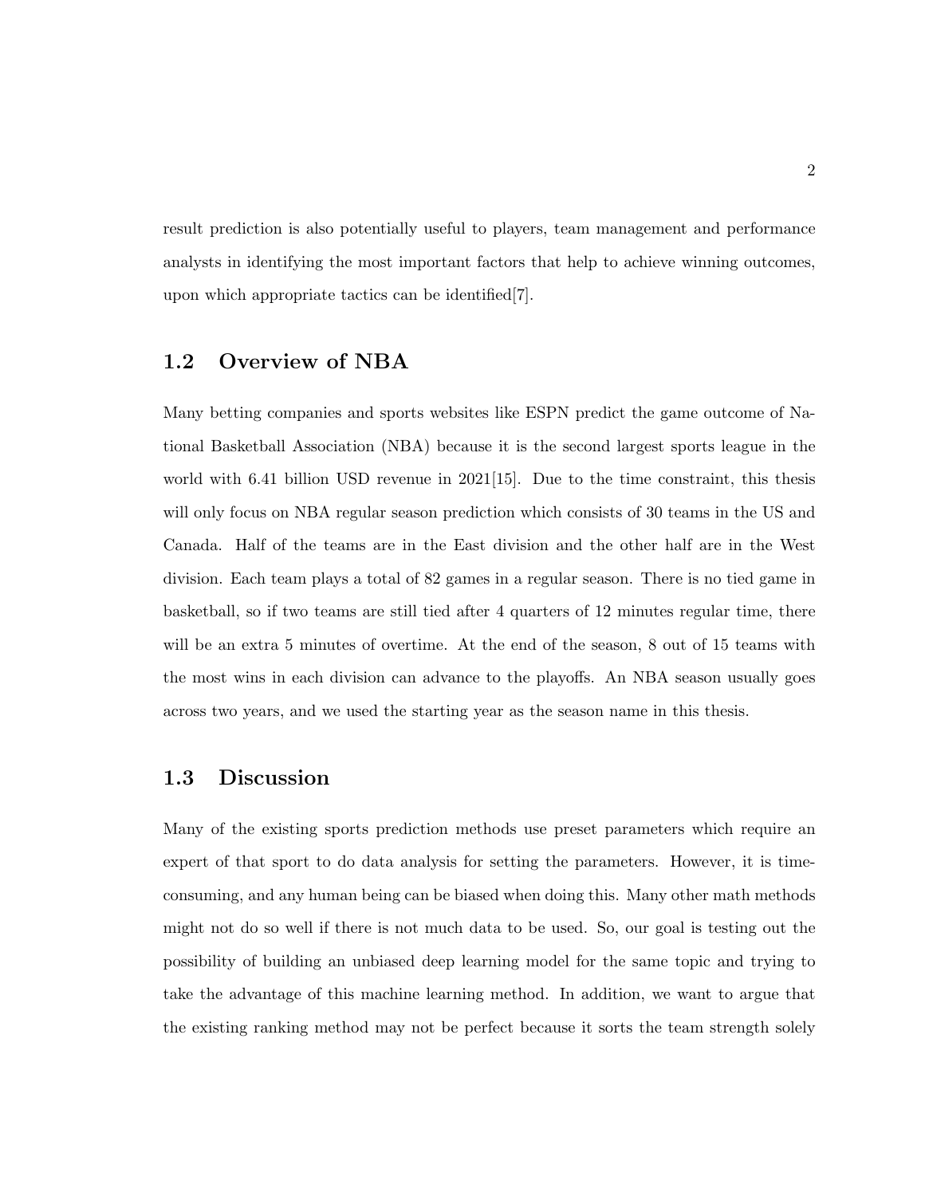result prediction is also potentially useful to players, team management and performance analysts in identifying the most important factors that help to achieve winning outcomes, upon which appropriate tactics can be identified[7].

## 1.2 Overview of NBA

Many betting companies and sports websites like ESPN predict the game outcome of National Basketball Association (NBA) because it is the second largest sports league in the world with 6.41 billion USD revenue in 2021[15]. Due to the time constraint, this thesis will only focus on NBA regular season prediction which consists of 30 teams in the US and Canada. Half of the teams are in the East division and the other half are in the West division. Each team plays a total of 82 games in a regular season. There is no tied game in basketball, so if two teams are still tied after 4 quarters of 12 minutes regular time, there will be an extra 5 minutes of overtime. At the end of the season, 8 out of 15 teams with the most wins in each division can advance to the playoffs. An NBA season usually goes across two years, and we used the starting year as the season name in this thesis.

## 1.3 Discussion

Many of the existing sports prediction methods use preset parameters which require an expert of that sport to do data analysis for setting the parameters. However, it is time-consuming, and any human being can be biased when doing this. Many other math methods might not do so well if there is not much data to be used. So, our goal is testing out the possibility of building an unbiased deep learning model for the same topic and trying to take the advantage of this machine learning method. In addition, we want to argue that the existing ranking method may not be perfect because it sorts the team strength solely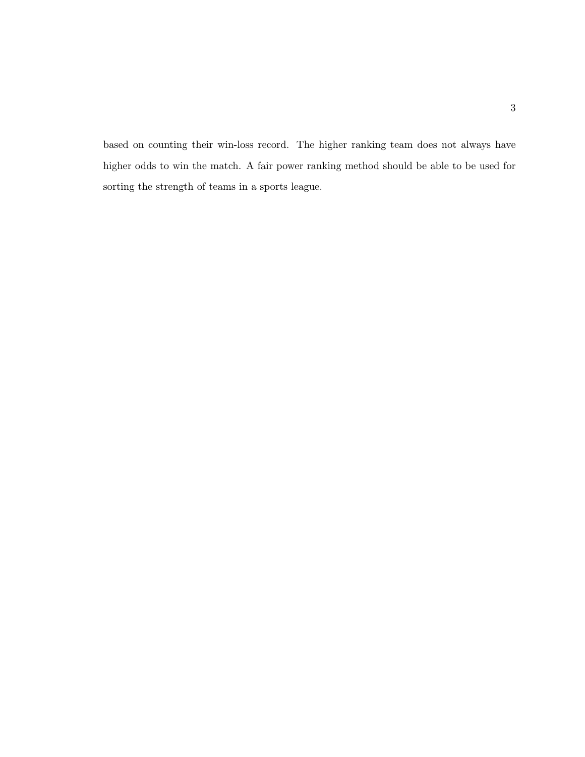based on counting their win-loss record. The higher ranking team does not always have higher odds to win the match. A fair power ranking method should be able to be used for sorting the strength of teams in a sports league.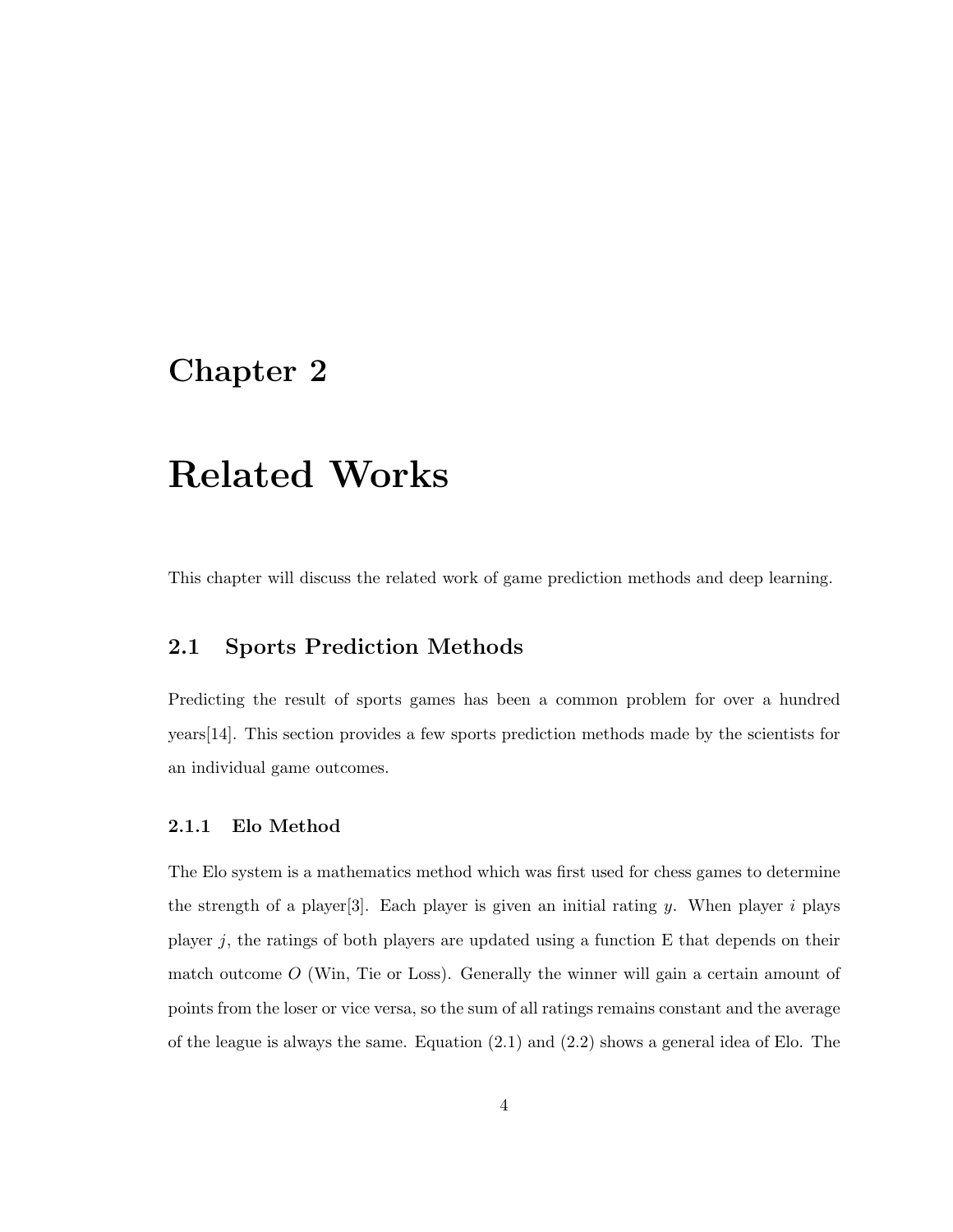# Chapter 2

# Related Works

This chapter will discuss the related work of game prediction methods and deep learning.

## 2.1 Sports Prediction Methods

Predicting the result of sports games has been a common problem for over a hundred years[14]. This section provides a few sports prediction methods made by the scientists for an individual game outcomes.

### 2.1.1 Elo Method

The Elo system is a mathematics method which was first used for chess games to determine the strength of a player[3]. Each player is given an initial rating $y$. When player $i$ plays player $j$, the ratings of both players are updated using a function E that depends on their match outcome $O$ (Win, Tie or Loss). Generally the winner will gain a certain amount of points from the loser or vice versa, so the sum of all ratings remains constant and the average of the league is always the same. Equation (2.1) and (2.2) shows a general idea of Elo. The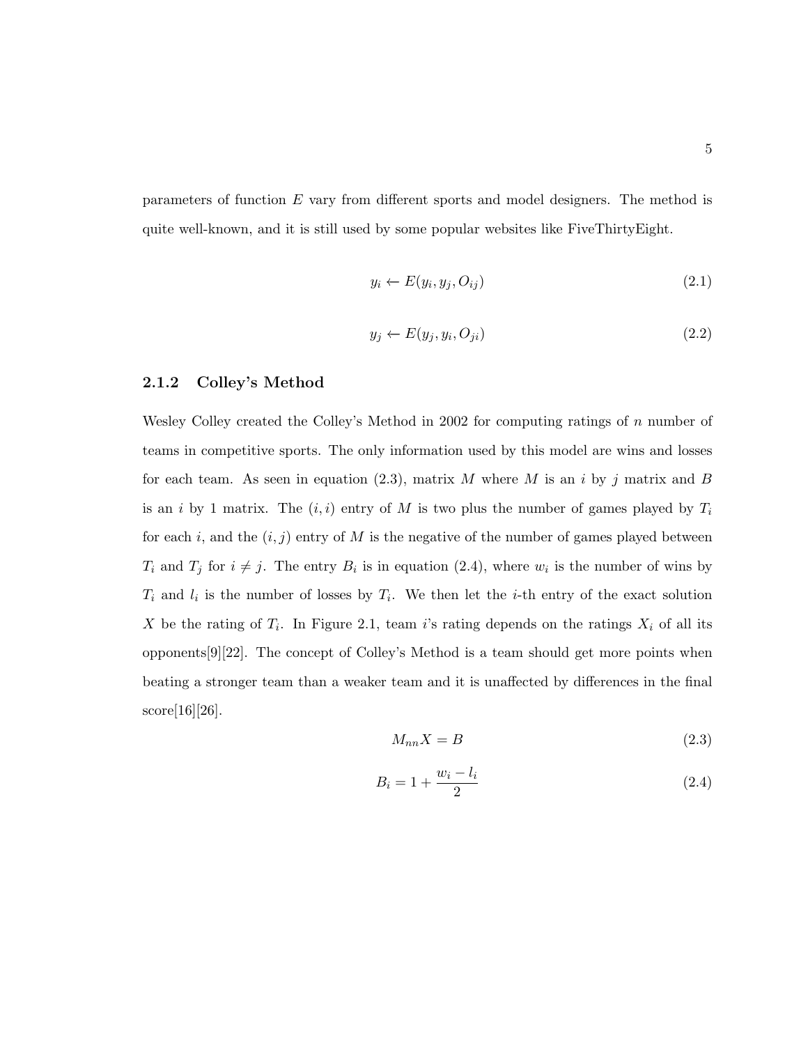parameters of function $E$ vary from different sports and model designers. The method is quite well-known, and it is still used by some popular websites like FiveThirtyEight.

$$y_i \leftarrow E(y_i, y_j, O_{ij}) \tag{2.1}$$

$$y_j \leftarrow E(y_j, y_i, O_{ji}) \tag{2.2}$$

### 2.1.2 Colley's Method

Wesley Colley created the Colley's Method in 2002 for computing ratings of $n$ number of teams in competitive sports. The only information used by this model are wins and losses for each team. As seen in equation (2.3), matrix $M$ where $M$ is an $i$ by $j$ matrix and $B$ is an $i$ by 1 matrix. The $(i, i)$ entry of $M$ is two plus the number of games played by $T_i$ for each $i$, and the $(i, j)$ entry of $M$ is the negative of the number of games played between $T_i$ and $T_j$ for $i \neq j$. The entry $B_i$ is in equation (2.4), where $w_i$ is the number of wins by $T_i$ and $l_i$ is the number of losses by $T_i$. We then let the $i$-th entry of the exact solution $X$ be the rating of $T_i$. In Figure 2.1, team $i$'s rating depends on the ratings $X_i$ of all its opponents[9][22]. The concept of Colley's Method is a team should get more points when beating a stronger team than a weaker team and it is unaffected by differences in the final score[16][26].

$$M_{nn}X = B \tag{2.3}$$

$$B_i = 1 + \frac{w_i - l_i}{2} \tag{2.4}$$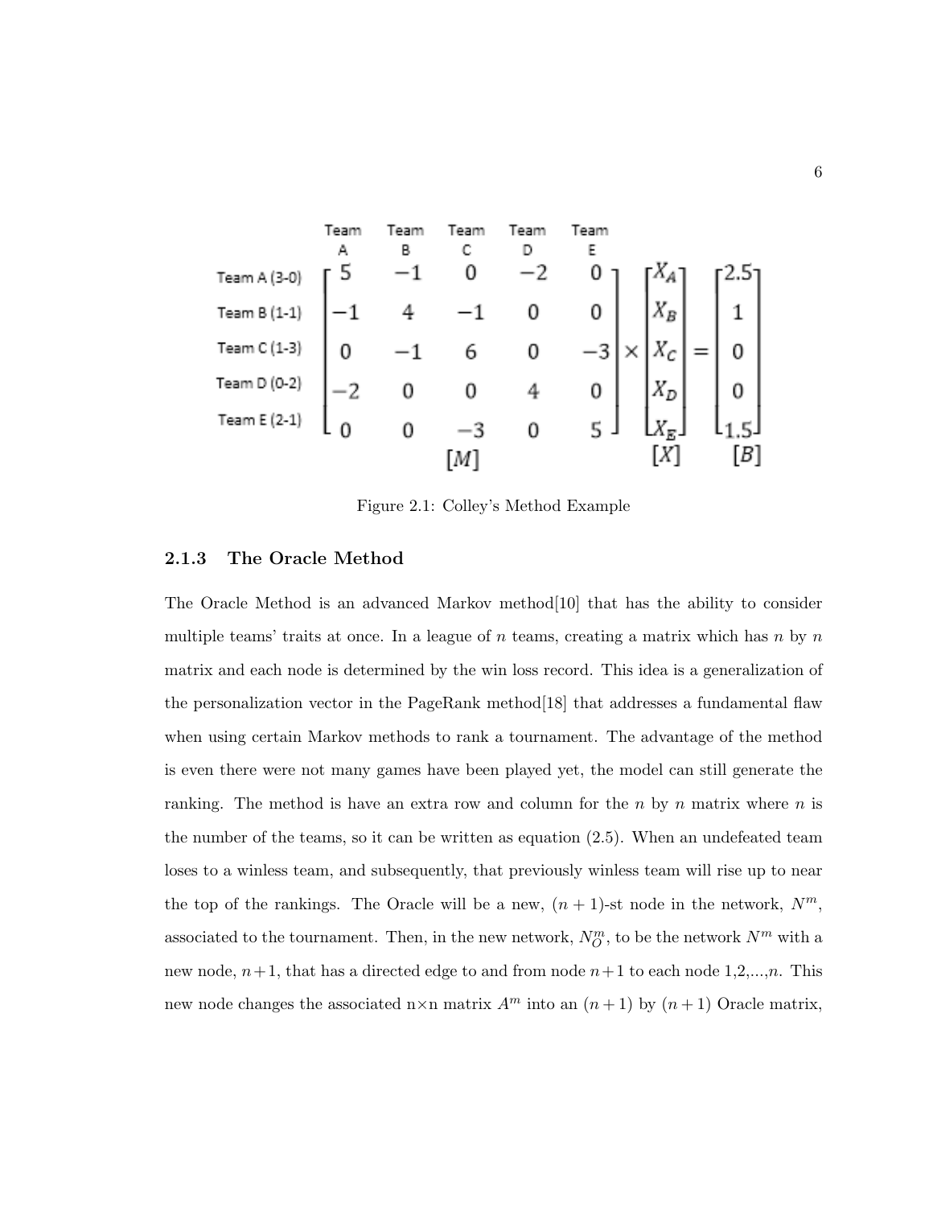$$
\begin{array}{l}
\text{Team A (3-0)} \\
\text{Team B (1-1)} \\
\text{Team C (1-3)} \\
\text{Team D (0-2)} \\
\text{Team E (2-1)}
\end{array}
\overset{\begin{array}{ccccc}\text{Team A} & \text{Team B} & \text{Team C} & \text{Team D} & \text{Team E}\end{array}}{\begin{bmatrix} 5 & -1 & 0 & -2 & 0 \\ -1 & 4 & -1 & 0 & 0 \\ 0 & -1 & 6 & 0 & -3 \\ -2 & 0 & 0 & 4 & 0 \\ 0 & 0 & -3 & 0 & 5 \end{bmatrix}} \times \begin{bmatrix} X_A \\ X_B \\ X_C \\ X_D \\ X_E \end{bmatrix} = \begin{bmatrix} 2.5 \\ 1 \\ 0 \\ 0 \\ 1.5 \end{bmatrix}
$$

$$[M] \qquad [X] \qquad [B]$$

Figure 2.1: Colley's Method Example

### 2.1.3 The Oracle Method

The Oracle Method is an advanced Markov method[10] that has the ability to consider multiple teams' traits at once. In a league of $n$ teams, creating a matrix which has $n$ by $n$ matrix and each node is determined by the win loss record. This idea is a generalization of the personalization vector in the PageRank method[18] that addresses a fundamental flaw when using certain Markov methods to rank a tournament. The advantage of the method is even there were not many games have been played yet, the model can still generate the ranking. The method is have an extra row and column for the $n$ by $n$ matrix where $n$ is the number of the teams, so it can be written as equation (2.5). When an undefeated team loses to a winless team, and subsequently, that previously winless team will rise up to near the top of the rankings. The Oracle will be a new, $(n+1)$-st node in the network, $N^m$, associated to the tournament. Then, in the new network, $N_O^m$, to be the network $N^m$ with a new node, $n+1$, that has a directed edge to and from node $n+1$ to each node 1,2,...,$n$. This new node changes the associated n×n matrix $A^m$ into an $(n+1)$ by $(n+1)$ Oracle matrix,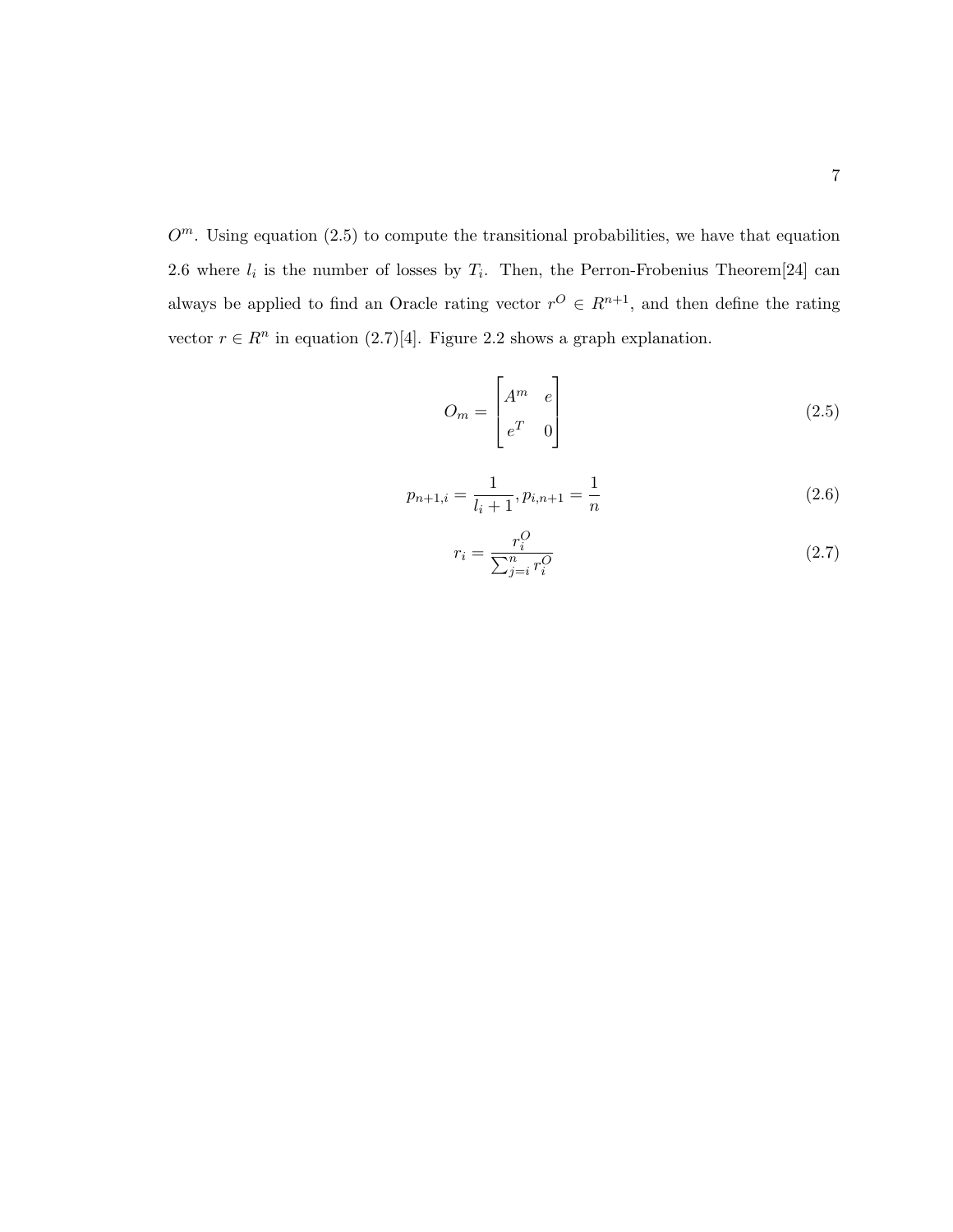$O^m$. Using equation (2.5) to compute the transitional probabilities, we have that equation 2.6 where $l_i$ is the number of losses by $T_i$. Then, the Perron-Frobenius Theorem[24] can always be applied to find an Oracle rating vector $r^O \in R^{n+1}$, and then define the rating vector $r \in R^n$ in equation (2.7)[4]. Figure 2.2 shows a graph explanation.

$$O_m = \begin{bmatrix} A^m & e \\ e^T & 0 \end{bmatrix} \tag{2.5}$$

$$p_{n+1,i} = \frac{1}{l_i + 1}, p_{i,n+1} = \frac{1}{n} \tag{2.6}$$

$$r_i = \frac{r_i^O}{\sum_{j=i}^{n} r_i^O} \tag{2.7}$$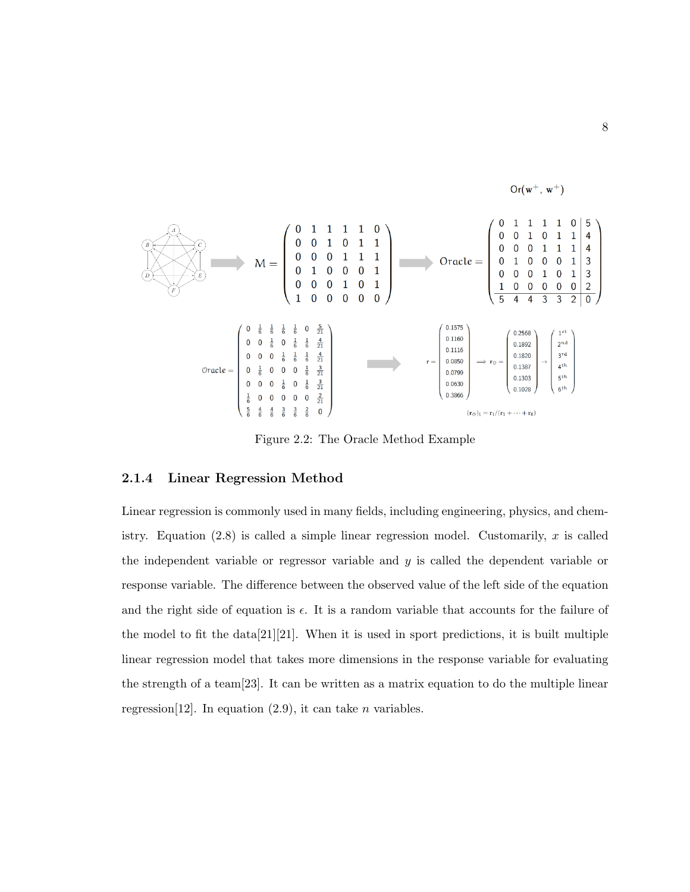$$\mathrm{Or}(\mathbf{w}^+, \mathbf{w}^+)$$

$$M = \begin{pmatrix} 0 & 1 & 1 & 1 & 1 & 0 \\ 0 & 0 & 1 & 0 & 1 & 1 \\ 0 & 0 & 0 & 1 & 1 & 1 \\ 0 & 1 & 0 & 0 & 0 & 1 \\ 0 & 0 & 0 & 1 & 0 & 1 \\ 1 & 0 & 0 & 0 & 0 & 0 \end{pmatrix} \Rightarrow \text{Oracle} = \left(\begin{array}{cccccc|c} 0 & 1 & 1 & 1 & 1 & 0 & 5 \\ 0 & 0 & 1 & 0 & 1 & 1 & 4 \\ 0 & 0 & 0 & 1 & 1 & 1 & 4 \\ 0 & 1 & 0 & 0 & 0 & 1 & 3 \\ 0 & 0 & 0 & 1 & 0 & 1 & 3 \\ 1 & 0 & 0 & 0 & 0 & 0 & 2 \\ \hline 5 & 4 & 4 & 3 & 3 & 2 & 0 \end{array}\right)$$

$$\text{Oracle} = \begin{pmatrix} 0 & \frac{1}{6} & \frac{1}{6} & \frac{1}{6} & \frac{1}{6} & 0 & \frac{5}{21} \\ 0 & 0 & \frac{1}{6} & 0 & \frac{1}{6} & \frac{1}{6} & \frac{4}{21} \\ 0 & 0 & 0 & \frac{1}{6} & \frac{1}{6} & \frac{1}{6} & \frac{4}{21} \\ 0 & \frac{1}{6} & 0 & 0 & 0 & \frac{1}{6} & \frac{3}{21} \\ 0 & 0 & 0 & \frac{1}{6} & 0 & \frac{1}{6} & \frac{3}{21} \\ \frac{1}{6} & 0 & 0 & 0 & 0 & 0 & \frac{2}{21} \\ \frac{5}{6} & \frac{4}{6} & \frac{4}{6} & \frac{3}{6} & \frac{3}{6} & \frac{2}{6} & 0 \end{pmatrix} \Rightarrow \mathbf{r} = \begin{pmatrix} 0.1575 \\ 0.1160 \\ 0.1116 \\ 0.0850 \\ 0.0799 \\ 0.0630 \\ 0.3866 \end{pmatrix} \Longrightarrow \mathbf{r}_O = \begin{pmatrix} 0.2568 \\ 0.1892 \\ 0.1820 \\ 0.1387 \\ 0.1303 \\ 0.1028 \end{pmatrix} \rightarrow \begin{pmatrix} 1^{st} \\ 2^{nd} \\ 3^{rd} \\ 4^{th} \\ 5^{th} \\ 6^{th} \end{pmatrix}$$

$$(\mathbf{r}_O)_i = \mathbf{r}_i / (\mathbf{r}_1 + \cdots + \mathbf{r}_6)$$

Figure 2.2: The Oracle Method Example

### 2.1.4 Linear Regression Method

Linear regression is commonly used in many fields, including engineering, physics, and chemistry. Equation (2.8) is called a simple linear regression model. Customarily, $x$ is called the independent variable or regressor variable and $y$ is called the dependent variable or response variable. The difference between the observed value of the left side of the equation and the right side of equation is $\epsilon$. It is a random variable that accounts for the failure of the model to fit the data[21][21]. When it is used in sport predictions, it is built multiple linear regression model that takes more dimensions in the response variable for evaluating the strength of a team[23]. It can be written as a matrix equation to do the multiple linear regression[12]. In equation (2.9), it can take $n$ variables.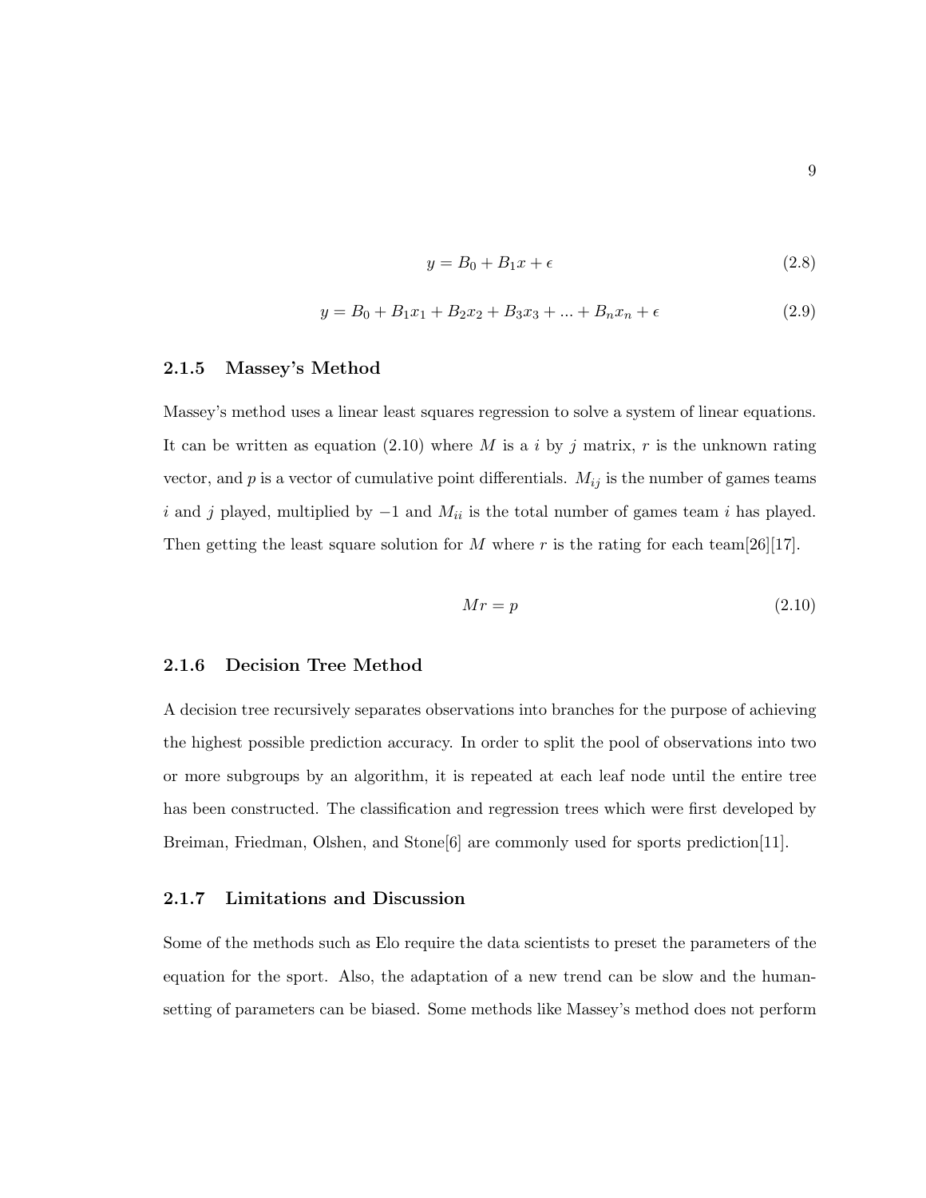$$y = B_0 + B_1 x + \epsilon \tag{2.8}$$

$$y = B_0 + B_1 x_1 + B_2 x_2 + B_3 x_3 + ... + B_n x_n + \epsilon \tag{2.9}$$

### 2.1.5 Massey's Method

Massey's method uses a linear least squares regression to solve a system of linear equations. It can be written as equation (2.10) where $M$ is a $i$ by $j$ matrix, $r$ is the unknown rating vector, and $p$ is a vector of cumulative point differentials. $M_{ij}$ is the number of games teams $i$ and $j$ played, multiplied by $-1$ and $M_{ii}$ is the total number of games team $i$ has played. Then getting the least square solution for $M$ where $r$ is the rating for each team[26][17].

$$Mr = p \tag{2.10}$$

### 2.1.6 Decision Tree Method

A decision tree recursively separates observations into branches for the purpose of achieving the highest possible prediction accuracy. In order to split the pool of observations into two or more subgroups by an algorithm, it is repeated at each leaf node until the entire tree has been constructed. The classification and regression trees which were first developed by Breiman, Friedman, Olshen, and Stone[6] are commonly used for sports prediction[11].

### 2.1.7 Limitations and Discussion

Some of the methods such as Elo require the data scientists to preset the parameters of the equation for the sport. Also, the adaptation of a new trend can be slow and the human-setting of parameters can be biased. Some methods like Massey's method does not perform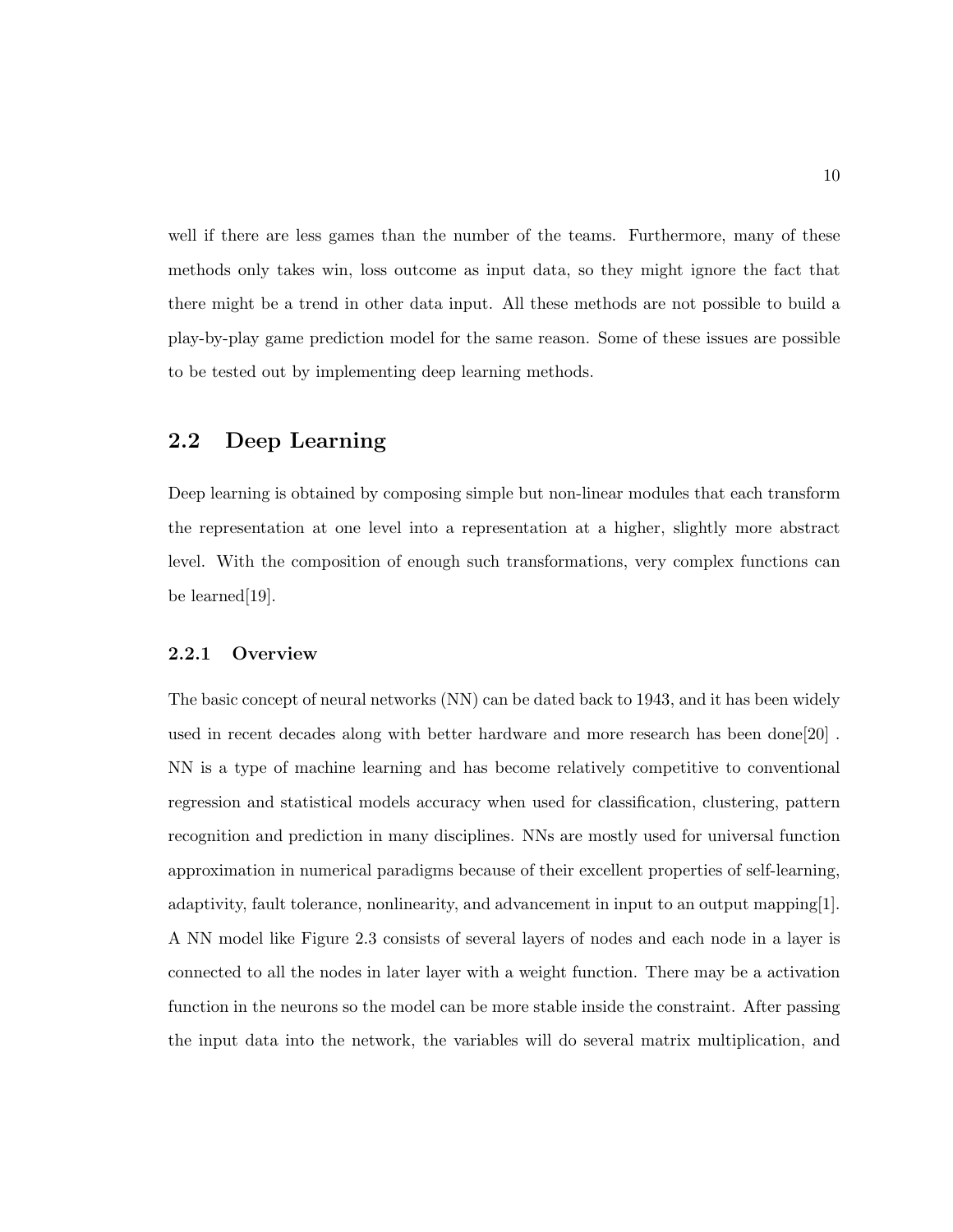well if there are less games than the number of the teams. Furthermore, many of these methods only takes win, loss outcome as input data, so they might ignore the fact that there might be a trend in other data input. All these methods are not possible to build a play-by-play game prediction model for the same reason. Some of these issues are possible to be tested out by implementing deep learning methods.

## 2.2 Deep Learning

Deep learning is obtained by composing simple but non-linear modules that each transform the representation at one level into a representation at a higher, slightly more abstract level. With the composition of enough such transformations, very complex functions can be learned[19].

### 2.2.1 Overview

The basic concept of neural networks (NN) can be dated back to 1943, and it has been widely used in recent decades along with better hardware and more research has been done[20] . NN is a type of machine learning and has become relatively competitive to conventional regression and statistical models accuracy when used for classification, clustering, pattern recognition and prediction in many disciplines. NNs are mostly used for universal function approximation in numerical paradigms because of their excellent properties of self-learning, adaptivity, fault tolerance, nonlinearity, and advancement in input to an output mapping[1]. A NN model like Figure 2.3 consists of several layers of nodes and each node in a layer is connected to all the nodes in later layer with a weight function. There may be a activation function in the neurons so the model can be more stable inside the constraint. After passing the input data into the network, the variables will do several matrix multiplication, and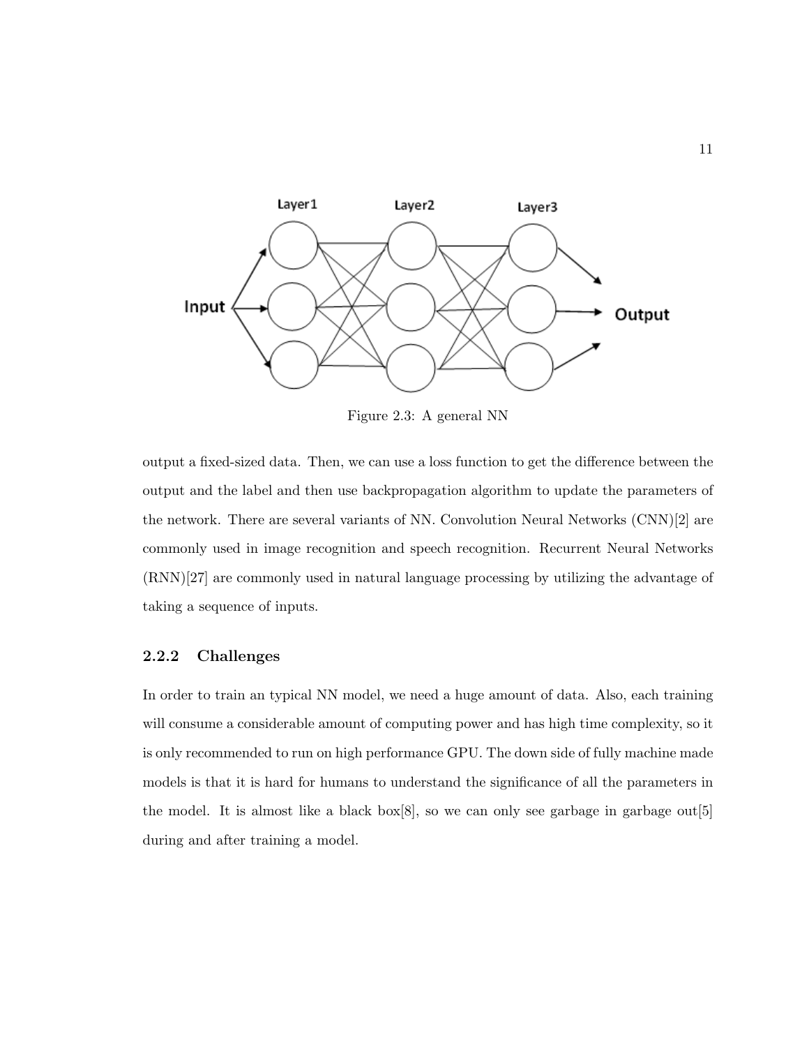Figure 2.3: A general NN

output a fixed-sized data. Then, we can use a loss function to get the difference between the output and the label and then use backpropagation algorithm to update the parameters of the network. There are several variants of NN. Convolution Neural Networks (CNN)[2] are commonly used in image recognition and speech recognition. Recurrent Neural Networks (RNN)[27] are commonly used in natural language processing by utilizing the advantage of taking a sequence of inputs.

### 2.2.2 Challenges

In order to train an typical NN model, we need a huge amount of data. Also, each training will consume a considerable amount of computing power and has high time complexity, so it is only recommended to run on high performance GPU. The down side of fully machine made models is that it is hard for humans to understand the significance of all the parameters in the model. It is almost like a black box[8], so we can only see garbage in garbage out[5] during and after training a model.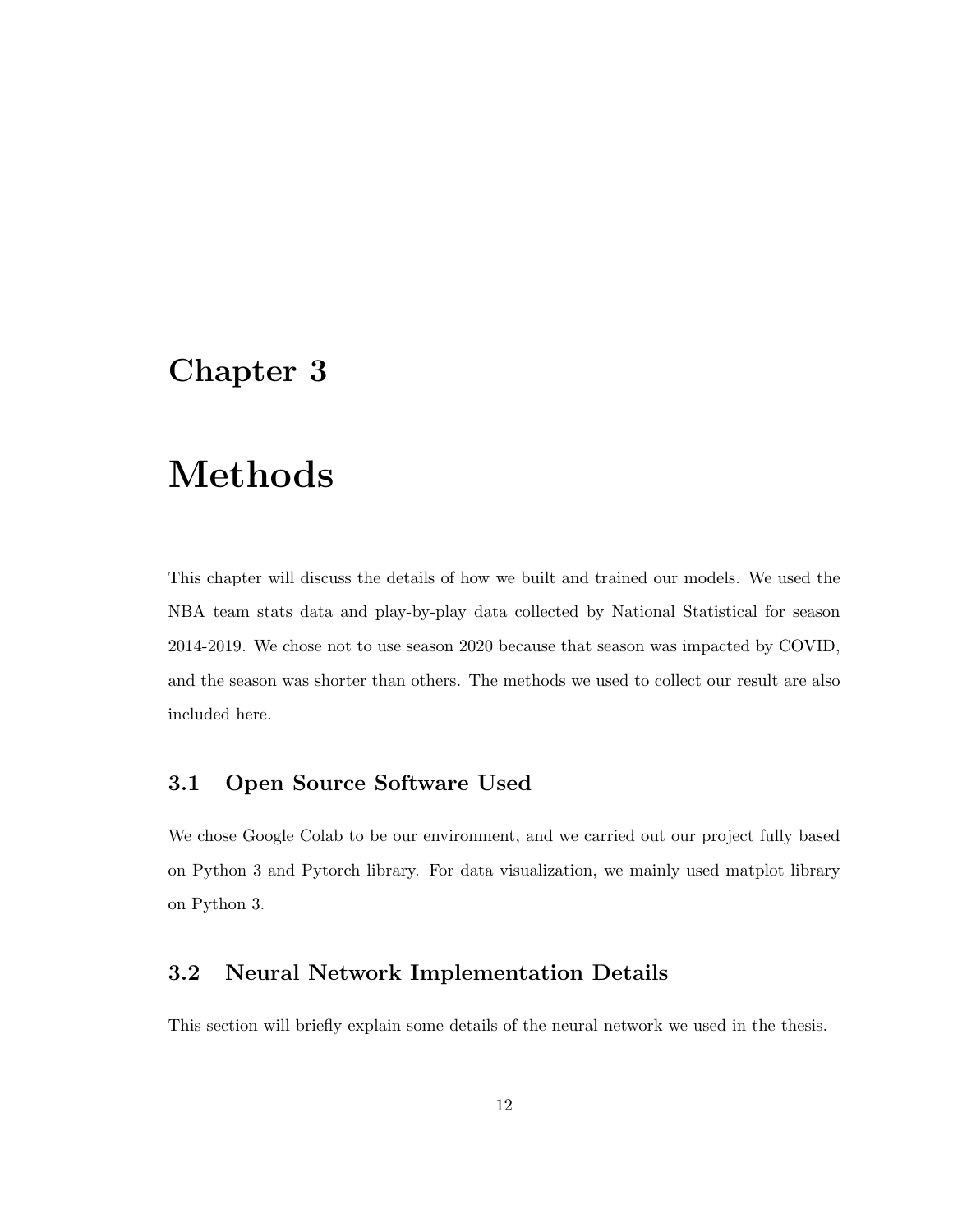# Chapter 3

# Methods

This chapter will discuss the details of how we built and trained our models. We used the NBA team stats data and play-by-play data collected by National Statistical for season 2014-2019. We chose not to use season 2020 because that season was impacted by COVID, and the season was shorter than others. The methods we used to collect our result are also included here.

## 3.1 Open Source Software Used

We chose Google Colab to be our environment, and we carried out our project fully based on Python 3 and Pytorch library. For data visualization, we mainly used matplot library on Python 3.

## 3.2 Neural Network Implementation Details

This section will briefly explain some details of the neural network we used in the thesis.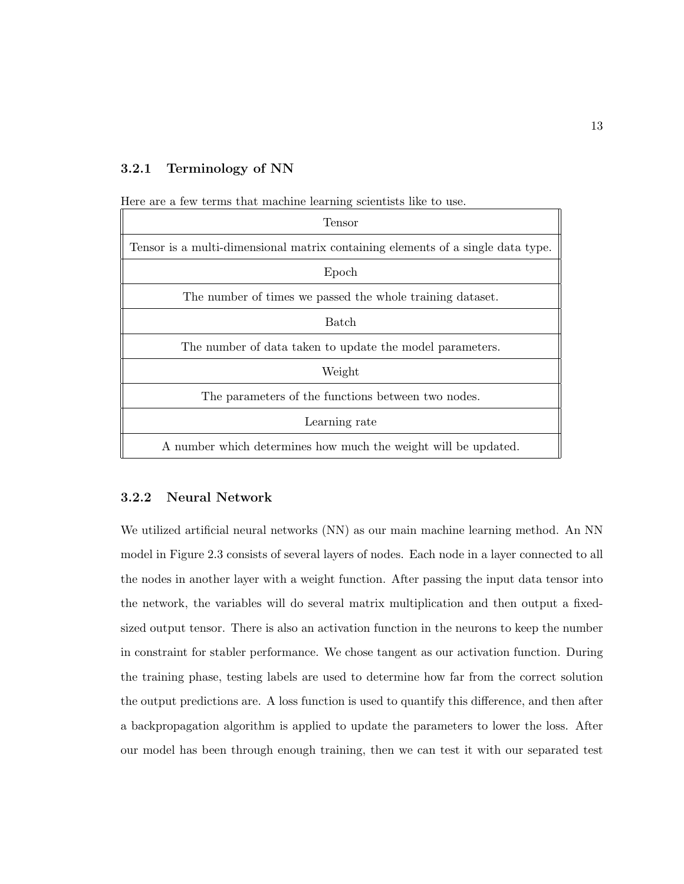### 3.2.1 Terminology of NN

Here are a few terms that machine learning scientists like to use.

| Tensor |
| --- |
| Tensor is a multi-dimensional matrix containing elements of a single data type. |
| Epoch |
| The number of times we passed the whole training dataset. |
| Batch |
| The number of data taken to update the model parameters. |
| Weight |
| The parameters of the functions between two nodes. |
| Learning rate |
| A number which determines how much the weight will be updated. |

### 3.2.2 Neural Network

We utilized artificial neural networks (NN) as our main machine learning method. An NN model in Figure 2.3 consists of several layers of nodes. Each node in a layer connected to all the nodes in another layer with a weight function. After passing the input data tensor into the network, the variables will do several matrix multiplication and then output a fixed-sized output tensor. There is also an activation function in the neurons to keep the number in constraint for stabler performance. We chose tangent as our activation function. During the training phase, testing labels are used to determine how far from the correct solution the output predictions are. A loss function is used to quantify this difference, and then after a backpropagation algorithm is applied to update the parameters to lower the loss. After our model has been through enough training, then we can test it with our separated test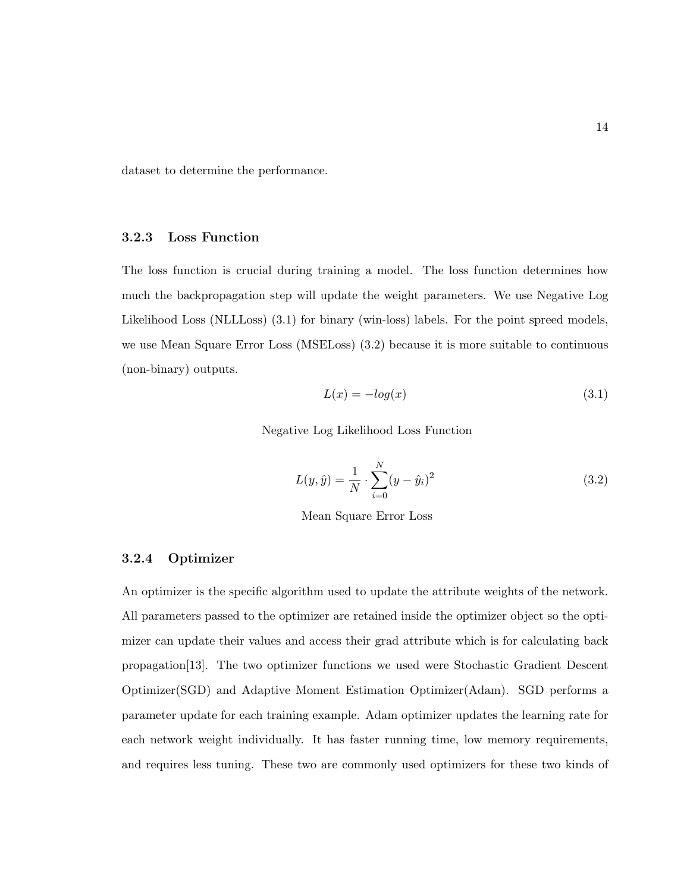dataset to determine the performance.

### 3.2.3 Loss Function

The loss function is crucial during training a model. The loss function determines how much the backpropagation step will update the weight parameters. We use Negative Log Likelihood Loss (NLLLoss) (3.1) for binary (win-loss) labels. For the point spreed models, we use Mean Square Error Loss (MSELoss) (3.2) because it is more suitable to continuous (non-binary) outputs.

$$L(x) = -log(x) \tag{3.1}$$

Negative Log Likelihood Loss Function

$$L(y, \hat{y}) = \frac{1}{N} \cdot \sum_{i=0}^{N} (y - \hat{y}_i)^2 \tag{3.2}$$

Mean Square Error Loss

### 3.2.4 Optimizer

An optimizer is the specific algorithm used to update the attribute weights of the network. All parameters passed to the optimizer are retained inside the optimizer object so the optimizer can update their values and access their grad attribute which is for calculating back propagation[13]. The two optimizer functions we used were Stochastic Gradient Descent Optimizer(SGD) and Adaptive Moment Estimation Optimizer(Adam). SGD performs a parameter update for each training example. Adam optimizer updates the learning rate for each network weight individually. It has faster running time, low memory requirements, and requires less tuning. These two are commonly used optimizers for these two kinds of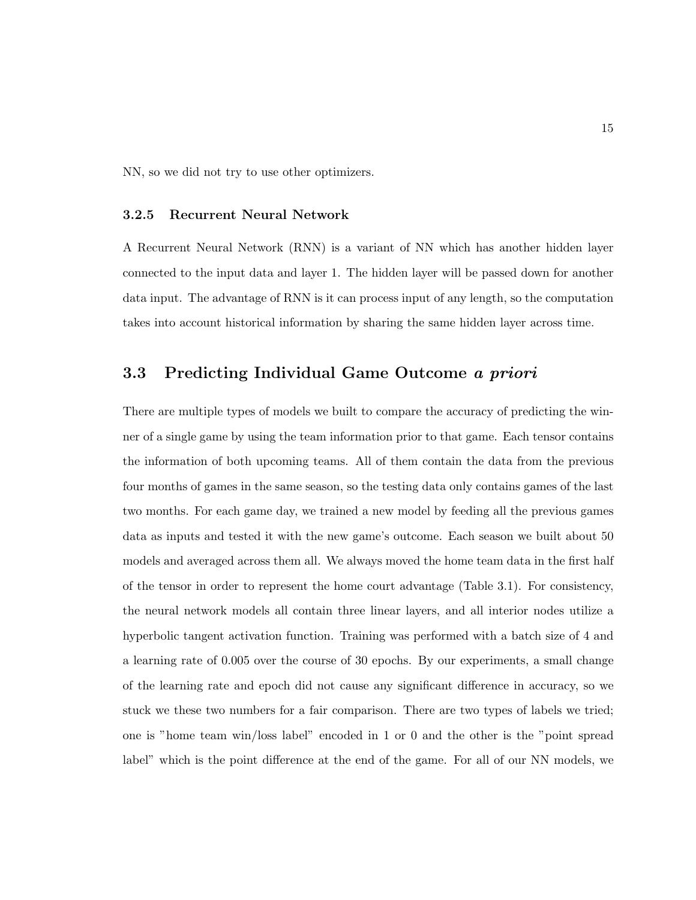NN, so we did not try to use other optimizers.

### 3.2.5 Recurrent Neural Network

A Recurrent Neural Network (RNN) is a variant of NN which has another hidden layer connected to the input data and layer 1. The hidden layer will be passed down for another data input. The advantage of RNN is it can process input of any length, so the computation takes into account historical information by sharing the same hidden layer across time.

## 3.3 Predicting Individual Game Outcome *a priori*

There are multiple types of models we built to compare the accuracy of predicting the winner of a single game by using the team information prior to that game. Each tensor contains the information of both upcoming teams. All of them contain the data from the previous four months of games in the same season, so the testing data only contains games of the last two months. For each game day, we trained a new model by feeding all the previous games data as inputs and tested it with the new game's outcome. Each season we built about 50 models and averaged across them all. We always moved the home team data in the first half of the tensor in order to represent the home court advantage (Table 3.1). For consistency, the neural network models all contain three linear layers, and all interior nodes utilize a hyperbolic tangent activation function. Training was performed with a batch size of 4 and a learning rate of 0.005 over the course of 30 epochs. By our experiments, a small change of the learning rate and epoch did not cause any significant difference in accuracy, so we stuck we these two numbers for a fair comparison. There are two types of labels we tried; one is "home team win/loss label" encoded in 1 or 0 and the other is the "point spread label" which is the point difference at the end of the game. For all of our NN models, we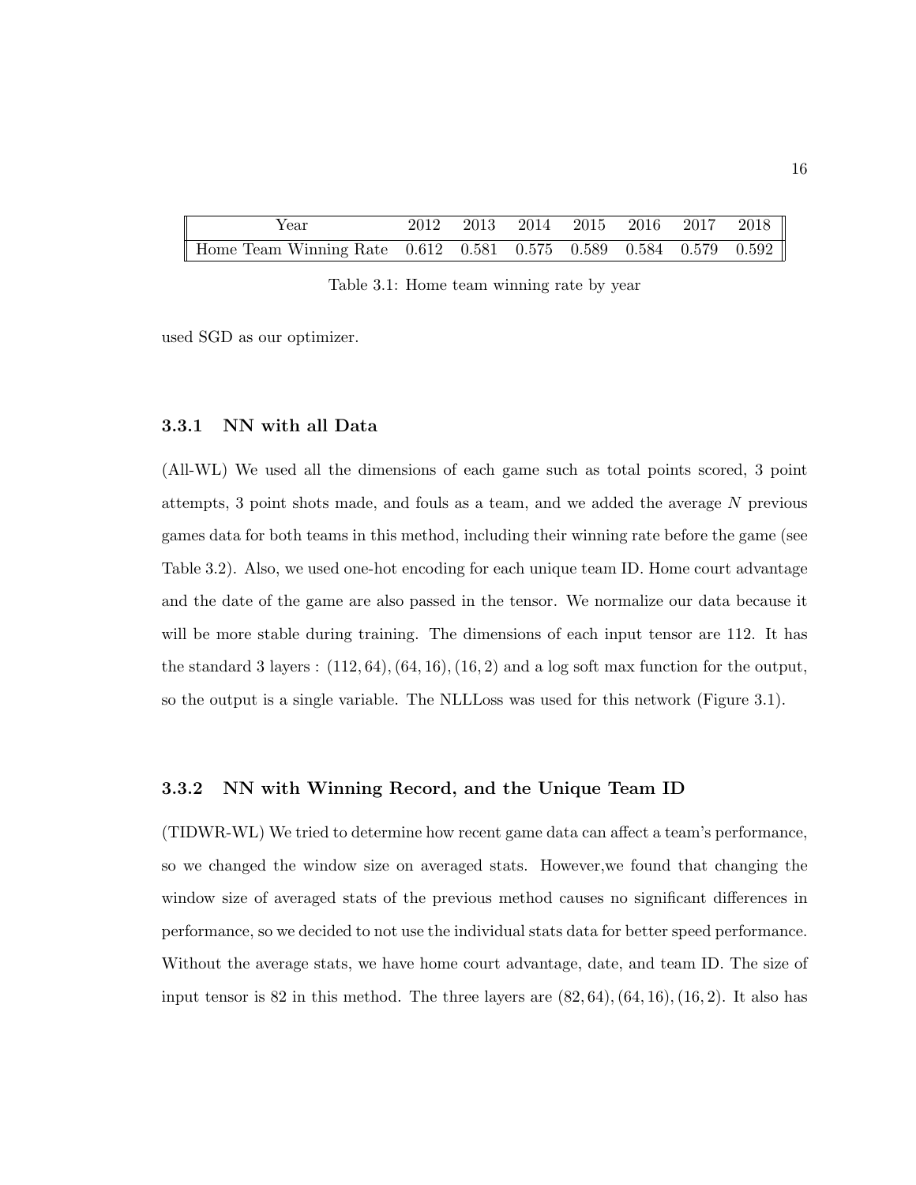| Year | 2012 | 2013 | 2014 | 2015 | 2016 | 2017 | 2018 |
|---|---|---|---|---|---|---|---|
| Home Team Winning Rate | 0.612 | 0.581 | 0.575 | 0.589 | 0.584 | 0.579 | 0.592 |

Table 3.1: Home team winning rate by year

used SGD as our optimizer.

### 3.3.1 NN with all Data

(All-WL) We used all the dimensions of each game such as total points scored, 3 point attempts, 3 point shots made, and fouls as a team, and we added the average $N$ previous games data for both teams in this method, including their winning rate before the game (see Table 3.2). Also, we used one-hot encoding for each unique team ID. Home court advantage and the date of the game are also passed in the tensor. We normalize our data because it will be more stable during training. The dimensions of each input tensor are 112. It has the standard 3 layers : $(112, 64), (64, 16), (16, 2)$ and a log soft max function for the output, so the output is a single variable. The NLLLoss was used for this network (Figure 3.1).

### 3.3.2 NN with Winning Record, and the Unique Team ID

(TIDWR-WL) We tried to determine how recent game data can affect a team's performance, so we changed the window size on averaged stats. However,we found that changing the window size of averaged stats of the previous method causes no significant differences in performance, so we decided to not use the individual stats data for better speed performance. Without the average stats, we have home court advantage, date, and team ID. The size of input tensor is 82 in this method. The three layers are $(82, 64), (64, 16), (16, 2)$. It also has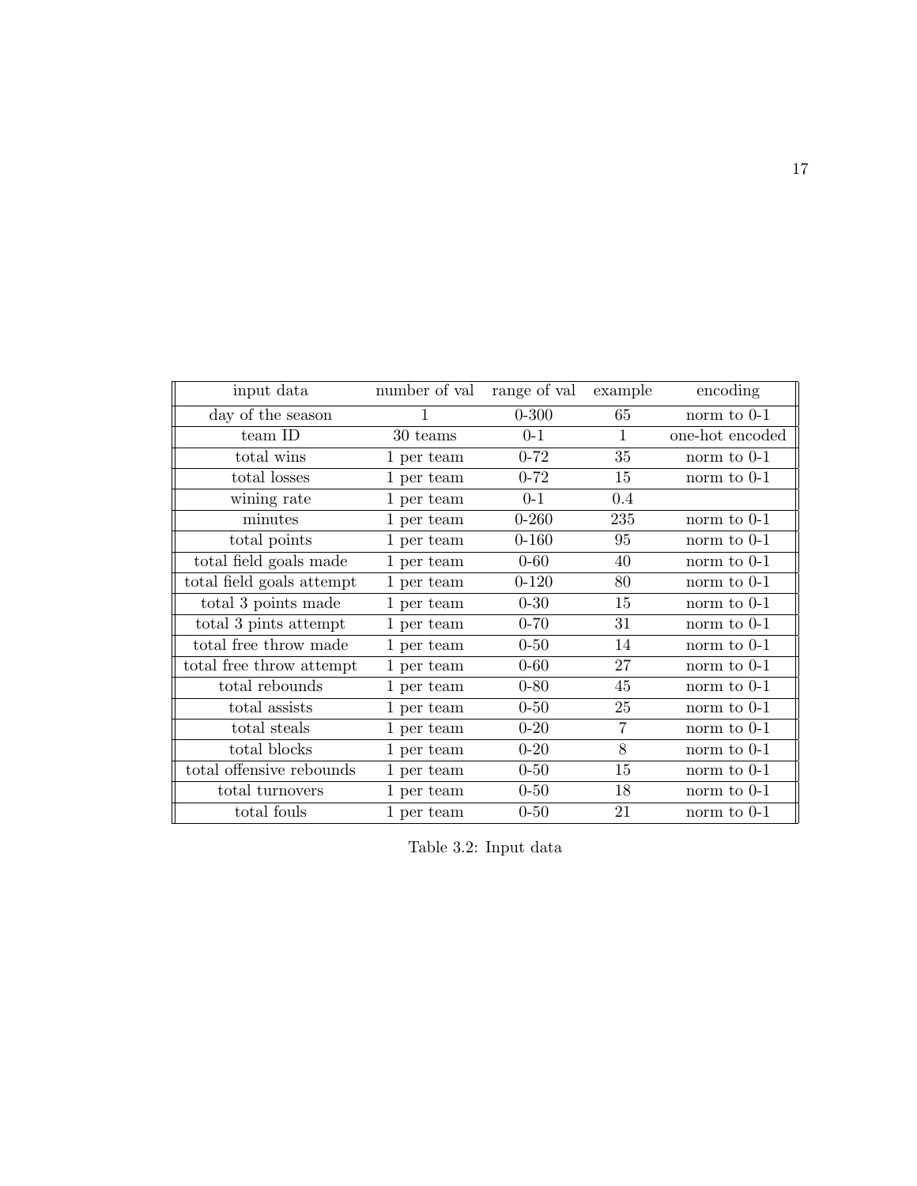| input data | number of val | range of val | example | encoding |
|---|---|---|---|---|
| day of the season | 1 | 0-300 | 65 | norm to 0-1 |
| team ID | 30 teams | 0-1 | 1 | one-hot encoded |
| total wins | 1 per team | 0-72 | 35 | norm to 0-1 |
| total losses | 1 per team | 0-72 | 15 | norm to 0-1 |
| wining rate | 1 per team | 0-1 | 0.4 | |
| minutes | 1 per team | 0-260 | 235 | norm to 0-1 |
| total points | 1 per team | 0-160 | 95 | norm to 0-1 |
| total field goals made | 1 per team | 0-60 | 40 | norm to 0-1 |
| total field goals attempt | 1 per team | 0-120 | 80 | norm to 0-1 |
| total 3 points made | 1 per team | 0-30 | 15 | norm to 0-1 |
| total 3 pints attempt | 1 per team | 0-70 | 31 | norm to 0-1 |
| total free throw made | 1 per team | 0-50 | 14 | norm to 0-1 |
| total free throw attempt | 1 per team | 0-60 | 27 | norm to 0-1 |
| total rebounds | 1 per team | 0-80 | 45 | norm to 0-1 |
| total assists | 1 per team | 0-50 | 25 | norm to 0-1 |
| total steals | 1 per team | 0-20 | 7 | norm to 0-1 |
| total blocks | 1 per team | 0-20 | 8 | norm to 0-1 |
| total offensive rebounds | 1 per team | 0-50 | 15 | norm to 0-1 |
| total turnovers | 1 per team | 0-50 | 18 | norm to 0-1 |
| total fouls | 1 per team | 0-50 | 21 | norm to 0-1 |

Table 3.2: Input data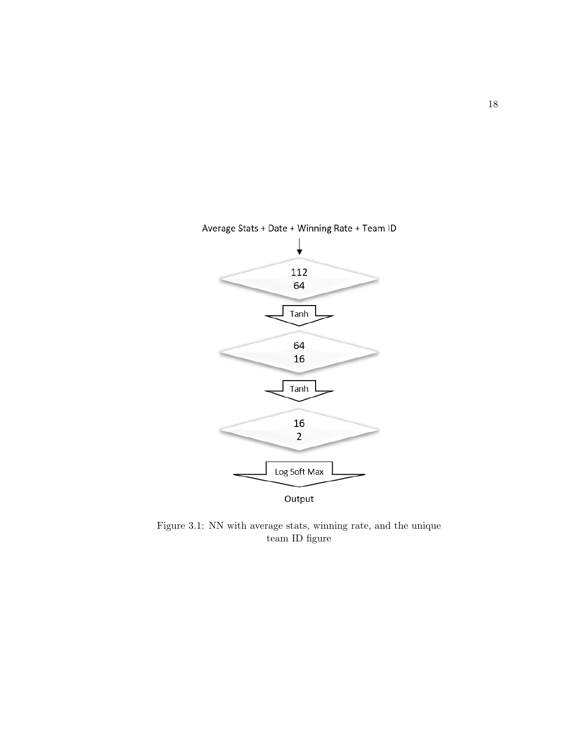Average Stats + Date + Winning Rate + Team ID

112
64

Tanh

64
16

Tanh

16
2

Log Soft Max

Output

Figure 3.1: NN with average stats, winning rate, and the unique team ID figure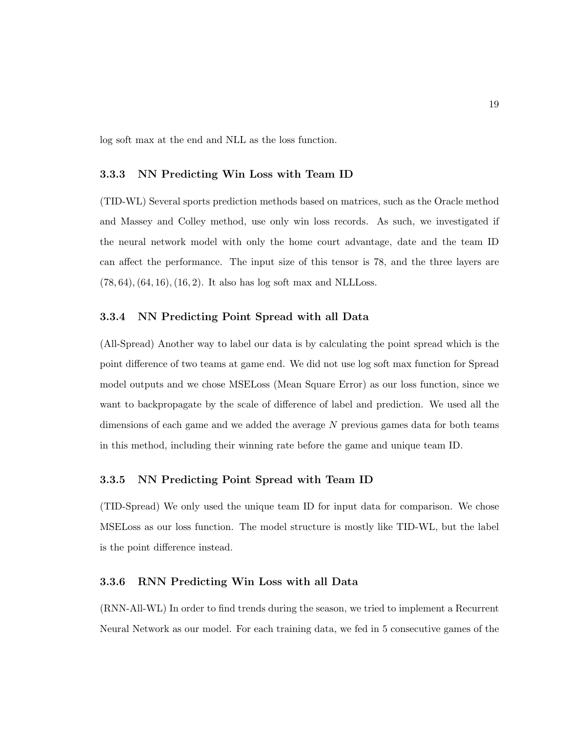log soft max at the end and NLL as the loss function.

### 3.3.3 NN Predicting Win Loss with Team ID

(TID-WL) Several sports prediction methods based on matrices, such as the Oracle method and Massey and Colley method, use only win loss records. As such, we investigated if the neural network model with only the home court advantage, date and the team ID can affect the performance. The input size of this tensor is 78, and the three layers are $(78, 64), (64, 16), (16, 2)$. It also has log soft max and NLLLoss.

### 3.3.4 NN Predicting Point Spread with all Data

(All-Spread) Another way to label our data is by calculating the point spread which is the point difference of two teams at game end. We did not use log soft max function for Spread model outputs and we chose MSELoss (Mean Square Error) as our loss function, since we want to backpropagate by the scale of difference of label and prediction. We used all the dimensions of each game and we added the average $N$ previous games data for both teams in this method, including their winning rate before the game and unique team ID.

### 3.3.5 NN Predicting Point Spread with Team ID

(TID-Spread) We only used the unique team ID for input data for comparison. We chose MSELoss as our loss function. The model structure is mostly like TID-WL, but the label is the point difference instead.

### 3.3.6 RNN Predicting Win Loss with all Data

(RNN-All-WL) In order to find trends during the season, we tried to implement a Recurrent Neural Network as our model. For each training data, we fed in 5 consecutive games of the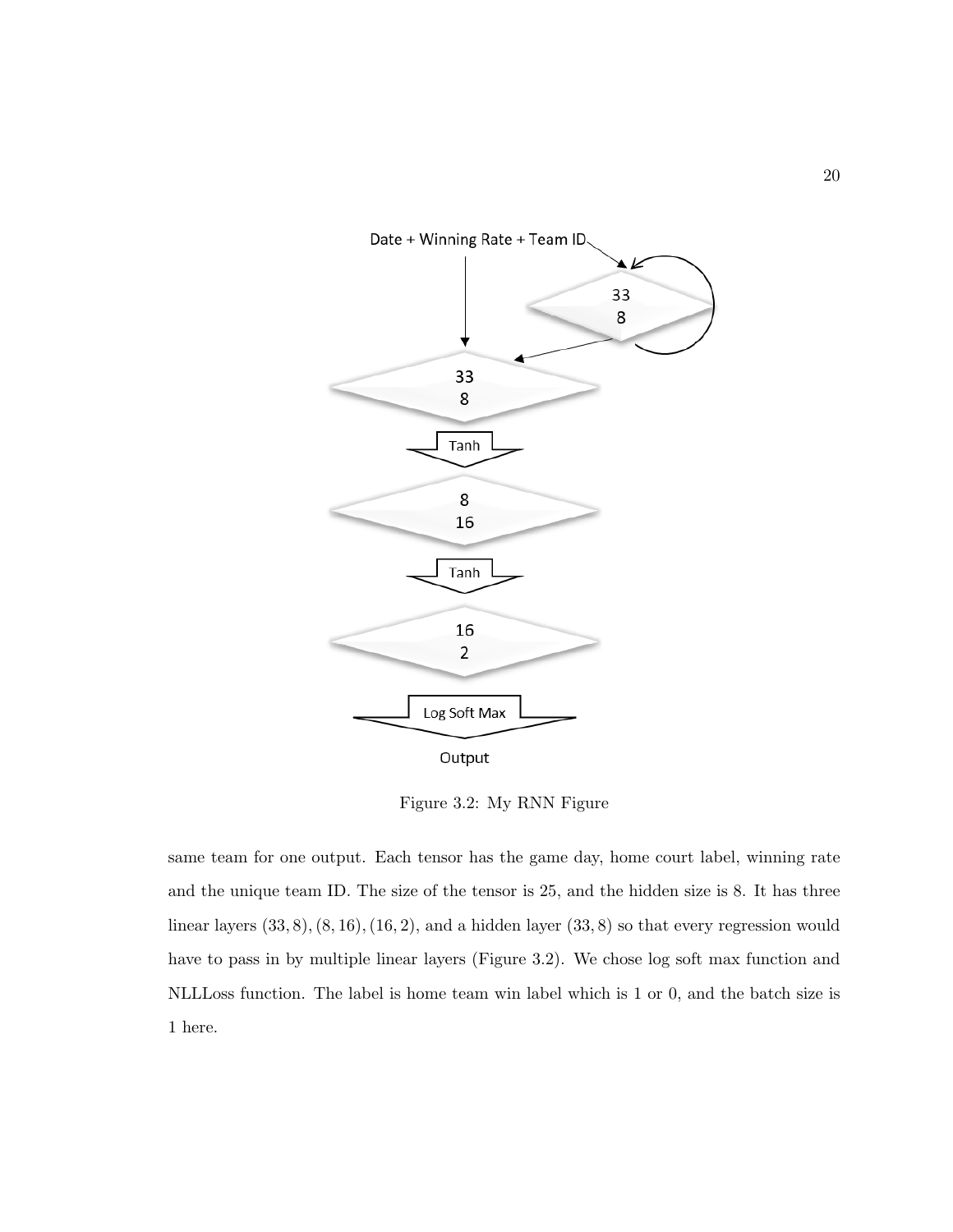Figure 3.2: My RNN Figure

same team for one output. Each tensor has the game day, home court label, winning rate and the unique team ID. The size of the tensor is 25, and the hidden size is 8. It has three linear layers $(33, 8), (8, 16), (16, 2)$, and a hidden layer $(33, 8)$ so that every regression would have to pass in by multiple linear layers (Figure 3.2). We chose log soft max function and NLLLoss function. The label is home team win label which is 1 or 0, and the batch size is 1 here.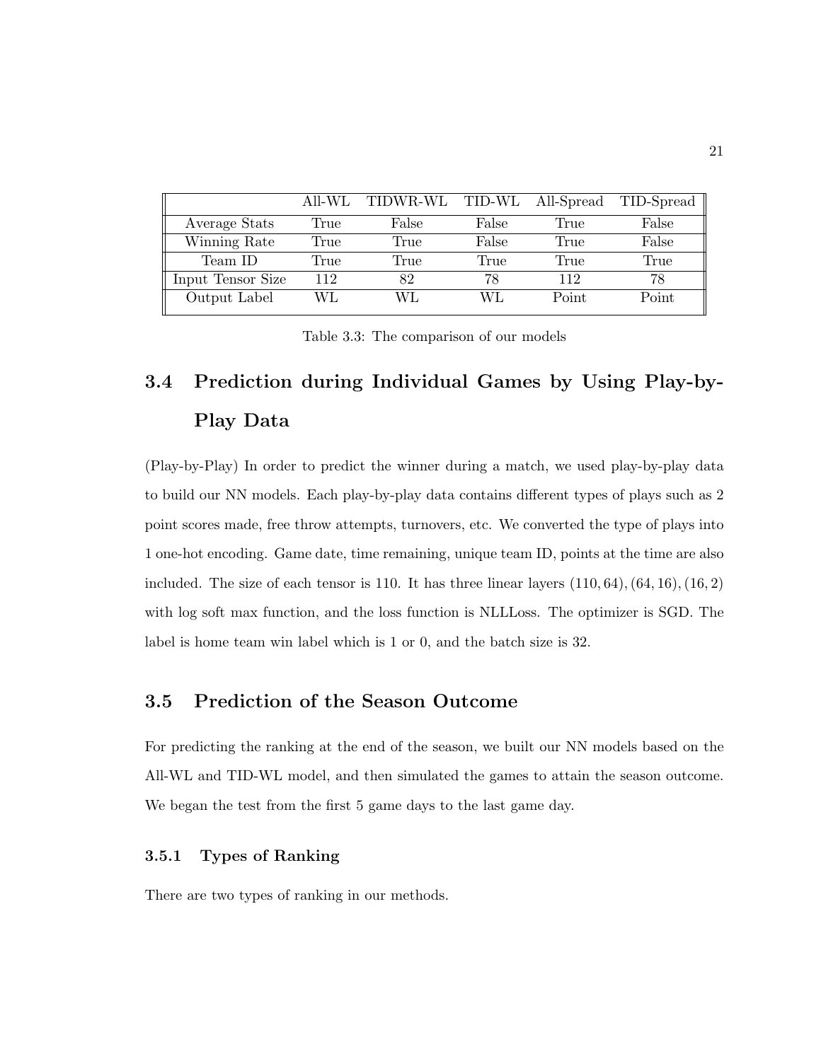| | All-WL | TIDWR-WL | TID-WL | All-Spread | TID-Spread |
|---|---|---|---|---|---|
| Average Stats | True | False | False | True | False |
| Winning Rate | True | True | False | True | False |
| Team ID | True | True | True | True | True |
| Input Tensor Size | 112 | 82 | 78 | 112 | 78 |
| Output Label | WL | WL | WL | Point | Point |

Table 3.3: The comparison of our models

## 3.4 Prediction during Individual Games by Using Play-by-Play Data

(Play-by-Play) In order to predict the winner during a match, we used play-by-play data to build our NN models. Each play-by-play data contains different types of plays such as 2 point scores made, free throw attempts, turnovers, etc. We converted the type of plays into 1 one-hot encoding. Game date, time remaining, unique team ID, points at the time are also included. The size of each tensor is 110. It has three linear layers $(110, 64), (64, 16), (16, 2)$ with log soft max function, and the loss function is NLLLoss. The optimizer is SGD. The label is home team win label which is 1 or 0, and the batch size is 32.

## 3.5 Prediction of the Season Outcome

For predicting the ranking at the end of the season, we built our NN models based on the All-WL and TID-WL model, and then simulated the games to attain the season outcome. We began the test from the first 5 game days to the last game day.

### 3.5.1 Types of Ranking

There are two types of ranking in our methods.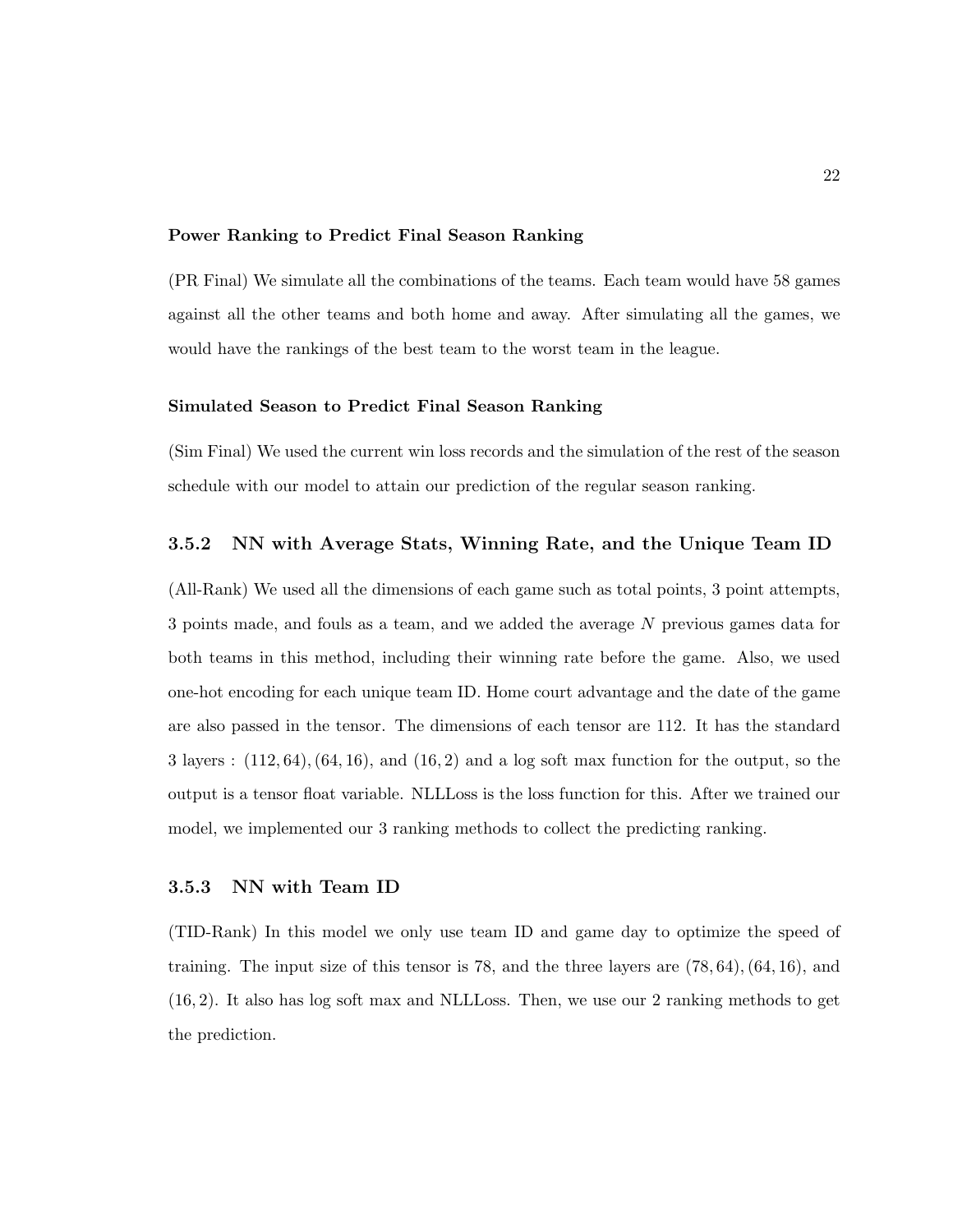**Power Ranking to Predict Final Season Ranking**

(PR Final) We simulate all the combinations of the teams. Each team would have 58 games against all the other teams and both home and away. After simulating all the games, we would have the rankings of the best team to the worst team in the league.

**Simulated Season to Predict Final Season Ranking**

(Sim Final) We used the current win loss records and the simulation of the rest of the season schedule with our model to attain our prediction of the regular season ranking.

### 3.5.2 NN with Average Stats, Winning Rate, and the Unique Team ID

(All-Rank) We used all the dimensions of each game such as total points, 3 point attempts, 3 points made, and fouls as a team, and we added the average $N$ previous games data for both teams in this method, including their winning rate before the game. Also, we used one-hot encoding for each unique team ID. Home court advantage and the date of the game are also passed in the tensor. The dimensions of each tensor are 112. It has the standard 3 layers : $(112, 64), (64, 16)$, and $(16, 2)$ and a log soft max function for the output, so the output is a tensor float variable. NLLLoss is the loss function for this. After we trained our model, we implemented our 3 ranking methods to collect the predicting ranking.

### 3.5.3 NN with Team ID

(TID-Rank) In this model we only use team ID and game day to optimize the speed of training. The input size of this tensor is 78, and the three layers are $(78, 64), (64, 16)$, and $(16, 2)$. It also has log soft max and NLLLoss. Then, we use our 2 ranking methods to get the prediction.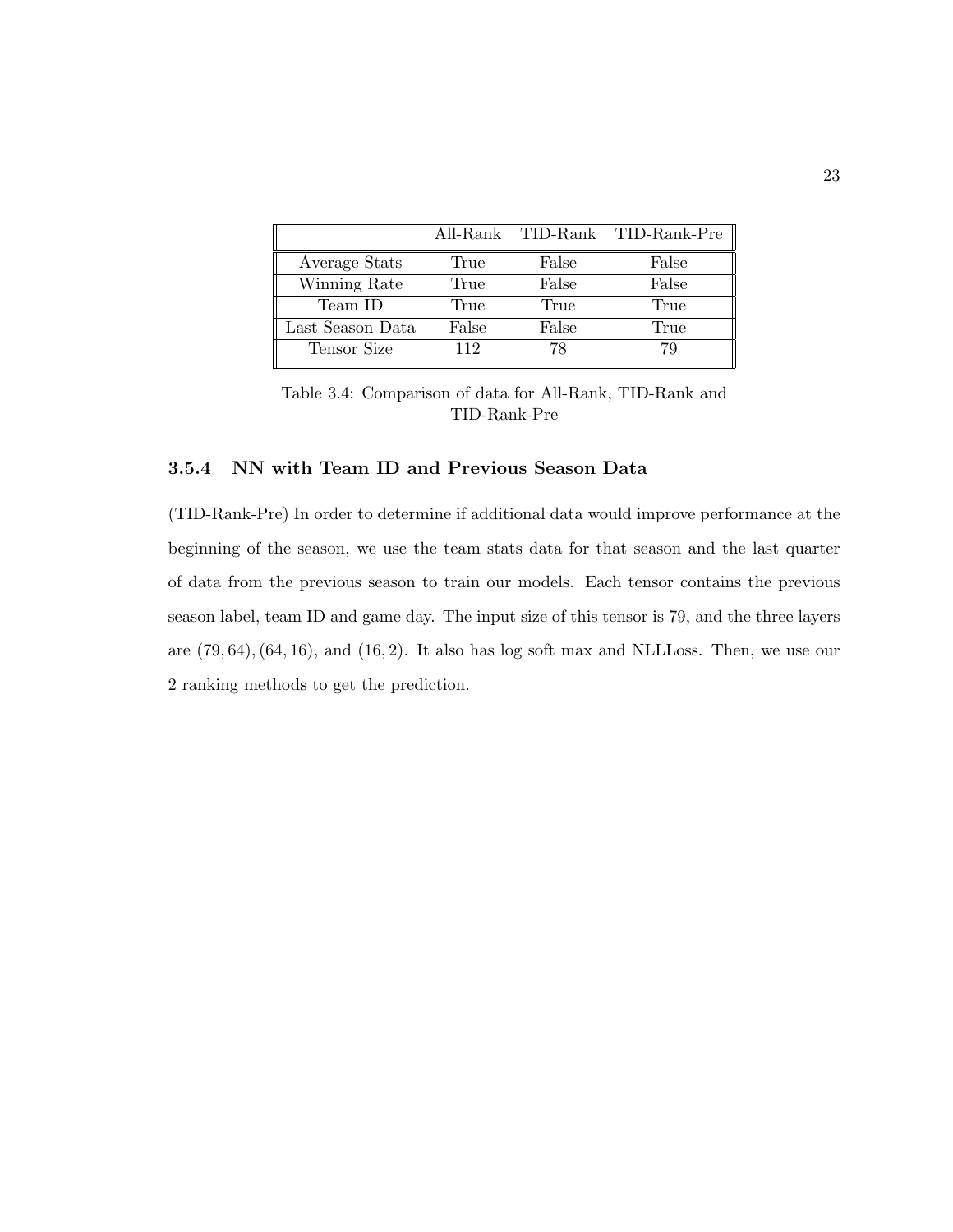| | All-Rank | TID-Rank | TID-Rank-Pre |
|---|---|---|---|
| Average Stats | True | False | False |
| Winning Rate | True | False | False |
| Team ID | True | True | True |
| Last Season Data | False | False | True |
| Tensor Size | 112 | 78 | 79 |

Table 3.4: Comparison of data for All-Rank, TID-Rank and TID-Rank-Pre

### 3.5.4 NN with Team ID and Previous Season Data

(TID-Rank-Pre) In order to determine if additional data would improve performance at the beginning of the season, we use the team stats data for that season and the last quarter of data from the previous season to train our models. Each tensor contains the previous season label, team ID and game day. The input size of this tensor is 79, and the three layers are $(79, 64), (64, 16)$, and $(16, 2)$. It also has log soft max and NLLLoss. Then, we use our 2 ranking methods to get the prediction.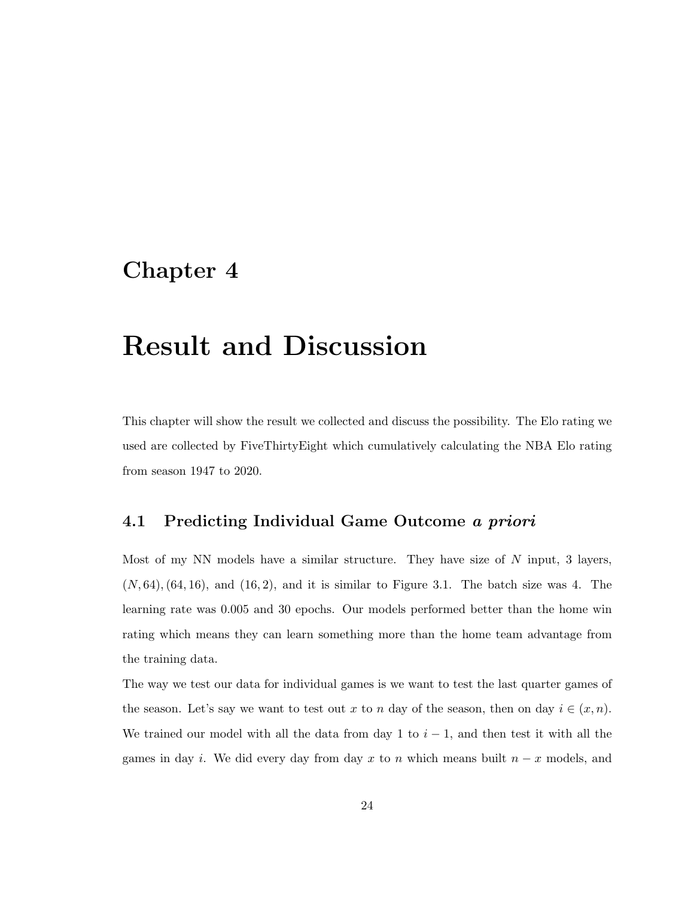# Chapter 4

# Result and Discussion

This chapter will show the result we collected and discuss the possibility. The Elo rating we used are collected by FiveThirtyEight which cumulatively calculating the NBA Elo rating from season 1947 to 2020.

## 4.1 Predicting Individual Game Outcome *a priori*

Most of my NN models have a similar structure. They have size of $N$ input, 3 layers, $(N, 64), (64, 16)$, and $(16, 2)$, and it is similar to Figure 3.1. The batch size was 4. The learning rate was 0.005 and 30 epochs. Our models performed better than the home win rating which means they can learn something more than the home team advantage from the training data.

The way we test our data for individual games is we want to test the last quarter games of the season. Let's say we want to test out $x$ to $n$ day of the season, then on day $i \in (x, n)$. We trained our model with all the data from day 1 to $i - 1$, and then test it with all the games in day $i$. We did every day from day $x$ to $n$ which means built $n - x$ models, and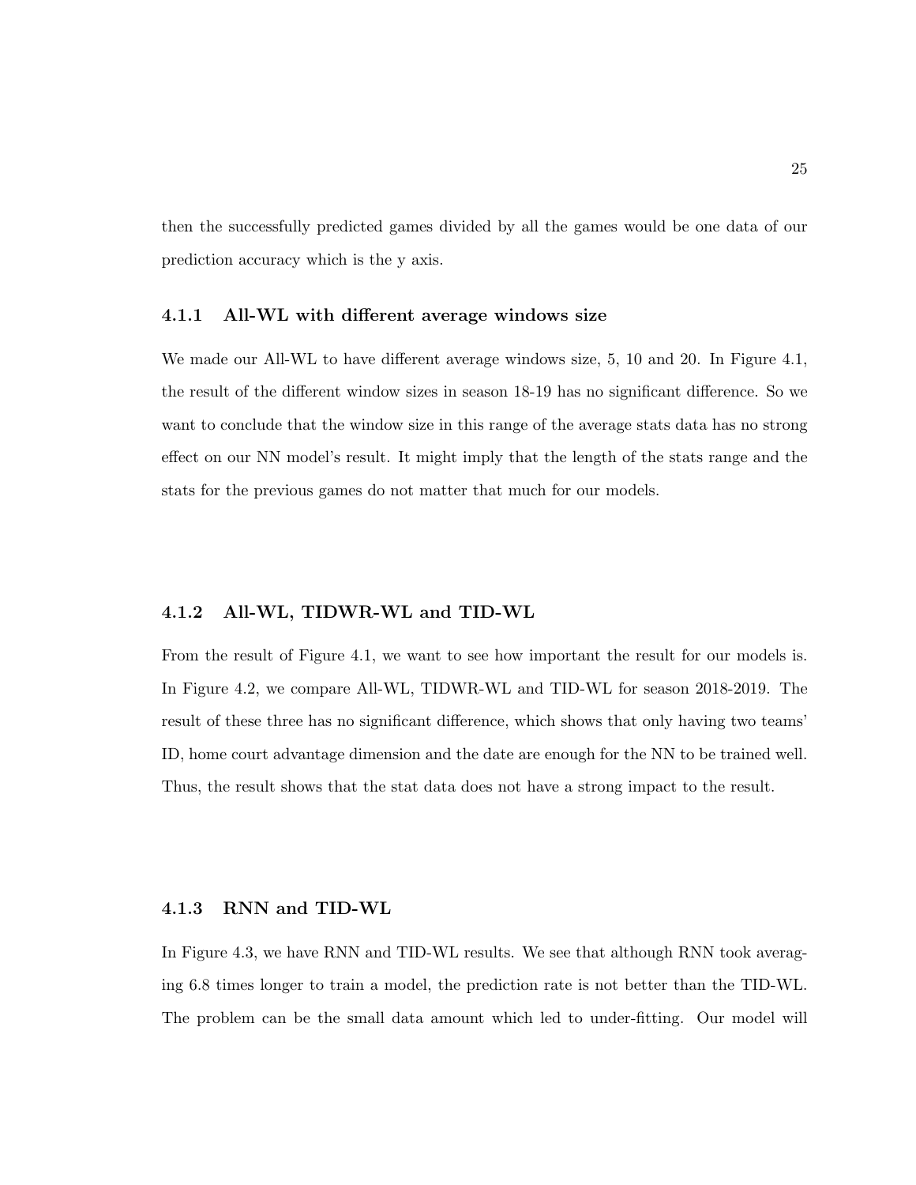then the successfully predicted games divided by all the games would be one data of our prediction accuracy which is the y axis.

### 4.1.1 All-WL with different average windows size

We made our All-WL to have different average windows size, 5, 10 and 20. In Figure 4.1, the result of the different window sizes in season 18-19 has no significant difference. So we want to conclude that the window size in this range of the average stats data has no strong effect on our NN model's result. It might imply that the length of the stats range and the stats for the previous games do not matter that much for our models.

### 4.1.2 All-WL, TIDWR-WL and TID-WL

From the result of Figure 4.1, we want to see how important the result for our models is. In Figure 4.2, we compare All-WL, TIDWR-WL and TID-WL for season 2018-2019. The result of these three has no significant difference, which shows that only having two teams' ID, home court advantage dimension and the date are enough for the NN to be trained well. Thus, the result shows that the stat data does not have a strong impact to the result.

### 4.1.3 RNN and TID-WL

In Figure 4.3, we have RNN and TID-WL results. We see that although RNN took averaging 6.8 times longer to train a model, the prediction rate is not better than the TID-WL. The problem can be the small data amount which led to under-fitting. Our model will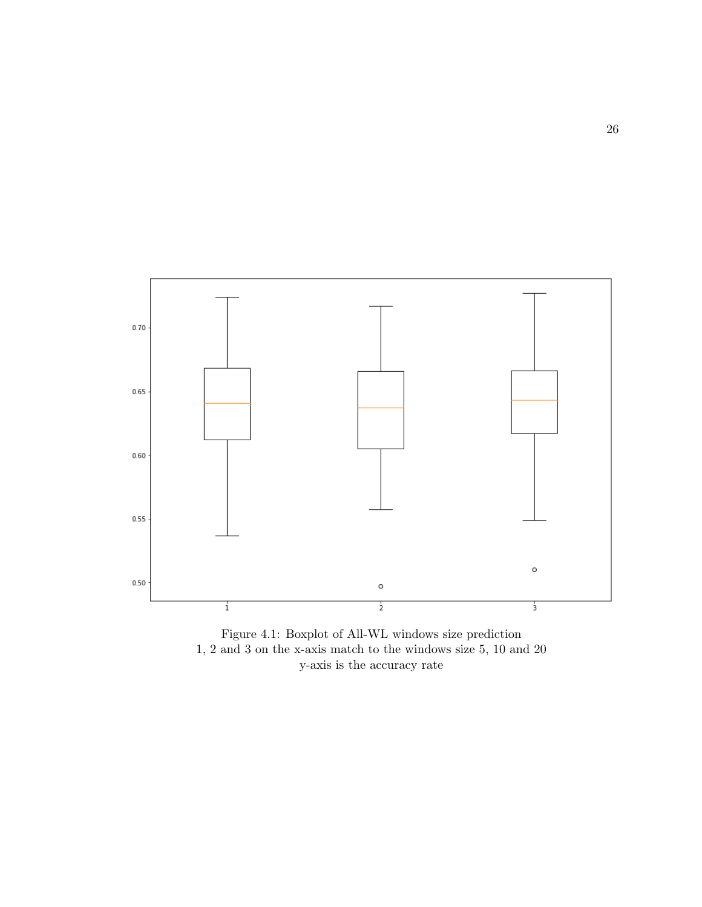Figure 4.1: Boxplot of All-WL windows size prediction
1, 2 and 3 on the x-axis match to the windows size 5, 10 and 20
y-axis is the accuracy rate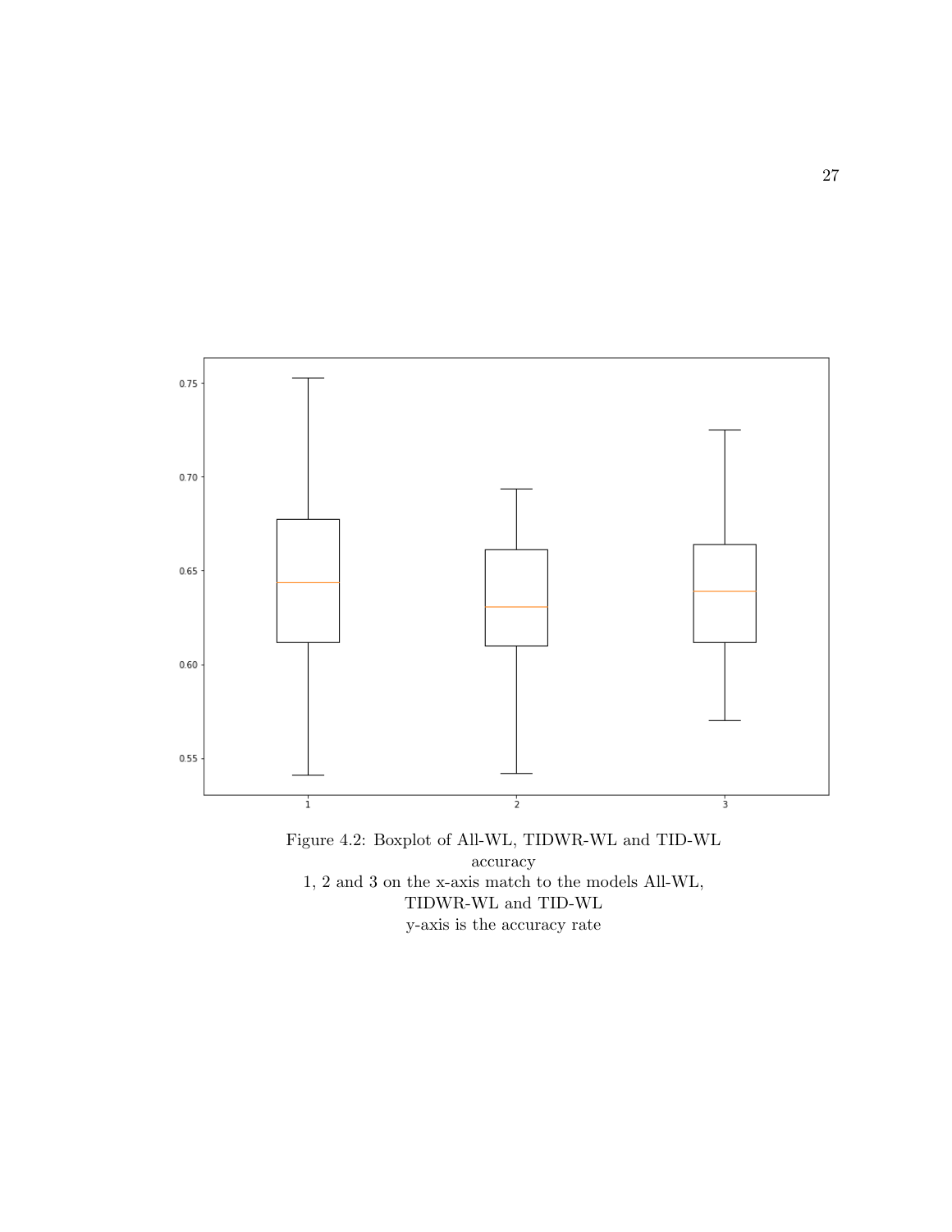Figure 4.2: Boxplot of All-WL, TIDWR-WL and TID-WL accuracy
1, 2 and 3 on the x-axis match to the models All-WL, TIDWR-WL and TID-WL
y-axis is the accuracy rate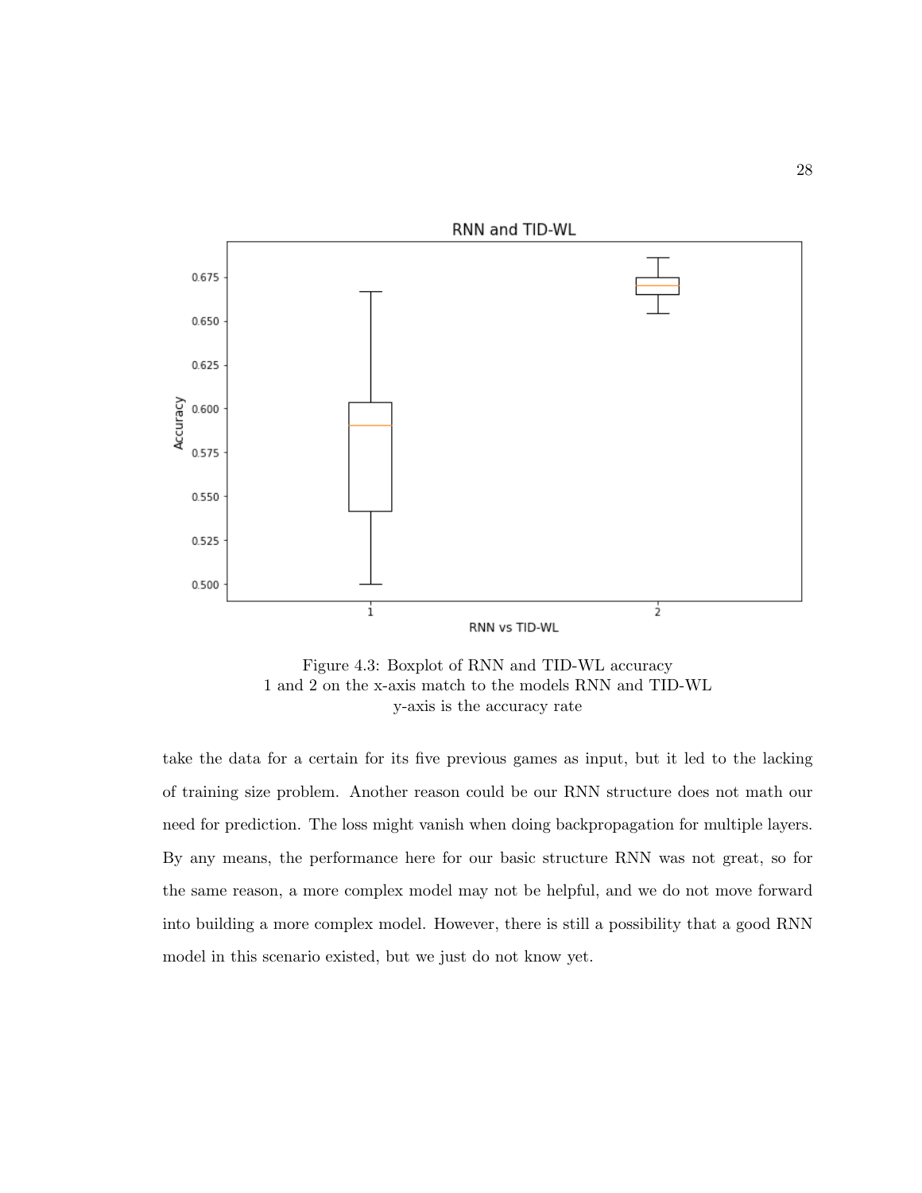Figure 4.3: Boxplot of RNN and TID-WL accuracy
1 and 2 on the x-axis match to the models RNN and TID-WL
y-axis is the accuracy rate

take the data for a certain for its five previous games as input, but it led to the lacking of training size problem. Another reason could be our RNN structure does not math our need for prediction. The loss might vanish when doing backpropagation for multiple layers. By any means, the performance here for our basic structure RNN was not great, so for the same reason, a more complex model may not be helpful, and we do not move forward into building a more complex model. However, there is still a possibility that a good RNN model in this scenario existed, but we just do not know yet.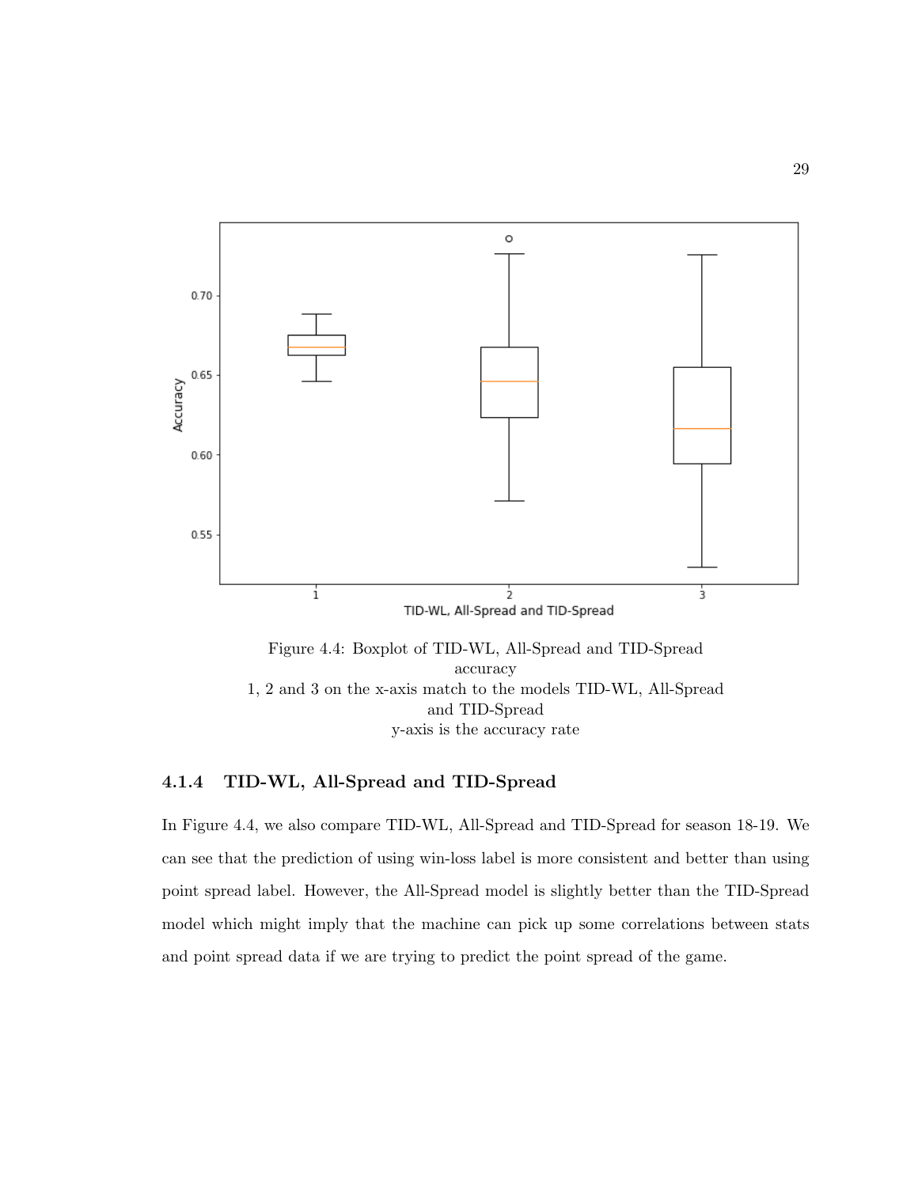Figure 4.4: Boxplot of TID-WL, All-Spread and TID-Spread accuracy
1, 2 and 3 on the x-axis match to the models TID-WL, All-Spread and TID-Spread
y-axis is the accuracy rate

### 4.1.4 TID-WL, All-Spread and TID-Spread

In Figure 4.4, we also compare TID-WL, All-Spread and TID-Spread for season 18-19. We can see that the prediction of using win-loss label is more consistent and better than using point spread label. However, the All-Spread model is slightly better than the TID-Spread model which might imply that the machine can pick up some correlations between stats and point spread data if we are trying to predict the point spread of the game.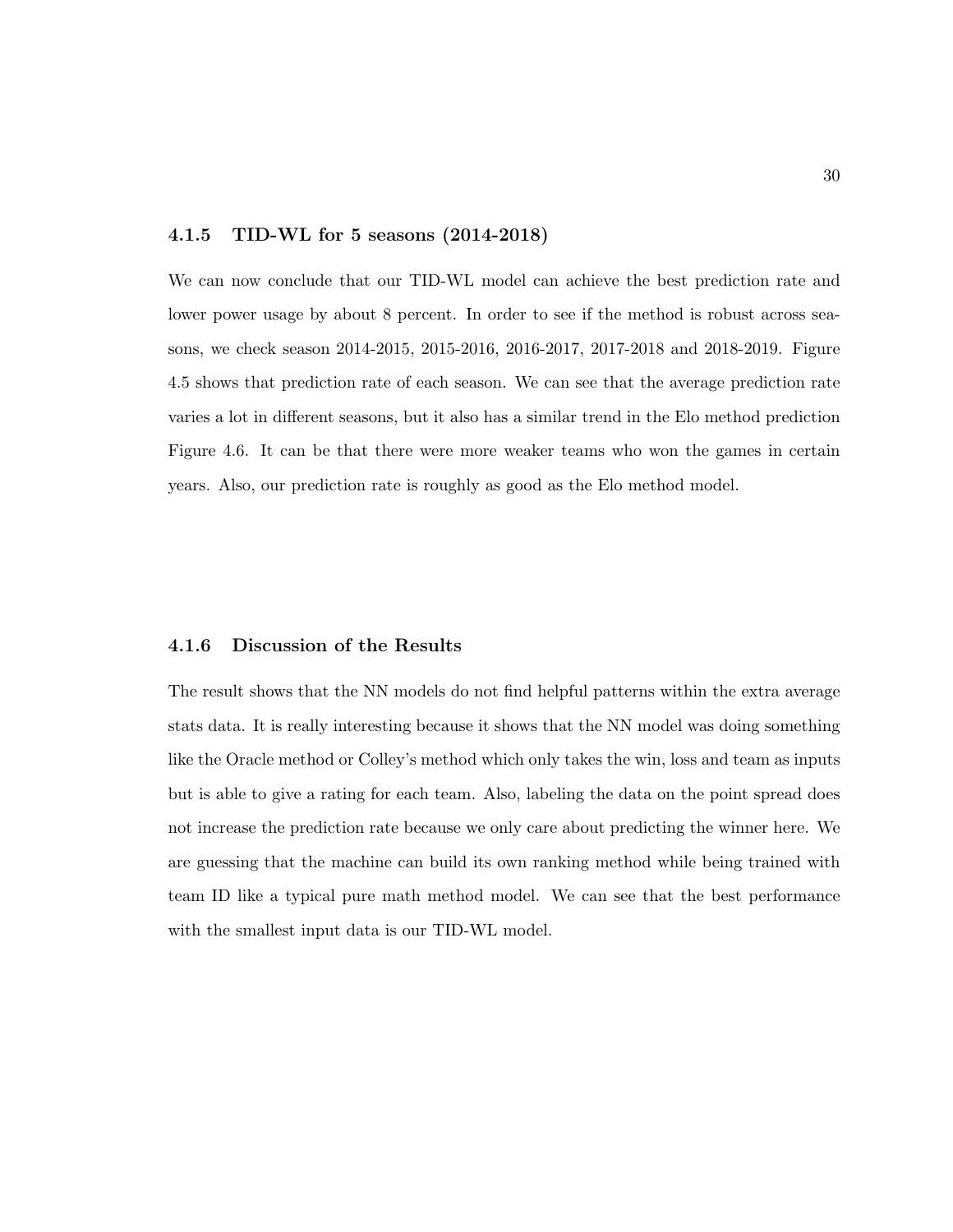### 4.1.5 TID-WL for 5 seasons (2014-2018)

We can now conclude that our TID-WL model can achieve the best prediction rate and lower power usage by about 8 percent. In order to see if the method is robust across seasons, we check season 2014-2015, 2015-2016, 2016-2017, 2017-2018 and 2018-2019. Figure 4.5 shows that prediction rate of each season. We can see that the average prediction rate varies a lot in different seasons, but it also has a similar trend in the Elo method prediction Figure 4.6. It can be that there were more weaker teams who won the games in certain years. Also, our prediction rate is roughly as good as the Elo method model.

### 4.1.6 Discussion of the Results

The result shows that the NN models do not find helpful patterns within the extra average stats data. It is really interesting because it shows that the NN model was doing something like the Oracle method or Colley's method which only takes the win, loss and team as inputs but is able to give a rating for each team. Also, labeling the data on the point spread does not increase the prediction rate because we only care about predicting the winner here. We are guessing that the machine can build its own ranking method while being trained with team ID like a typical pure math method model. We can see that the best performance with the smallest input data is our TID-WL model.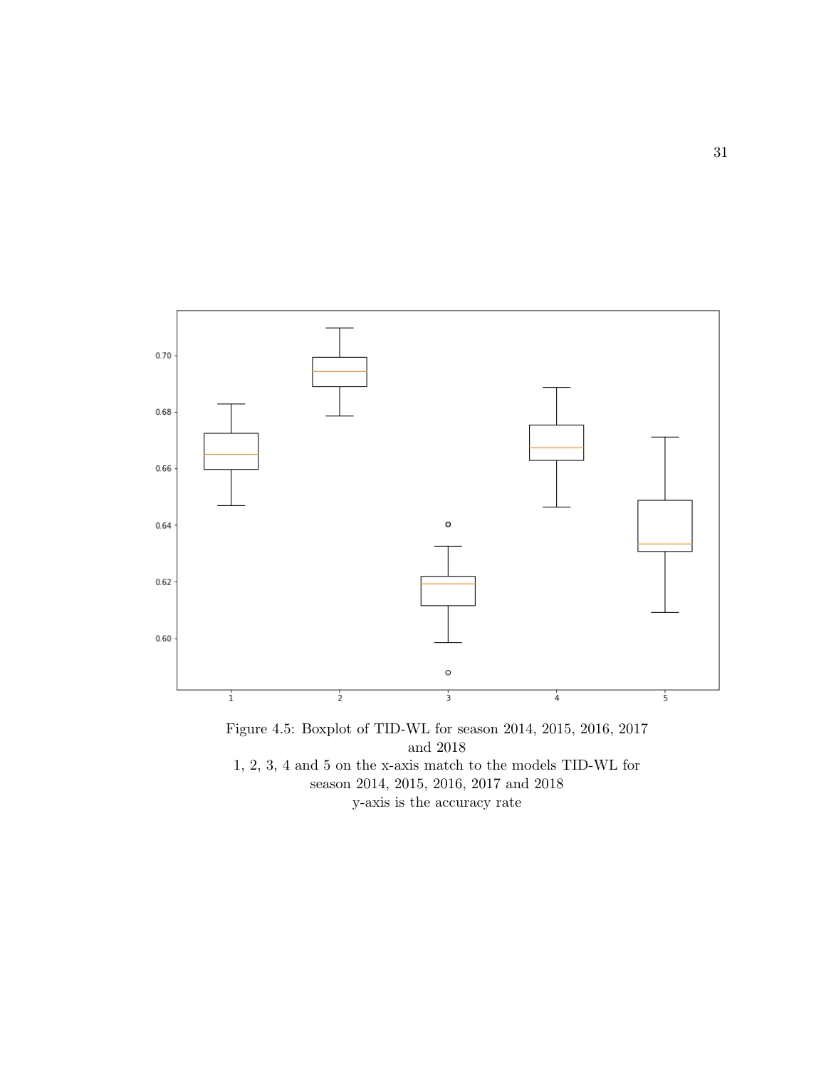Figure 4.5: Boxplot of TID-WL for season 2014, 2015, 2016, 2017 and 2018
1, 2, 3, 4 and 5 on the x-axis match to the models TID-WL for season 2014, 2015, 2016, 2017 and 2018
y-axis is the accuracy rate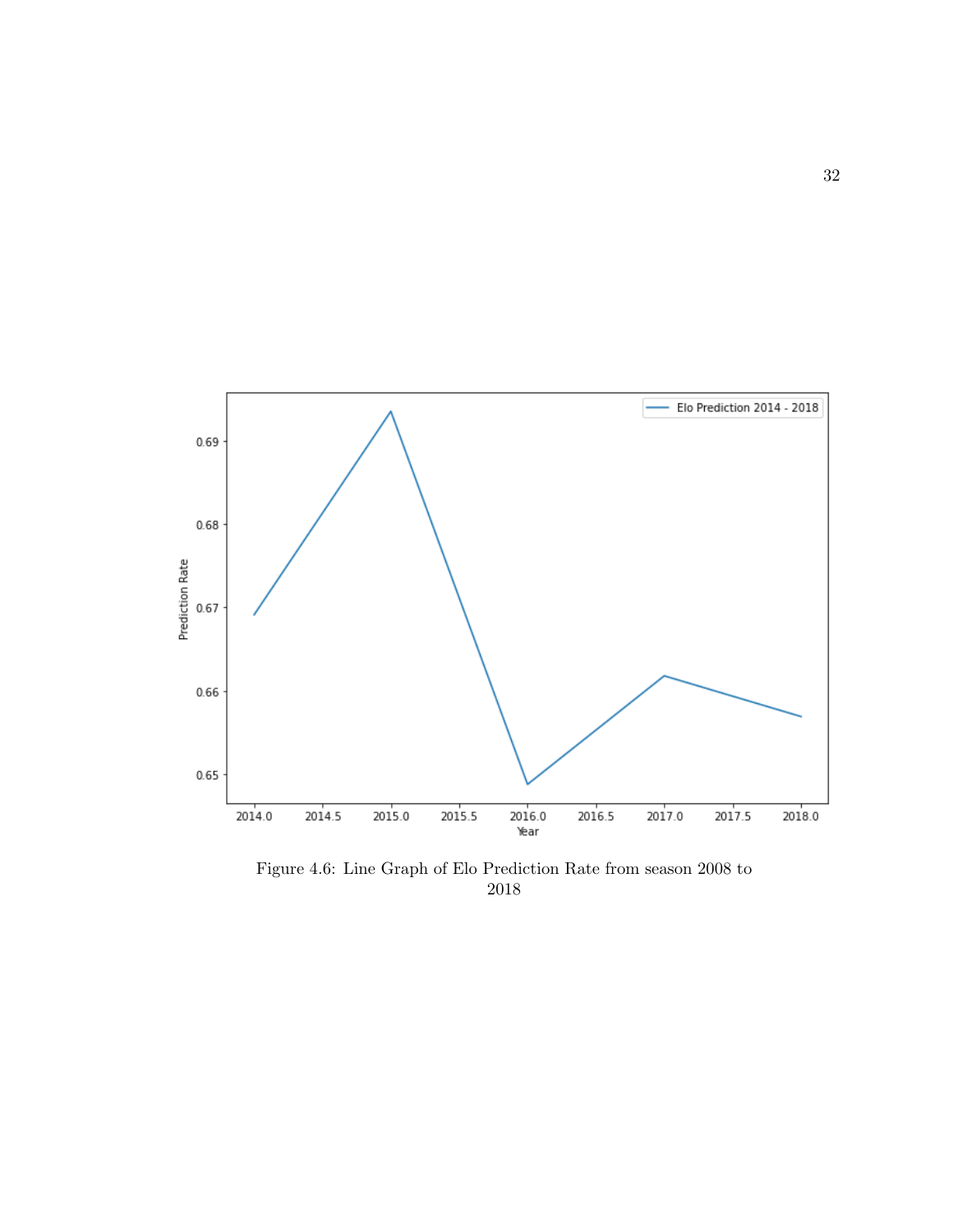Figure 4.6: Line Graph of Elo Prediction Rate from season 2008 to 2018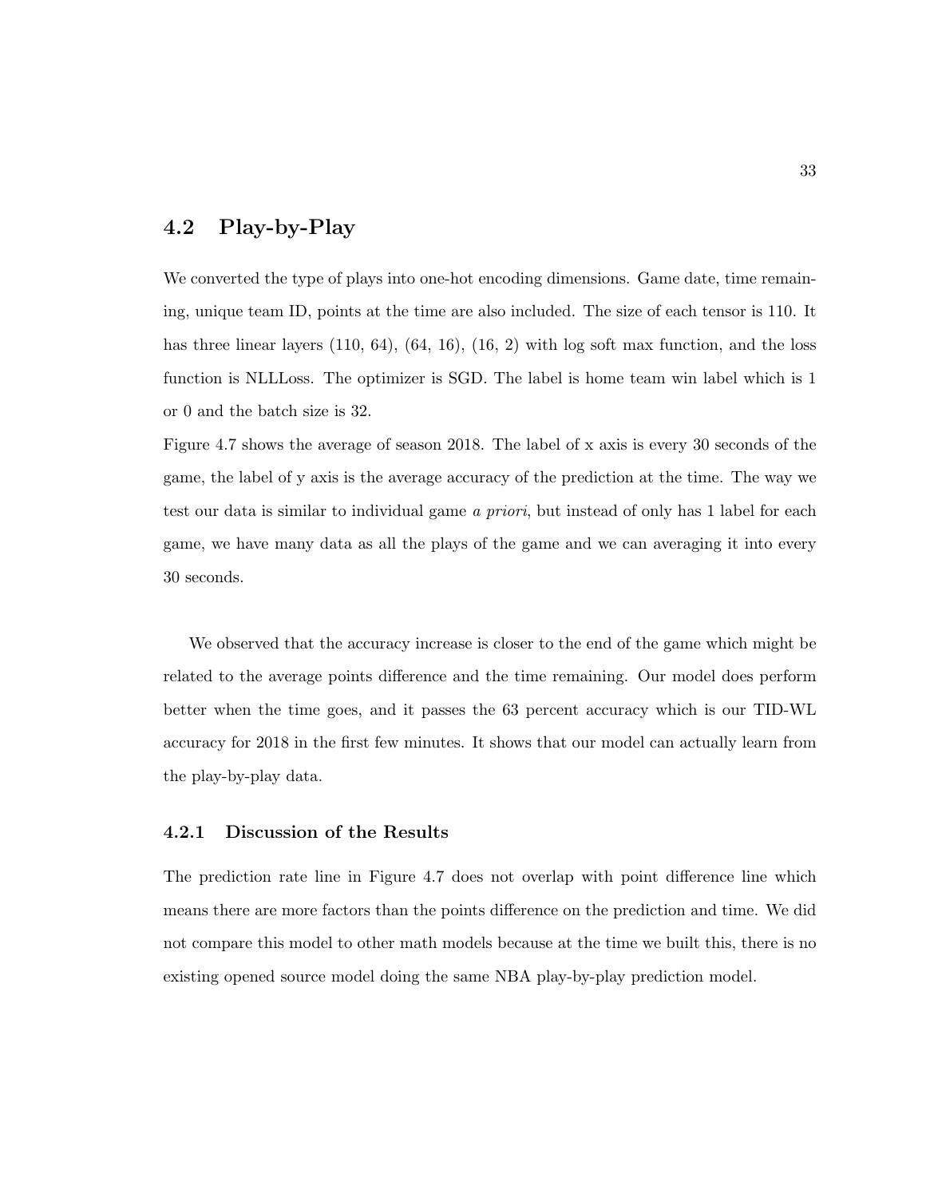## 4.2 Play-by-Play

We converted the type of plays into one-hot encoding dimensions. Game date, time remaining, unique team ID, points at the time are also included. The size of each tensor is 110. It has three linear layers (110, 64), (64, 16), (16, 2) with log soft max function, and the loss function is NLLLoss. The optimizer is SGD. The label is home team win label which is 1 or 0 and the batch size is 32.

Figure 4.7 shows the average of season 2018. The label of x axis is every 30 seconds of the game, the label of y axis is the average accuracy of the prediction at the time. The way we test our data is similar to individual game *a priori*, but instead of only has 1 label for each game, we have many data as all the plays of the game and we can averaging it into every 30 seconds.

We observed that the accuracy increase is closer to the end of the game which might be related to the average points difference and the time remaining. Our model does perform better when the time goes, and it passes the 63 percent accuracy which is our TID-WL accuracy for 2018 in the first few minutes. It shows that our model can actually learn from the play-by-play data.

### 4.2.1 Discussion of the Results

The prediction rate line in Figure 4.7 does not overlap with point difference line which means there are more factors than the points difference on the prediction and time. We did not compare this model to other math models because at the time we built this, there is no existing opened source model doing the same NBA play-by-play prediction model.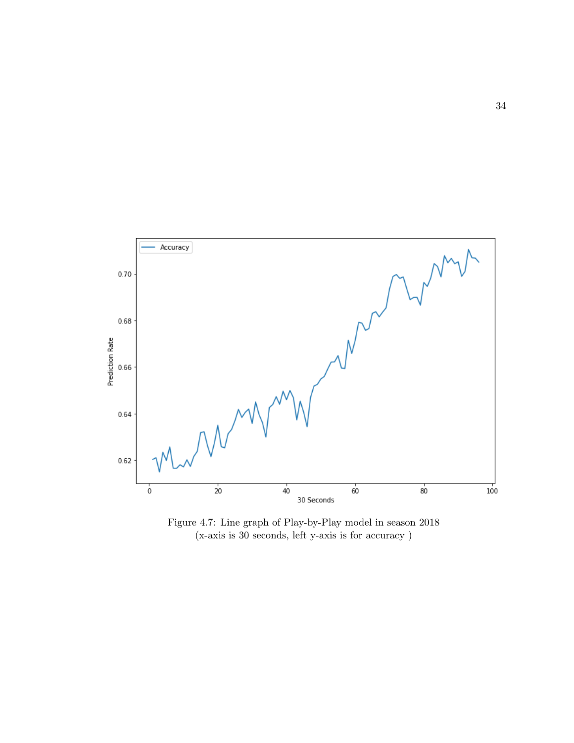Figure 4.7: Line graph of Play-by-Play model in season 2018
(x-axis is 30 seconds, left y-axis is for accuracy )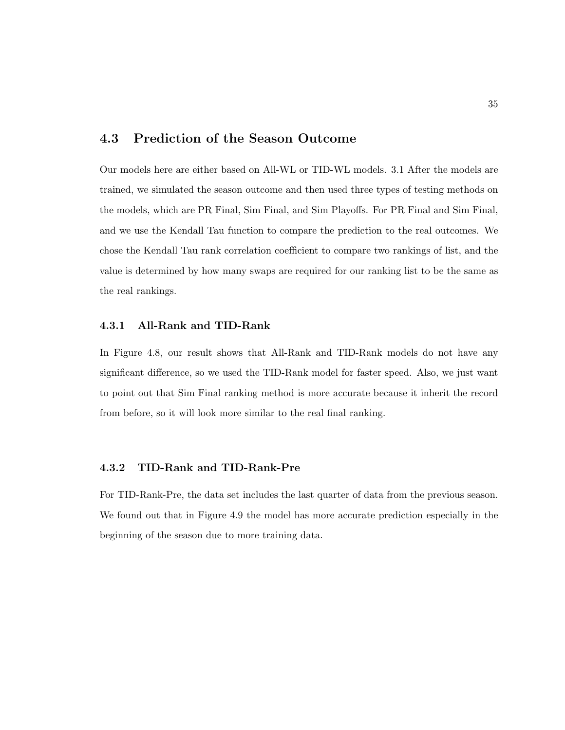## 4.3 Prediction of the Season Outcome

Our models here are either based on All-WL or TID-WL models. 3.1 After the models are trained, we simulated the season outcome and then used three types of testing methods on the models, which are PR Final, Sim Final, and Sim Playoffs. For PR Final and Sim Final, and we use the Kendall Tau function to compare the prediction to the real outcomes. We chose the Kendall Tau rank correlation coefficient to compare two rankings of list, and the value is determined by how many swaps are required for our ranking list to be the same as the real rankings.

### 4.3.1 All-Rank and TID-Rank

In Figure 4.8, our result shows that All-Rank and TID-Rank models do not have any significant difference, so we used the TID-Rank model for faster speed. Also, we just want to point out that Sim Final ranking method is more accurate because it inherit the record from before, so it will look more similar to the real final ranking.

### 4.3.2 TID-Rank and TID-Rank-Pre

For TID-Rank-Pre, the data set includes the last quarter of data from the previous season. We found out that in Figure 4.9 the model has more accurate prediction especially in the beginning of the season due to more training data.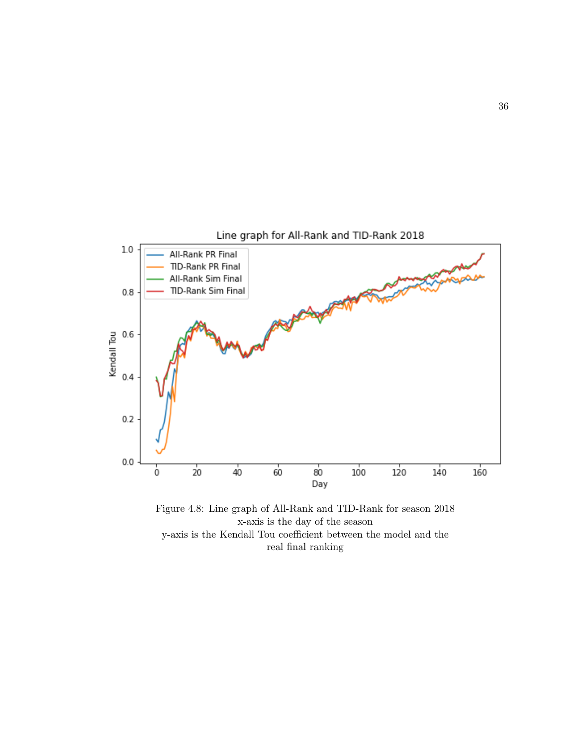Figure 4.8: Line graph of All-Rank and TID-Rank for season 2018
x-axis is the day of the season
y-axis is the Kendall Tou coefficient between the model and the real final ranking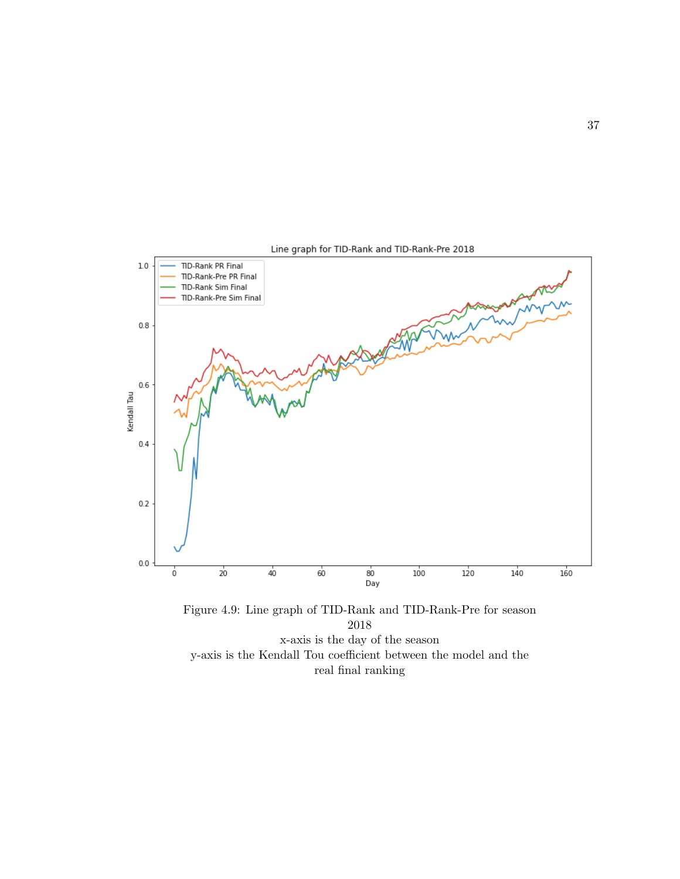Figure 4.9: Line graph of TID-Rank and TID-Rank-Pre for season 2018
x-axis is the day of the season
y-axis is the Kendall Tou coefficient between the model and the real final ranking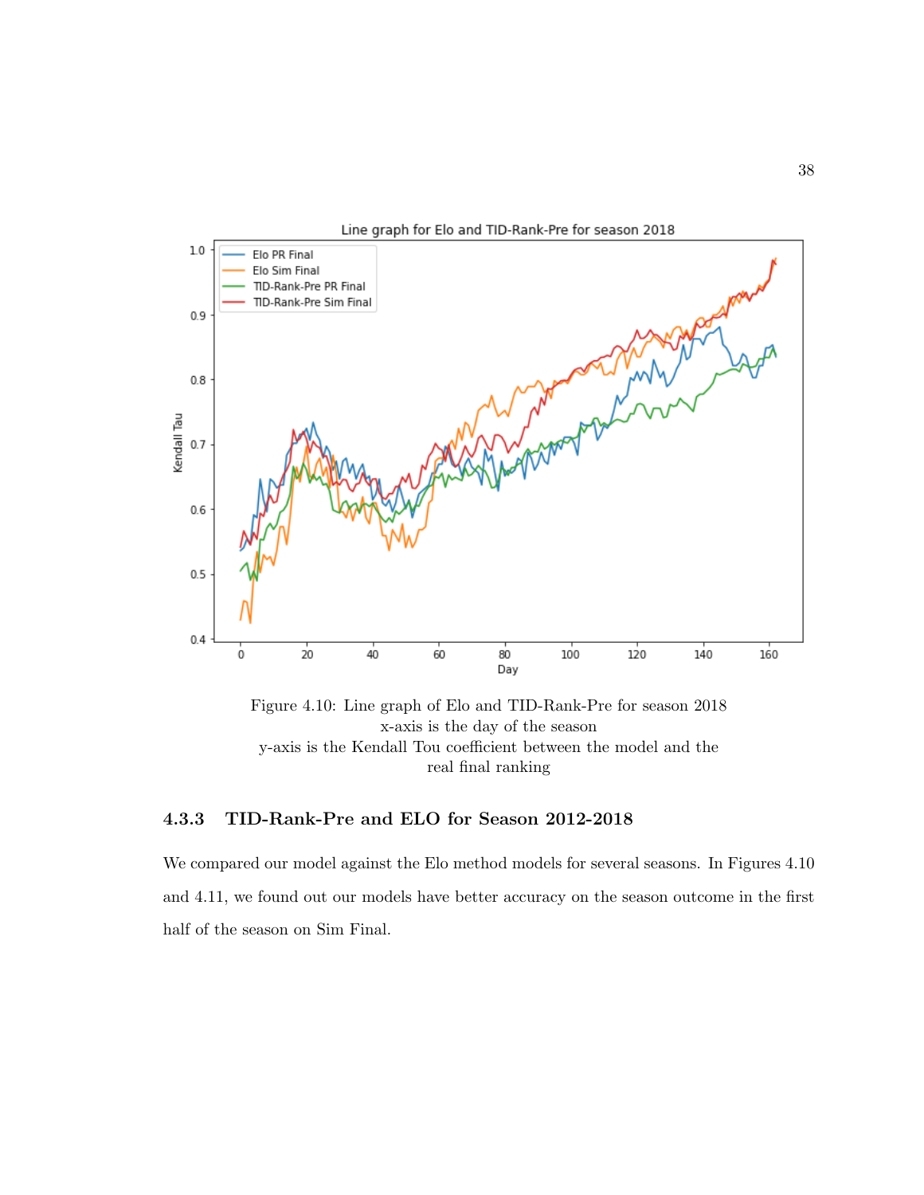Figure 4.10: Line graph of Elo and TID-Rank-Pre for season 2018
x-axis is the day of the season
y-axis is the Kendall Tou coefficient between the model and the real final ranking

### 4.3.3 TID-Rank-Pre and ELO for Season 2012-2018

We compared our model against the Elo method models for several seasons. In Figures 4.10 and 4.11, we found out our models have better accuracy on the season outcome in the first half of the season on Sim Final.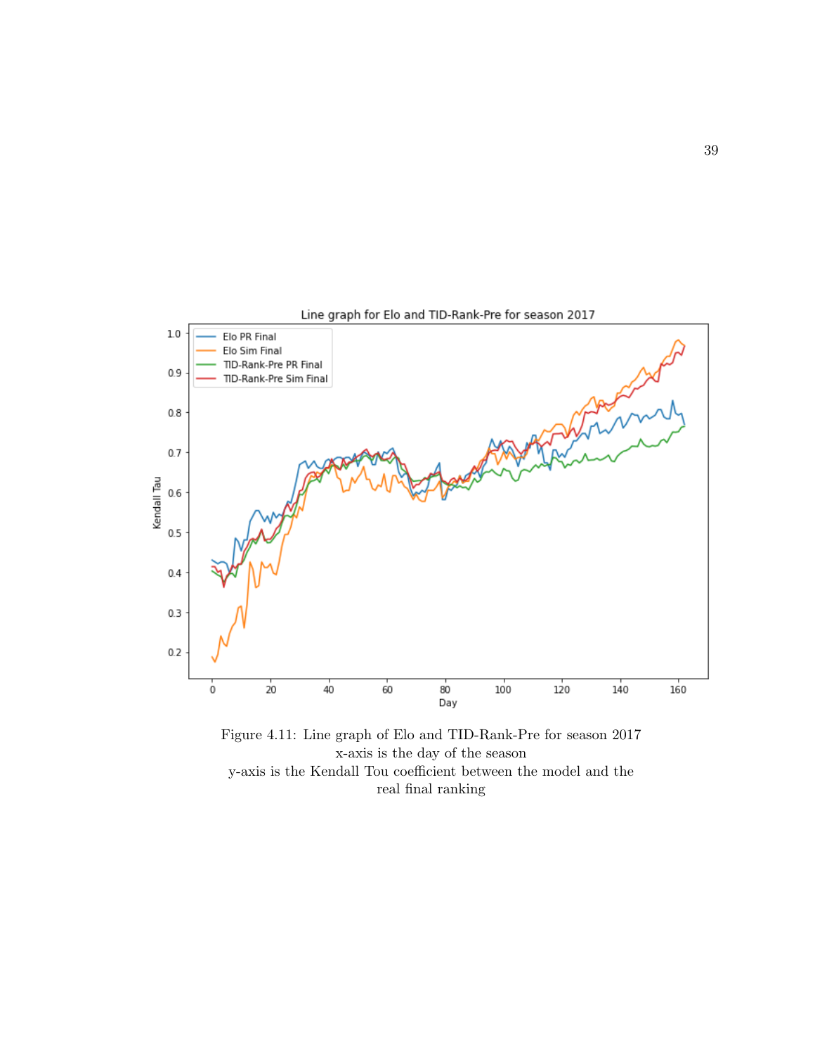Figure 4.11: Line graph of Elo and TID-Rank-Pre for season 2017
x-axis is the day of the season
y-axis is the Kendall Tou coefficient between the model and the real final ranking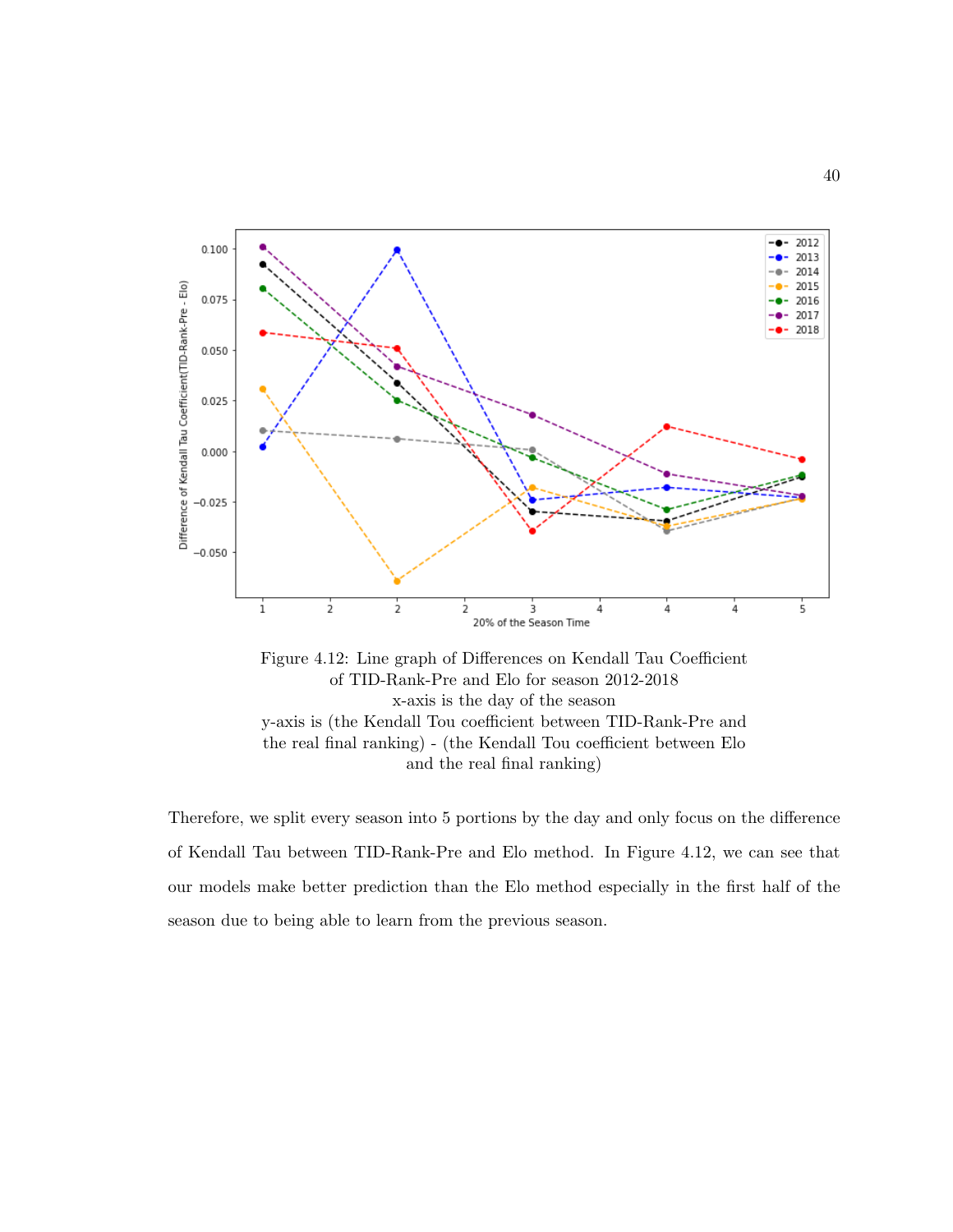Figure 4.12: Line graph of Differences on Kendall Tau Coefficient of TID-Rank-Pre and Elo for season 2012-2018
x-axis is the day of the season
y-axis is (the Kendall Tou coefficient between TID-Rank-Pre and the real final ranking) - (the Kendall Tou coefficient between Elo and the real final ranking)

Therefore, we split every season into 5 portions by the day and only focus on the difference of Kendall Tau between TID-Rank-Pre and Elo method. In Figure 4.12, we can see that our models make better prediction than the Elo method especially in the first half of the season due to being able to learn from the previous season.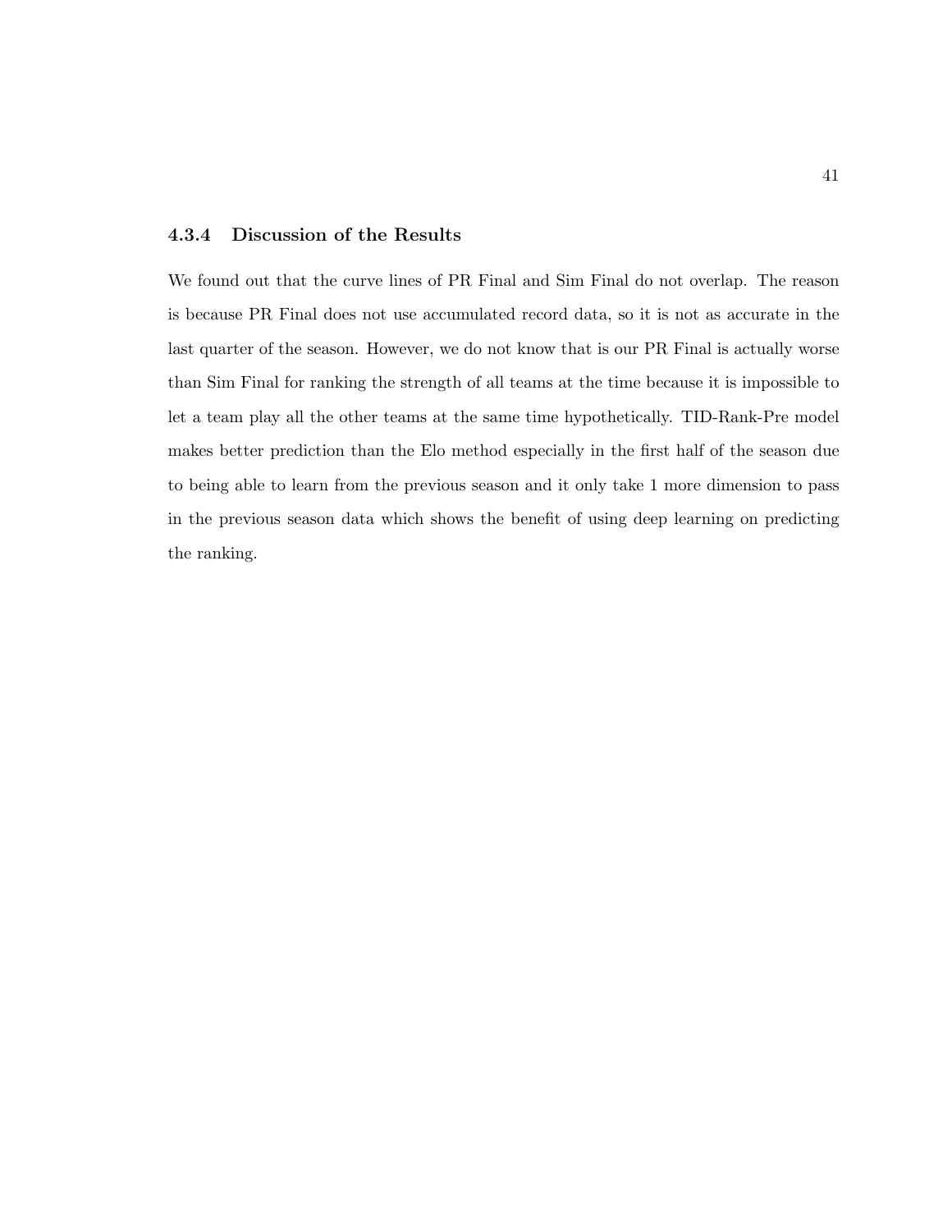### 4.3.4 Discussion of the Results

We found out that the curve lines of PR Final and Sim Final do not overlap. The reason is because PR Final does not use accumulated record data, so it is not as accurate in the last quarter of the season. However, we do not know that is our PR Final is actually worse than Sim Final for ranking the strength of all teams at the time because it is impossible to let a team play all the other teams at the same time hypothetically. TID-Rank-Pre model makes better prediction than the Elo method especially in the first half of the season due to being able to learn from the previous season and it only take 1 more dimension to pass in the previous season data which shows the benefit of using deep learning on predicting the ranking.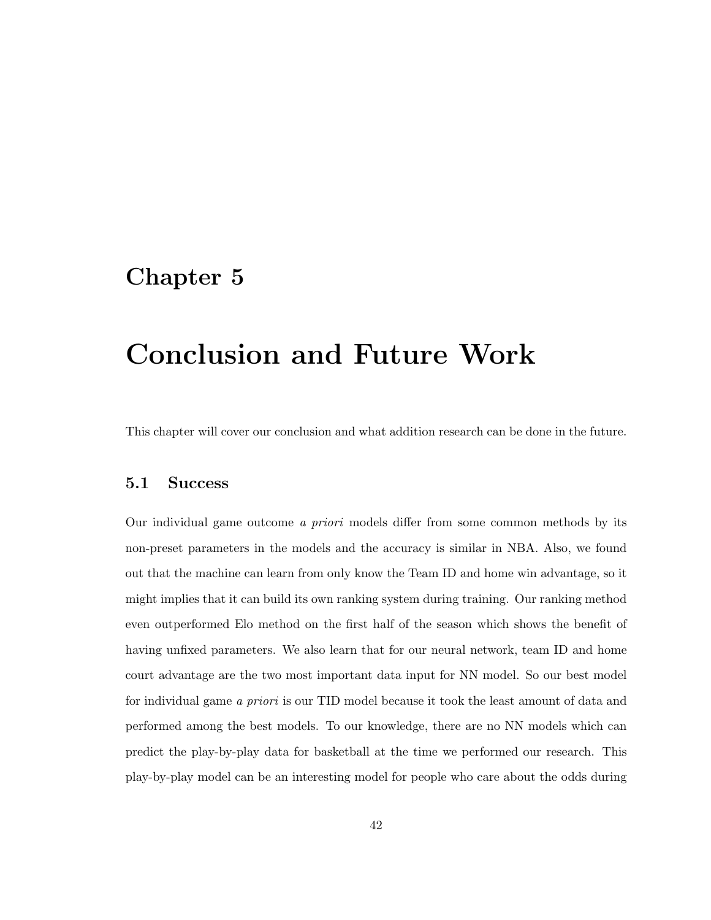# Chapter 5

# Conclusion and Future Work

This chapter will cover our conclusion and what addition research can be done in the future.

## 5.1 Success

Our individual game outcome *a priori* models differ from some common methods by its non-preset parameters in the models and the accuracy is similar in NBA. Also, we found out that the machine can learn from only know the Team ID and home win advantage, so it might implies that it can build its own ranking system during training. Our ranking method even outperformed Elo method on the first half of the season which shows the benefit of having unfixed parameters. We also learn that for our neural network, team ID and home court advantage are the two most important data input for NN model. So our best model for individual game *a priori* is our TID model because it took the least amount of data and performed among the best models. To our knowledge, there are no NN models which can predict the play-by-play data for basketball at the time we performed our research. This play-by-play model can be an interesting model for people who care about the odds during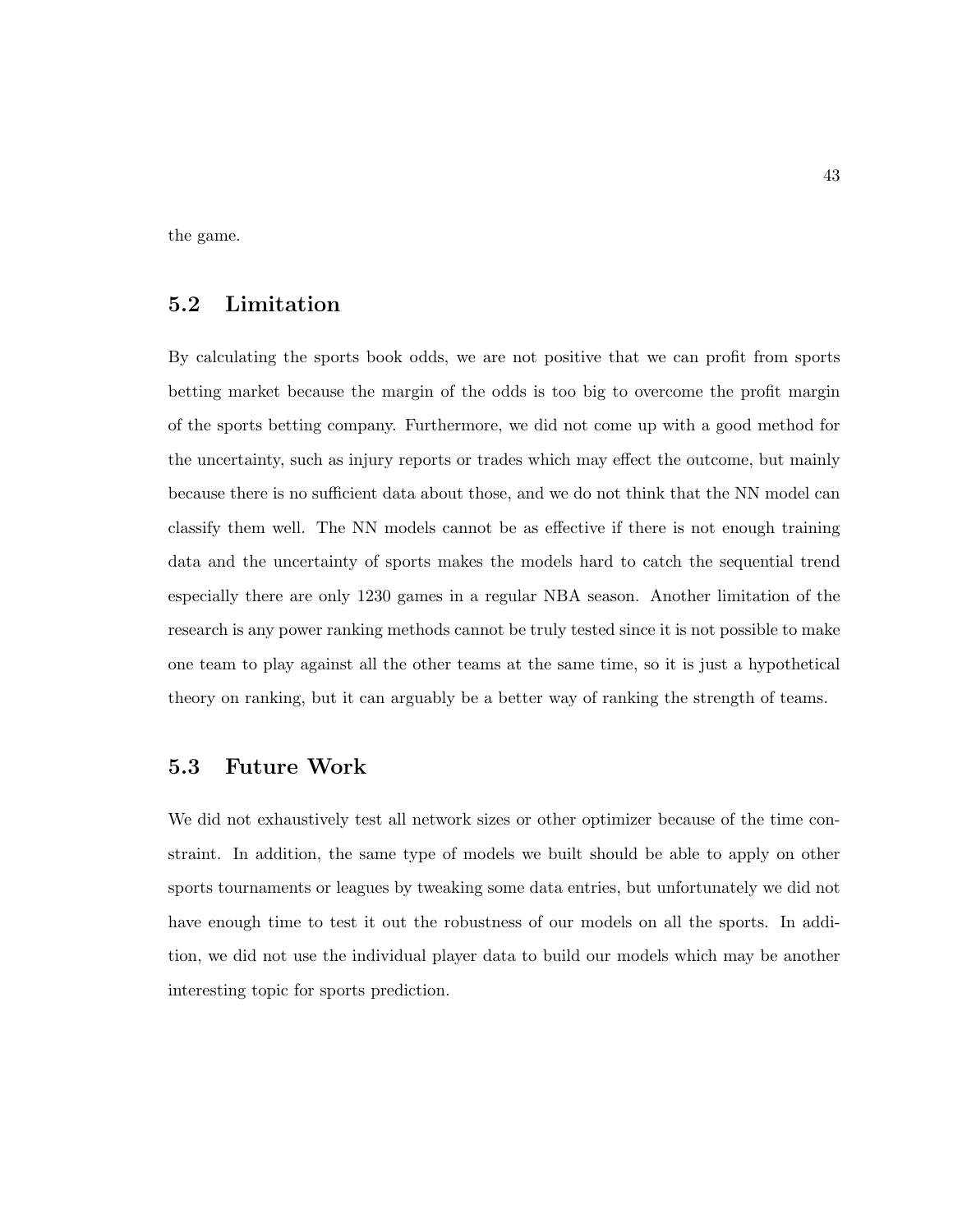the game.

## 5.2 Limitation

By calculating the sports book odds, we are not positive that we can profit from sports betting market because the margin of the odds is too big to overcome the profit margin of the sports betting company. Furthermore, we did not come up with a good method for the uncertainty, such as injury reports or trades which may effect the outcome, but mainly because there is no sufficient data about those, and we do not think that the NN model can classify them well. The NN models cannot be as effective if there is not enough training data and the uncertainty of sports makes the models hard to catch the sequential trend especially there are only 1230 games in a regular NBA season. Another limitation of the research is any power ranking methods cannot be truly tested since it is not possible to make one team to play against all the other teams at the same time, so it is just a hypothetical theory on ranking, but it can arguably be a better way of ranking the strength of teams.

## 5.3 Future Work

We did not exhaustively test all network sizes or other optimizer because of the time constraint. In addition, the same type of models we built should be able to apply on other sports tournaments or leagues by tweaking some data entries, but unfortunately we did not have enough time to test it out the robustness of our models on all the sports. In addition, we did not use the individual player data to build our models which may be another interesting topic for sports prediction.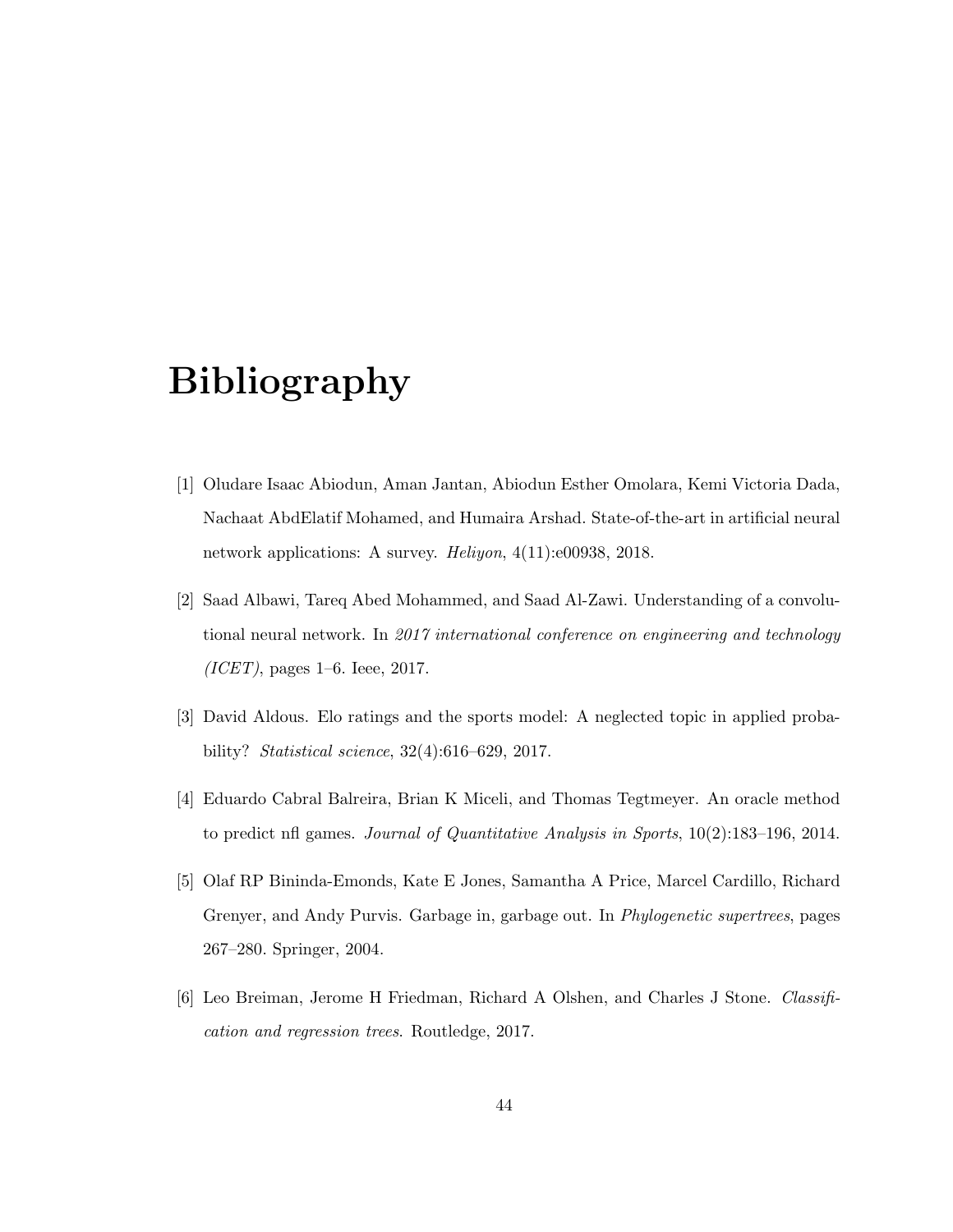# Bibliography

[1] Oludare Isaac Abiodun, Aman Jantan, Abiodun Esther Omolara, Kemi Victoria Dada, Nachaat AbdElatif Mohamed, and Humaira Arshad. State-of-the-art in artificial neural network applications: A survey. *Heliyon*, 4(11):e00938, 2018.

[2] Saad Albawi, Tareq Abed Mohammed, and Saad Al-Zawi. Understanding of a convolutional neural network. In *2017 international conference on engineering and technology (ICET)*, pages 1–6. Ieee, 2017.

[3] David Aldous. Elo ratings and the sports model: A neglected topic in applied probability? *Statistical science*, 32(4):616–629, 2017.

[4] Eduardo Cabral Balreira, Brian K Miceli, and Thomas Tegtmeyer. An oracle method to predict nfl games. *Journal of Quantitative Analysis in Sports*, 10(2):183–196, 2014.

[5] Olaf RP Bininda-Emonds, Kate E Jones, Samantha A Price, Marcel Cardillo, Richard Grenyer, and Andy Purvis. Garbage in, garbage out. In *Phylogenetic supertrees*, pages 267–280. Springer, 2004.

[6] Leo Breiman, Jerome H Friedman, Richard A Olshen, and Charles J Stone. *Classification and regression trees*. Routledge, 2017.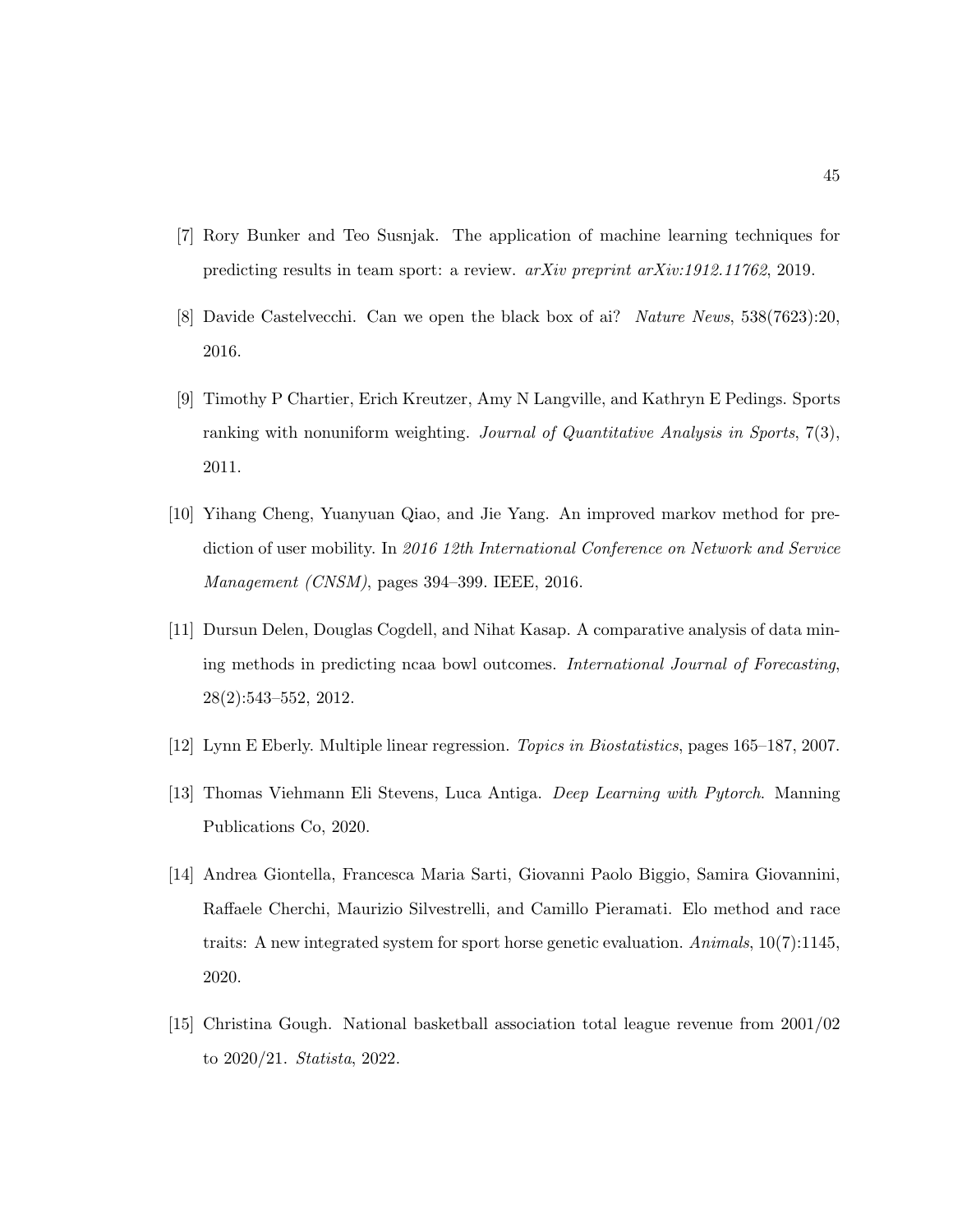[7] Rory Bunker and Teo Susnjak. The application of machine learning techniques for predicting results in team sport: a review. *arXiv preprint arXiv:1912.11762*, 2019.

[8] Davide Castelvecchi. Can we open the black box of ai? *Nature News*, 538(7623):20, 2016.

[9] Timothy P Chartier, Erich Kreutzer, Amy N Langville, and Kathryn E Pedings. Sports ranking with nonuniform weighting. *Journal of Quantitative Analysis in Sports*, 7(3), 2011.

[10] Yihang Cheng, Yuanyuan Qiao, and Jie Yang. An improved markov method for prediction of user mobility. In *2016 12th International Conference on Network and Service Management (CNSM)*, pages 394–399. IEEE, 2016.

[11] Dursun Delen, Douglas Cogdell, and Nihat Kasap. A comparative analysis of data mining methods in predicting ncaa bowl outcomes. *International Journal of Forecasting*, 28(2):543–552, 2012.

[12] Lynn E Eberly. Multiple linear regression. *Topics in Biostatistics*, pages 165–187, 2007.

[13] Thomas Viehmann Eli Stevens, Luca Antiga. *Deep Learning with Pytorch*. Manning Publications Co, 2020.

[14] Andrea Giontella, Francesca Maria Sarti, Giovanni Paolo Biggio, Samira Giovannini, Raffaele Cherchi, Maurizio Silvestrelli, and Camillo Pieramati. Elo method and race traits: A new integrated system for sport horse genetic evaluation. *Animals*, 10(7):1145, 2020.

[15] Christina Gough. National basketball association total league revenue from 2001/02 to 2020/21. *Statista*, 2022.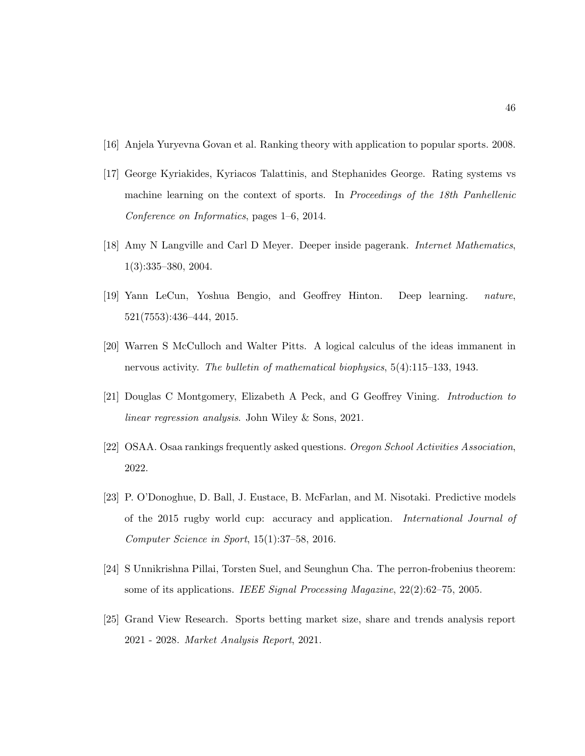[16] Anjela Yuryevna Govan et al. Ranking theory with application to popular sports. 2008.

[17] George Kyriakides, Kyriacos Talattinis, and Stephanides George. Rating systems vs machine learning on the context of sports. In *Proceedings of the 18th Panhellenic Conference on Informatics*, pages 1–6, 2014.

[18] Amy N Langville and Carl D Meyer. Deeper inside pagerank. *Internet Mathematics*, 1(3):335–380, 2004.

[19] Yann LeCun, Yoshua Bengio, and Geoffrey Hinton. Deep learning. *nature*, 521(7553):436–444, 2015.

[20] Warren S McCulloch and Walter Pitts. A logical calculus of the ideas immanent in nervous activity. *The bulletin of mathematical biophysics*, 5(4):115–133, 1943.

[21] Douglas C Montgomery, Elizabeth A Peck, and G Geoffrey Vining. *Introduction to linear regression analysis*. John Wiley & Sons, 2021.

[22] OSAA. Osaa rankings frequently asked questions. *Oregon School Activities Association*, 2022.

[23] P. O'Donoghue, D. Ball, J. Eustace, B. McFarlan, and M. Nisotaki. Predictive models of the 2015 rugby world cup: accuracy and application. *International Journal of Computer Science in Sport*, 15(1):37–58, 2016.

[24] S Unnikrishna Pillai, Torsten Suel, and Seunghun Cha. The perron-frobenius theorem: some of its applications. *IEEE Signal Processing Magazine*, 22(2):62–75, 2005.

[25] Grand View Research. Sports betting market size, share and trends analysis report 2021 - 2028. *Market Analysis Report*, 2021.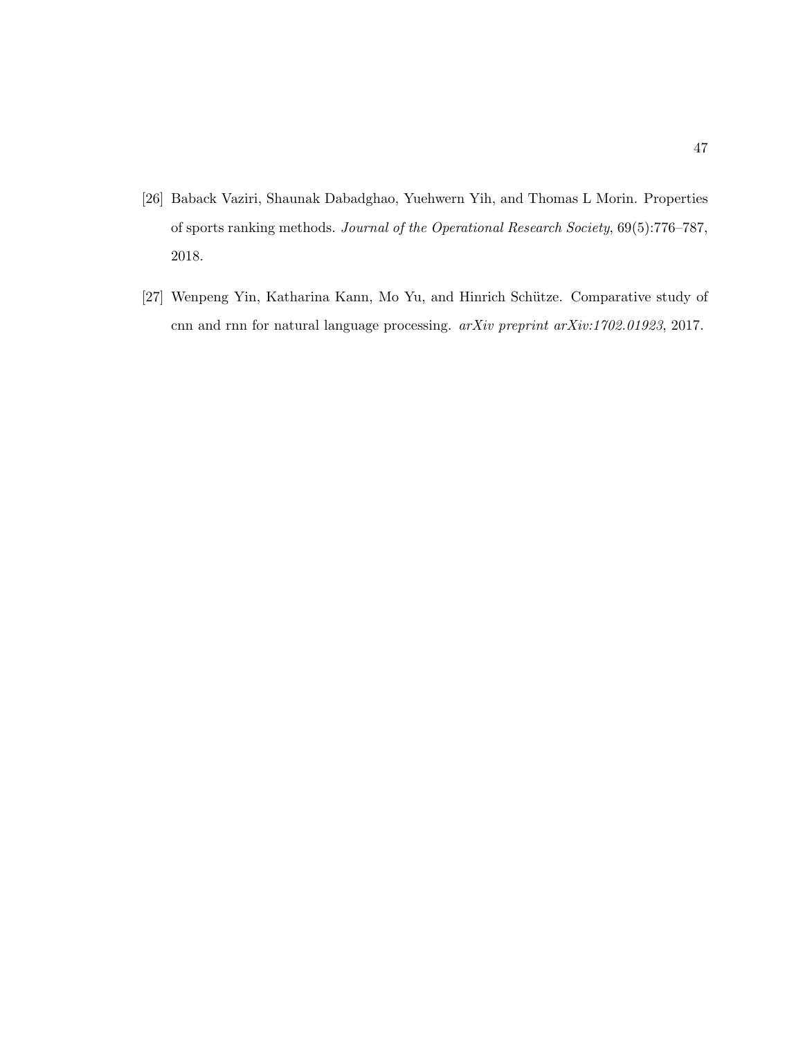[26] Baback Vaziri, Shaunak Dabadghao, Yuehwern Yih, and Thomas L Morin. Properties of sports ranking methods. *Journal of the Operational Research Society*, 69(5):776–787, 2018.

[27] Wenpeng Yin, Katharina Kann, Mo Yu, and Hinrich Schütze. Comparative study of cnn and rnn for natural language processing. *arXiv preprint arXiv:1702.01923*, 2017.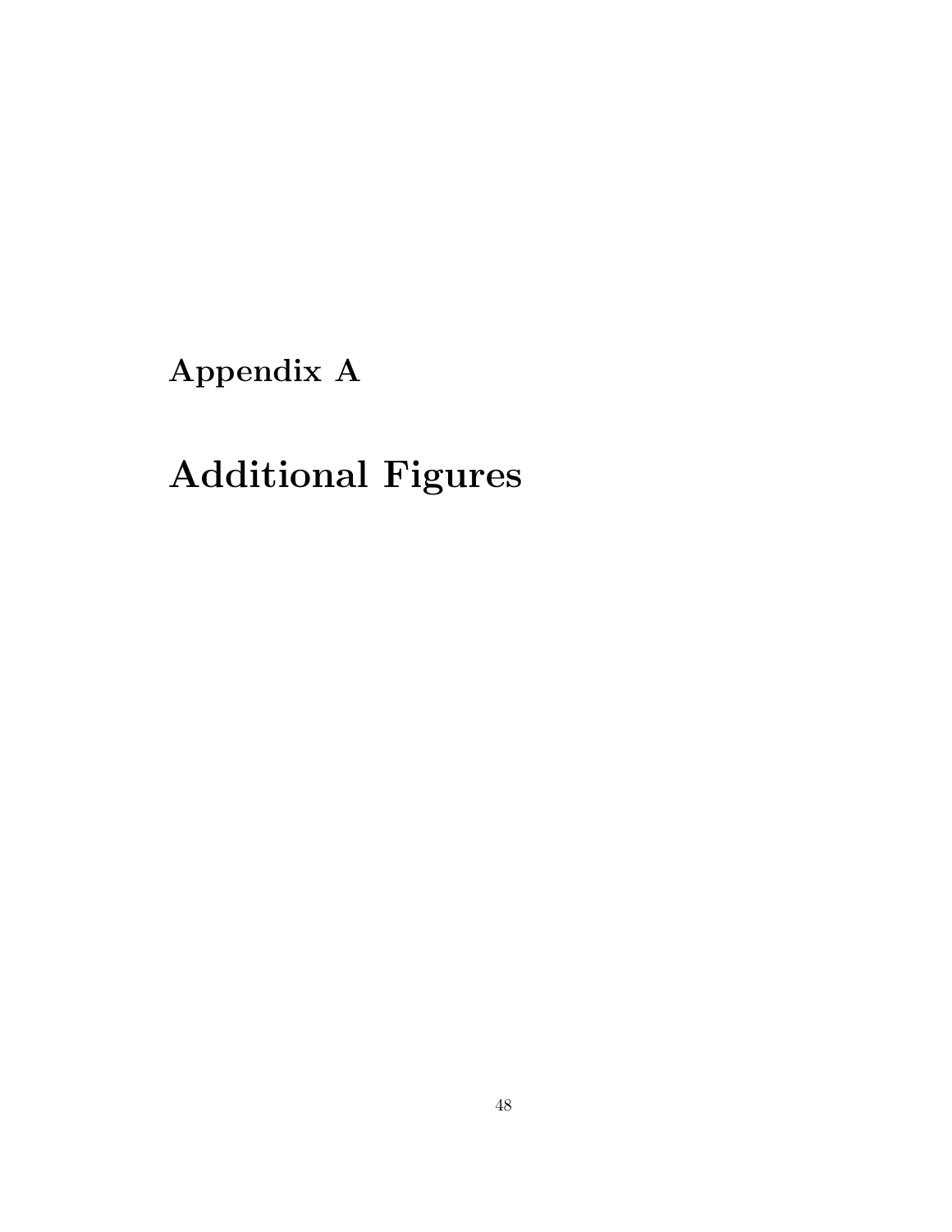# Appendix A

# Additional Figures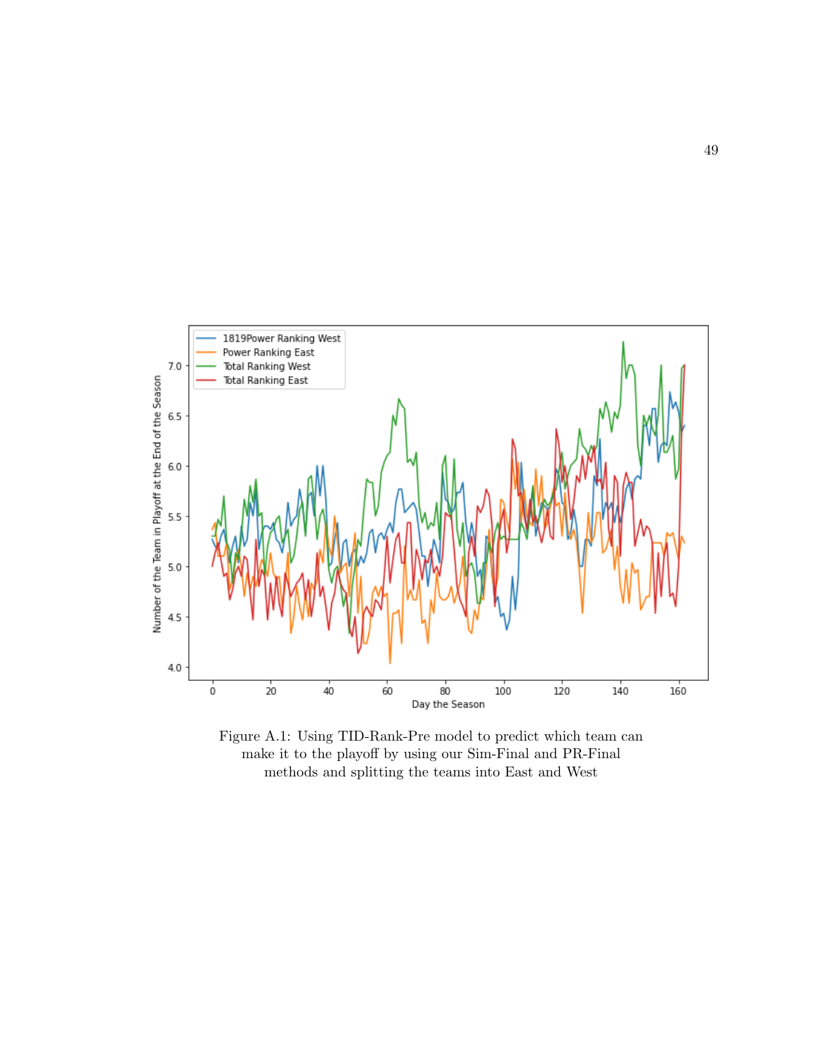Figure A.1: Using TID-Rank-Pre model to predict which team can make it to the playoff by using our Sim-Final and PR-Final methods and splitting the teams into East and West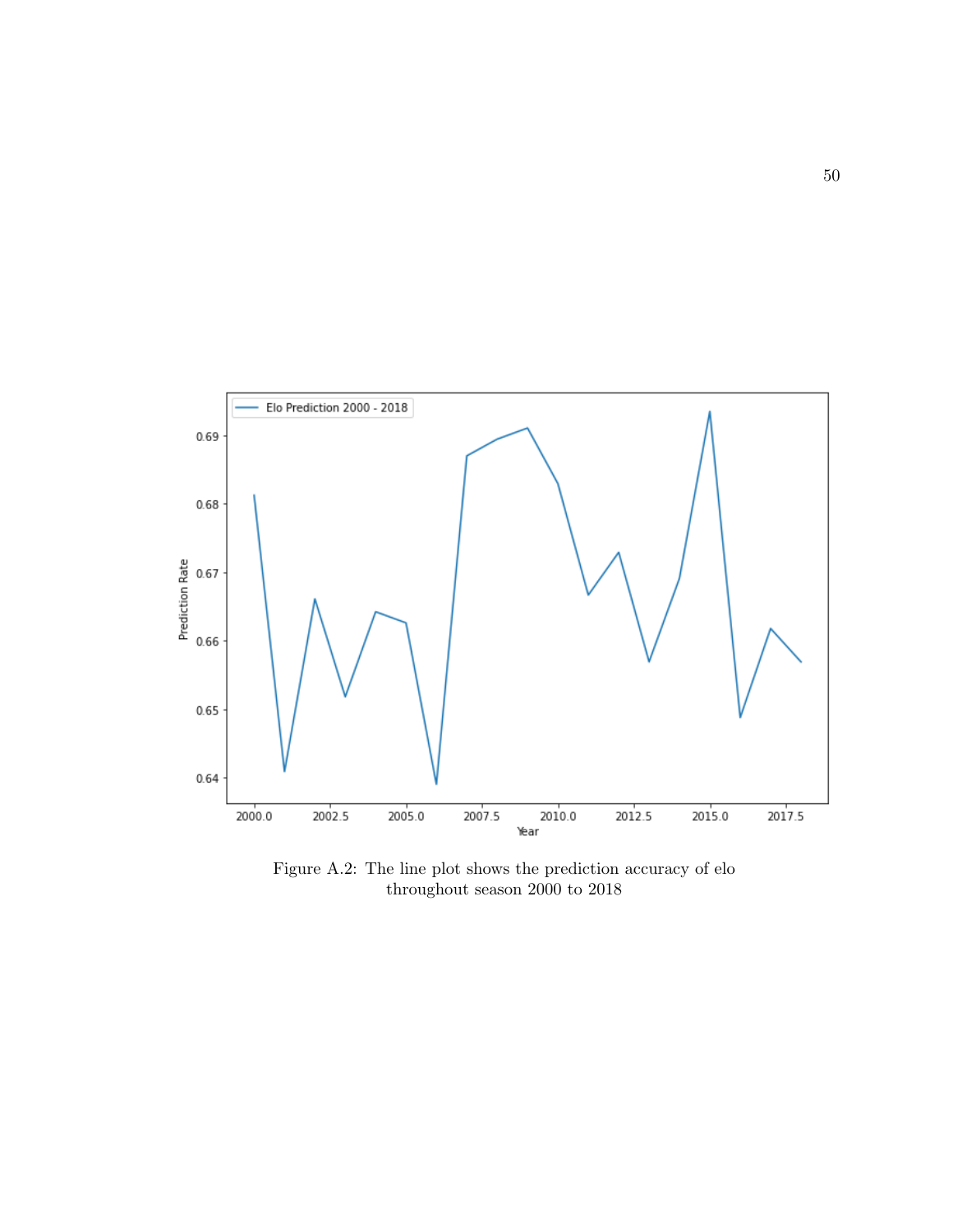Elo Prediction 2000 - 2018

0.69

0.68

0.67

0.66

0.65

0.64

Prediction Rate

2000.0 2002.5 2005.0 2007.5 2010.0 2012.5 2015.0 2017.5

Year

Figure A.2: The line plot shows the prediction accuracy of elo throughout season 2000 to 2018